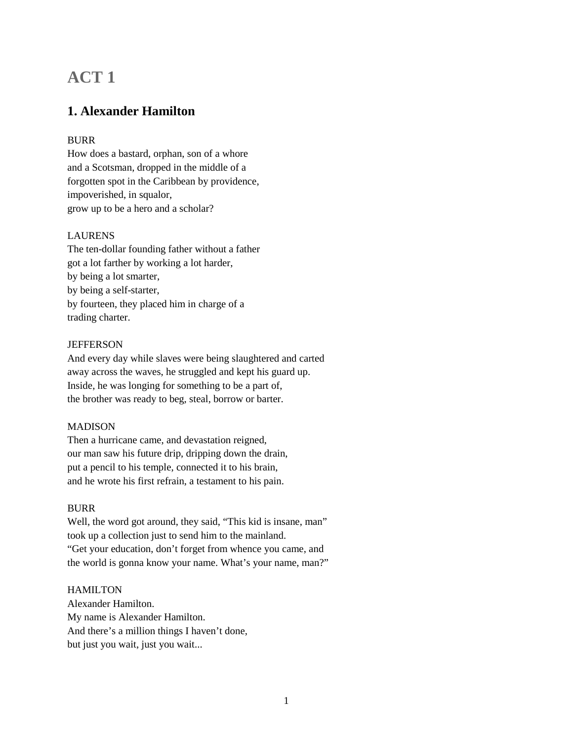# ACT 1

## 1. Alexander Hamilton

BURR
How does a bastard, orphan, son of a whore
and a Scotsman, dropped in the middle of a
forgotten spot in the Caribbean by providence,
impoverished, in squalor,
grow up to be a hero and a scholar?

LAURENS
The ten-dollar founding father without a father
got a lot farther by working a lot harder,
by being a lot smarter,
by being a self-starter,
by fourteen, they placed him in charge of a
trading charter.

JEFFERSON
And every day while slaves were being slaughtered and carted
away across the waves, he struggled and kept his guard up.
Inside, he was longing for something to be a part of,
the brother was ready to beg, steal, borrow or barter.

MADISON
Then a hurricane came, and devastation reigned,
our man saw his future drip, dripping down the drain,
put a pencil to his temple, connected it to his brain,
and he wrote his first refrain, a testament to his pain.

BURR
Well, the word got around, they said, "This kid is insane, man"
took up a collection just to send him to the mainland.
"Get your education, don't forget from whence you came, and
the world is gonna know your name. What's your name, man?"

HAMILTON
Alexander Hamilton.
My name is Alexander Hamilton.
And there's a million things I haven't done,
but just you wait, just you wait...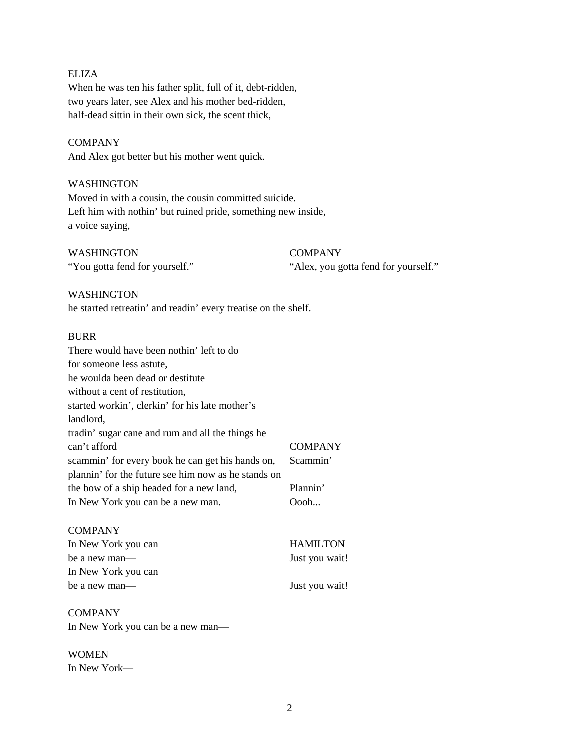ELIZA
When he was ten his father split, full of it, debt-ridden,
two years later, see Alex and his mother bed-ridden,
half-dead sittin in their own sick, the scent thick,

COMPANY
And Alex got better but his mother went quick.

WASHINGTON
Moved in with a cousin, the cousin committed suicide.
Left him with nothin' but ruined pride, something new inside,
a voice saying,

| WASHINGTON | COMPANY |
|---|---|
| "You gotta fend for yourself." | "Alex, you gotta fend for yourself." |

WASHINGTON
he started retreatin' and readin' every treatise on the shelf.

| BURR | |
|---|---|
| There would have been nothin' left to do | |
| for someone less astute, | |
| he woulda been dead or destitute | |
| without a cent of restitution, | |
| started workin', clerkin' for his late mother's | |
| landlord, | |
| tradin' sugar cane and rum and all the things he | |
| can't afford | COMPANY |
| scammin' for every book he can get his hands on, | Scammin' |
| plannin' for the future see him now as he stands on | |
| the bow of a ship headed for a new land, | Plannin' |
| In New York you can be a new man. | Oooh... |

| COMPANY | |
|---|---|
| In New York you can | HAMILTON |
| be a new man— | Just you wait! |
| In New York you can | |
| be a new man— | Just you wait! |

COMPANY
In New York you can be a new man—

WOMEN
In New York—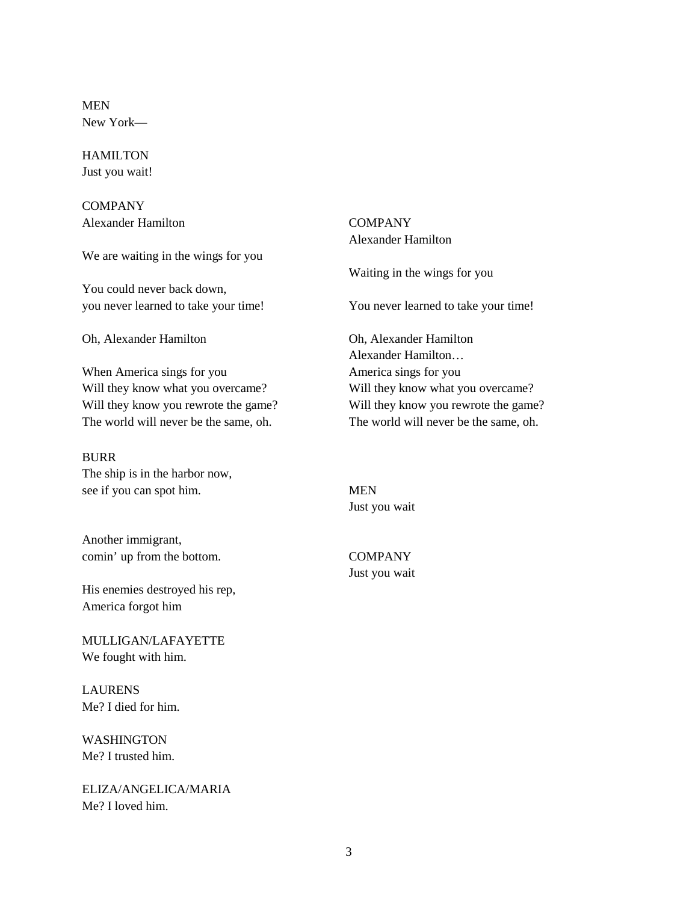MEN
New York—

HAMILTON
Just you wait!

COMPANY
Alexander Hamilton

We are waiting in the wings for you

You could never back down,
you never learned to take your time!

Oh, Alexander Hamilton

When America sings for you
Will they know what you overcame?
Will they know you rewrote the game?
The world will never be the same, oh.

COMPANY
Alexander Hamilton

Waiting in the wings for you

You never learned to take your time!

Oh, Alexander Hamilton
Alexander Hamilton…
America sings for you
Will they know what you overcame?
Will they know you rewrote the game?
The world will never be the same, oh.

BURR
The ship is in the harbor now,
see if you can spot him.

MEN
Just you wait

Another immigrant,
comin' up from the bottom.

COMPANY
Just you wait

His enemies destroyed his rep,
America forgot him

MULLIGAN/LAFAYETTE
We fought with him.

LAURENS
Me? I died for him.

WASHINGTON
Me? I trusted him.

ELIZA/ANGELICA/MARIA
Me? I loved him.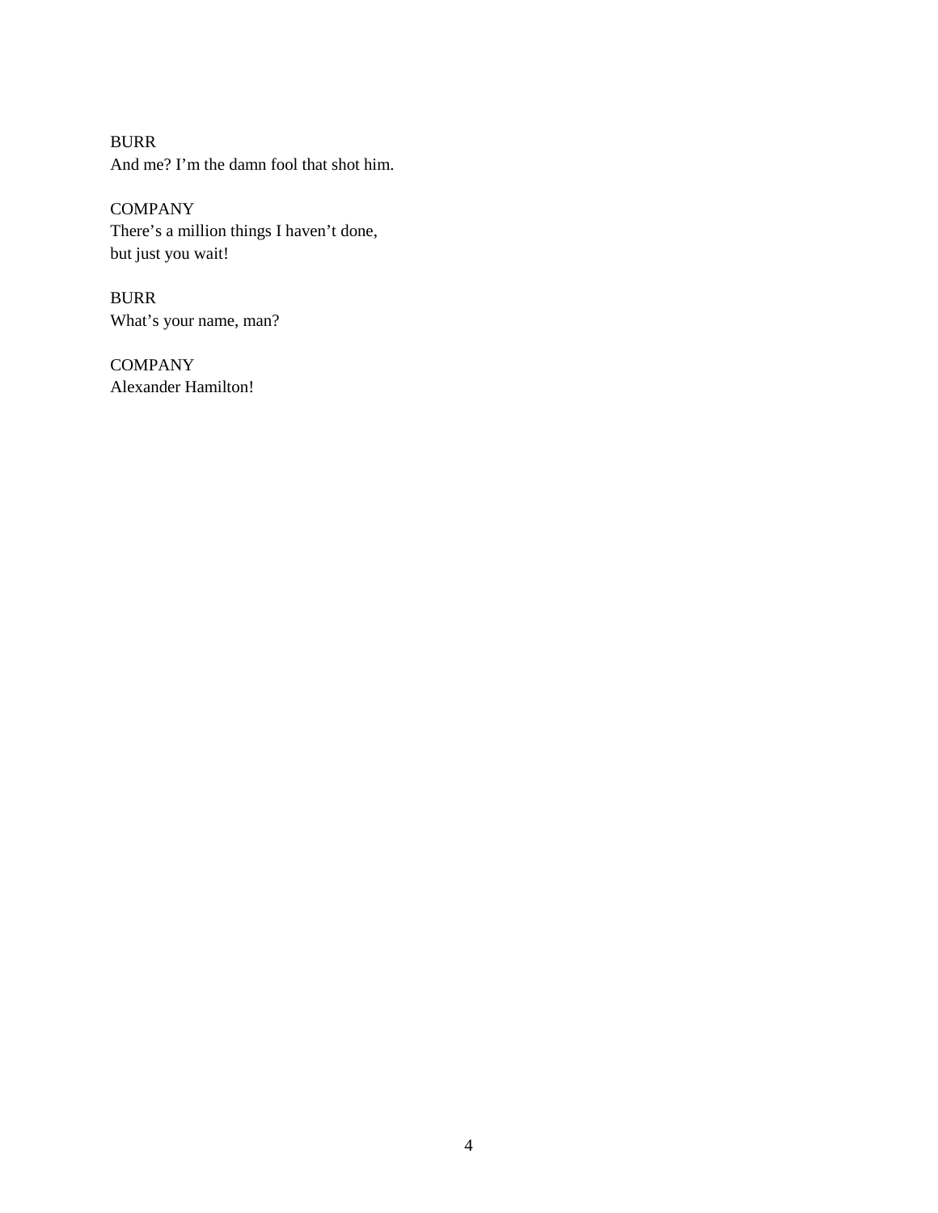BURR
And me? I'm the damn fool that shot him.

COMPANY
There's a million things I haven't done,
but just you wait!

BURR
What's your name, man?

COMPANY
Alexander Hamilton!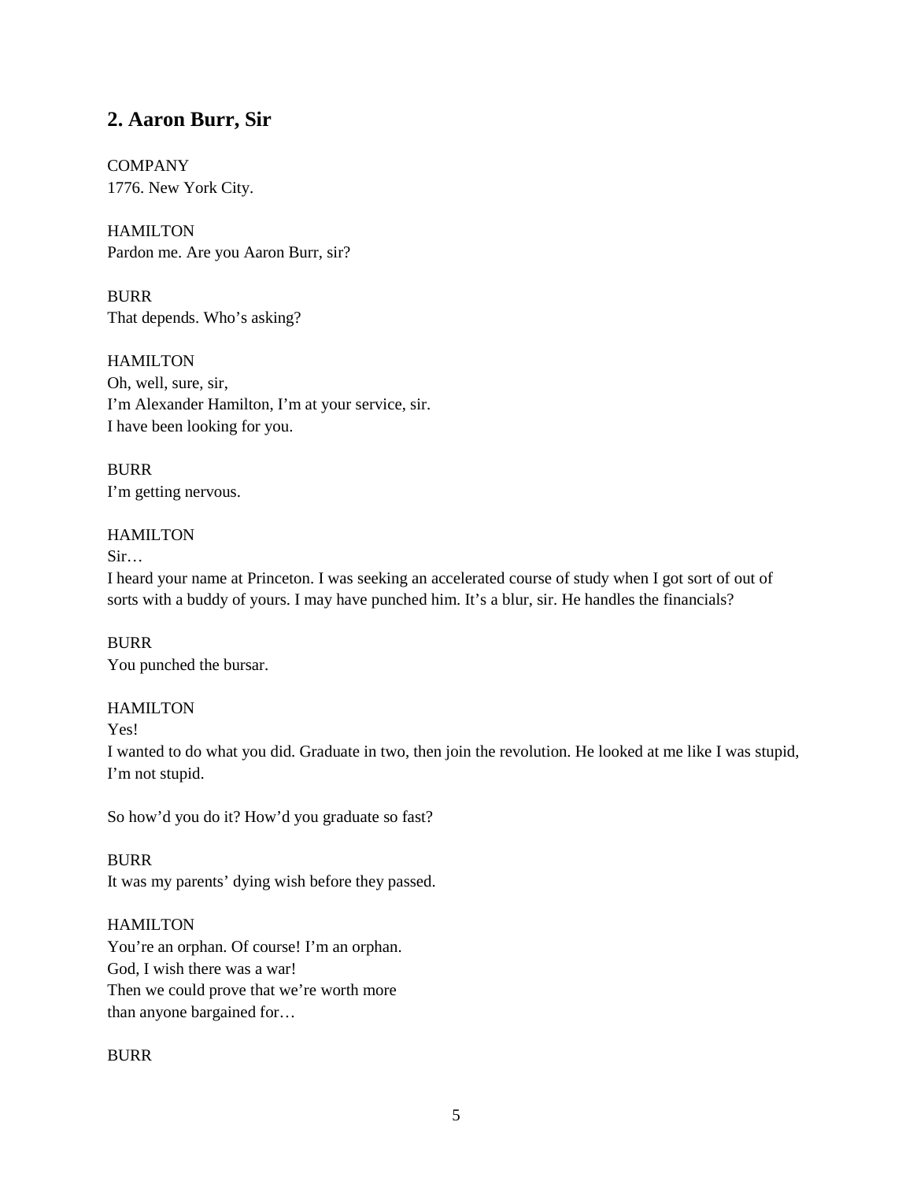## 2. Aaron Burr, Sir

COMPANY
1776. New York City.

HAMILTON
Pardon me. Are you Aaron Burr, sir?

BURR
That depends. Who's asking?

HAMILTON
Oh, well, sure, sir,
I'm Alexander Hamilton, I'm at your service, sir.
I have been looking for you.

BURR
I'm getting nervous.

HAMILTON
Sir…
I heard your name at Princeton. I was seeking an accelerated course of study when I got sort of out of sorts with a buddy of yours. I may have punched him. It's a blur, sir. He handles the financials?

BURR
You punched the bursar.

HAMILTON
Yes!
I wanted to do what you did. Graduate in two, then join the revolution. He looked at me like I was stupid, I'm not stupid.

So how'd you do it? How'd you graduate so fast?

BURR
It was my parents' dying wish before they passed.

HAMILTON
You're an orphan. Of course! I'm an orphan.
God, I wish there was a war!
Then we could prove that we're worth more
than anyone bargained for…

BURR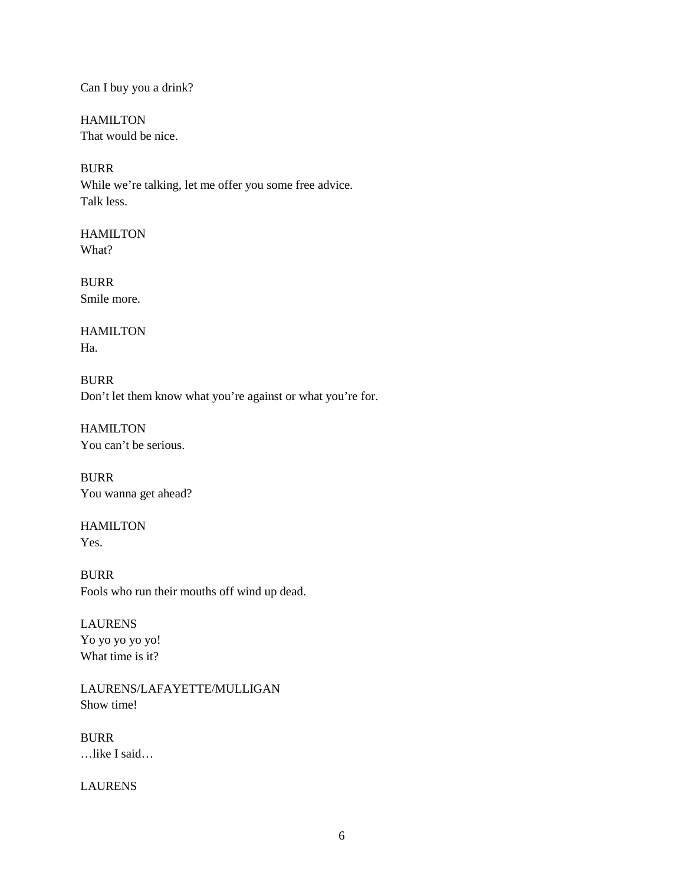Can I buy you a drink?

HAMILTON
That would be nice.

BURR
While we're talking, let me offer you some free advice.
Talk less.

HAMILTON
What?

BURR
Smile more.

HAMILTON
Ha.

BURR
Don't let them know what you're against or what you're for.

HAMILTON
You can't be serious.

BURR
You wanna get ahead?

HAMILTON
Yes.

BURR
Fools who run their mouths off wind up dead.

LAURENS
Yo yo yo yo yo!
What time is it?

LAURENS/LAFAYETTE/MULLIGAN
Show time!

BURR
…like I said…

LAURENS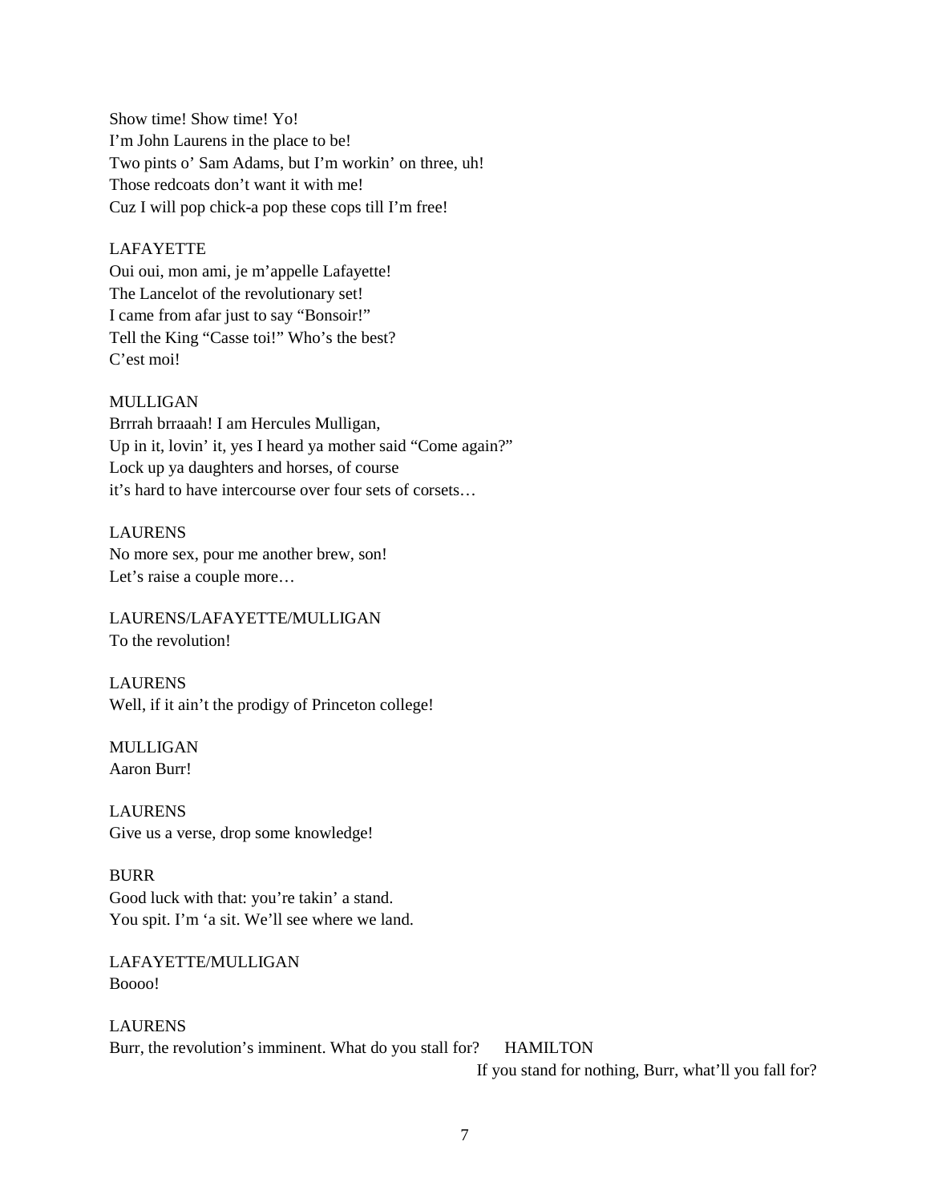Show time! Show time! Yo!
I'm John Laurens in the place to be!
Two pints o' Sam Adams, but I'm workin' on three, uh!
Those redcoats don't want it with me!
Cuz I will pop chick-a pop these cops till I'm free!

LAFAYETTE
Oui oui, mon ami, je m'appelle Lafayette!
The Lancelot of the revolutionary set!
I came from afar just to say "Bonsoir!"
Tell the King "Casse toi!" Who's the best?
C'est moi!

MULLIGAN
Brrrah brraaah! I am Hercules Mulligan,
Up in it, lovin' it, yes I heard ya mother said "Come again?"
Lock up ya daughters and horses, of course
it's hard to have intercourse over four sets of corsets…

LAURENS
No more sex, pour me another brew, son!
Let's raise a couple more…

LAURENS/LAFAYETTE/MULLIGAN
To the revolution!

LAURENS
Well, if it ain't the prodigy of Princeton college!

MULLIGAN
Aaron Burr!

LAURENS
Give us a verse, drop some knowledge!

BURR
Good luck with that: you're takin' a stand.
You spit. I'm 'a sit. We'll see where we land.

LAFAYETTE/MULLIGAN
Boooo!

LAURENS
Burr, the revolution's imminent. What do you stall for?

HAMILTON
If you stand for nothing, Burr, what'll you fall for?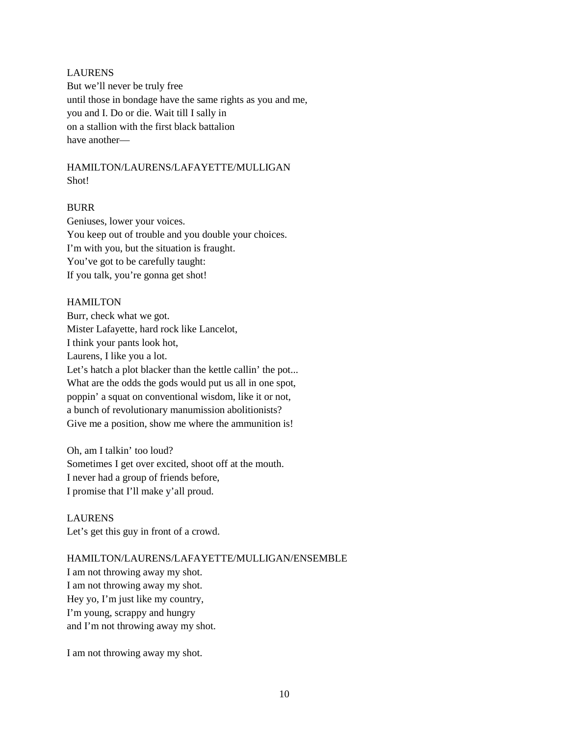LAURENS
But we'll never be truly free
until those in bondage have the same rights as you and me,
you and I. Do or die. Wait till I sally in
on a stallion with the first black battalion
have another—

HAMILTON/LAURENS/LAFAYETTE/MULLIGAN
Shot!

BURR
Geniuses, lower your voices.
You keep out of trouble and you double your choices.
I'm with you, but the situation is fraught.
You've got to be carefully taught:
If you talk, you're gonna get shot!

HAMILTON
Burr, check what we got.
Mister Lafayette, hard rock like Lancelot,
I think your pants look hot,
Laurens, I like you a lot.
Let's hatch a plot blacker than the kettle callin' the pot...
What are the odds the gods would put us all in one spot,
poppin' a squat on conventional wisdom, like it or not,
a bunch of revolutionary manumission abolitionists?
Give me a position, show me where the ammunition is!

Oh, am I talkin' too loud?
Sometimes I get over excited, shoot off at the mouth.
I never had a group of friends before,
I promise that I'll make y'all proud.

LAURENS
Let's get this guy in front of a crowd.

HAMILTON/LAURENS/LAFAYETTE/MULLIGAN/ENSEMBLE
I am not throwing away my shot.
I am not throwing away my shot.
Hey yo, I'm just like my country,
I'm young, scrappy and hungry
and I'm not throwing away my shot.

I am not throwing away my shot.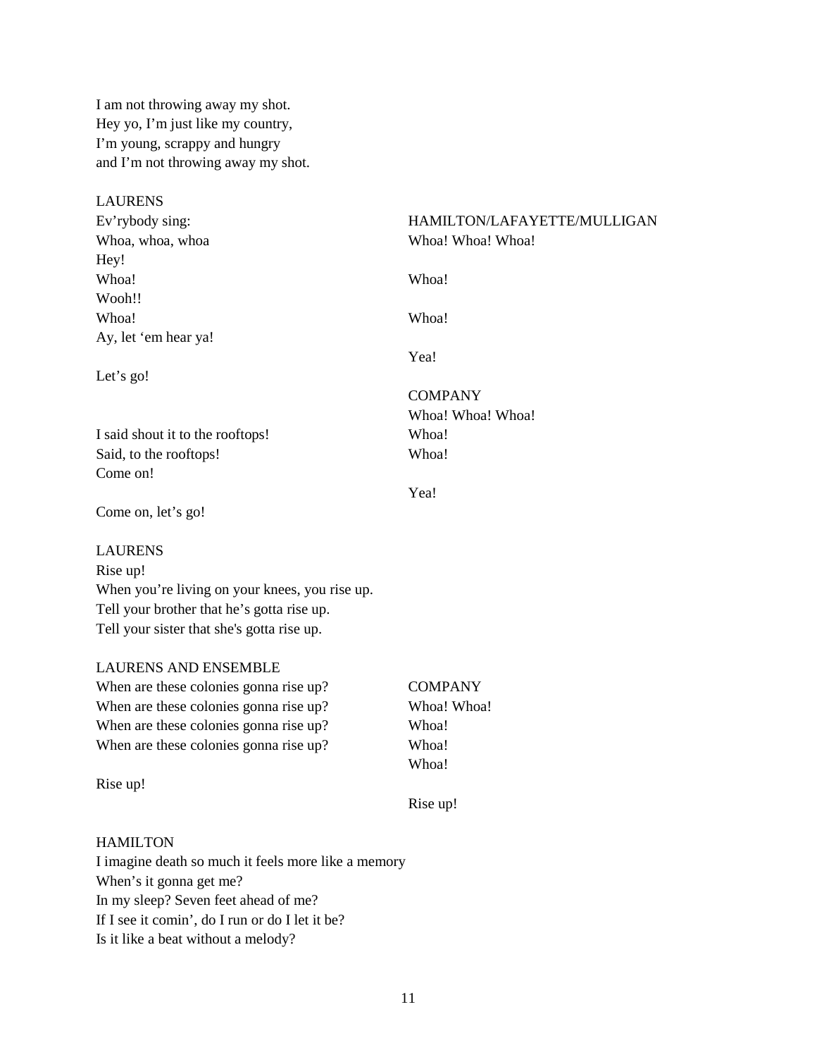I am not throwing away my shot.
Hey yo, I'm just like my country,
I'm young, scrappy and hungry
and I'm not throwing away my shot.

| LAURENS | |
|---|---|
| Ev'rybody sing: | HAMILTON/LAFAYETTE/MULLIGAN |
| Whoa, whoa, whoa | Whoa! Whoa! Whoa! |
| Hey! | |
| Whoa! | Whoa! |
| Wooh!! | |
| Whoa! | Whoa! |
| Ay, let 'em hear ya! | |
| | Yea! |
| Let's go! | |
| | COMPANY |
| | Whoa! Whoa! Whoa! |
| I said shout it to the rooftops! | Whoa! |
| Said, to the rooftops! | Whoa! |
| Come on! | |
| | Yea! |
| Come on, let's go! | |

LAURENS
Rise up!
When you're living on your knees, you rise up.
Tell your brother that he's gotta rise up.
Tell your sister that she's gotta rise up.

| LAURENS AND ENSEMBLE | |
|---|---|
| When are these colonies gonna rise up? | COMPANY |
| When are these colonies gonna rise up? | Whoa! Whoa! |
| When are these colonies gonna rise up? | Whoa! |
| When are these colonies gonna rise up? | Whoa! |
| | Whoa! |
| Rise up! | |
| | Rise up! |

HAMILTON
I imagine death so much it feels more like a memory
When's it gonna get me?
In my sleep? Seven feet ahead of me?
If I see it comin', do I run or do I let it be?
Is it like a beat without a melody?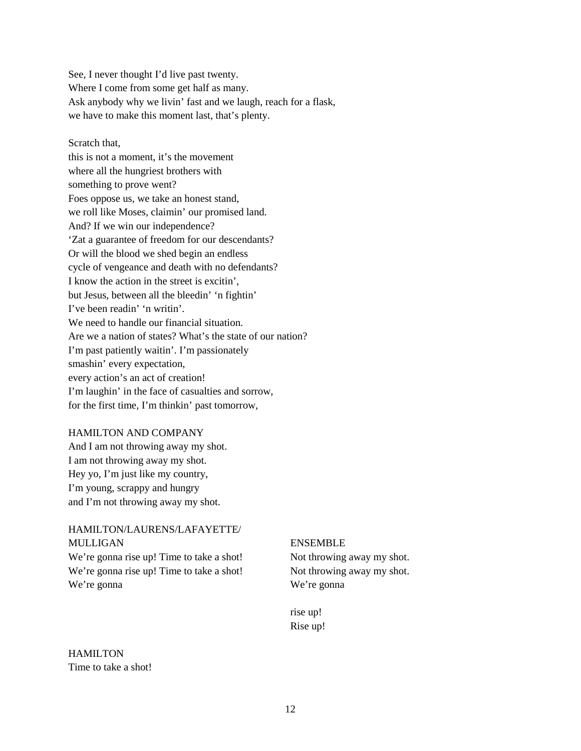See, I never thought I'd live past twenty.
Where I come from some get half as many.
Ask anybody why we livin' fast and we laugh, reach for a flask,
we have to make this moment last, that's plenty.

Scratch that,
this is not a moment, it's the movement
where all the hungriest brothers with
something to prove went?
Foes oppose us, we take an honest stand,
we roll like Moses, claimin' our promised land.
And? If we win our independence?
'Zat a guarantee of freedom for our descendants?
Or will the blood we shed begin an endless
cycle of vengeance and death with no defendants?
I know the action in the street is excitin',
but Jesus, between all the bleedin' 'n fightin'
I've been readin' 'n writin'.
We need to handle our financial situation.
Are we a nation of states? What's the state of our nation?
I'm past patiently waitin'. I'm passionately
smashin' every expectation,
every action's an act of creation!
I'm laughin' in the face of casualties and sorrow,
for the first time, I'm thinkin' past tomorrow,

HAMILTON AND COMPANY
And I am not throwing away my shot.
I am not throwing away my shot.
Hey yo, I'm just like my country,
I'm young, scrappy and hungry
and I'm not throwing away my shot.

HAMILTON/LAURENS/LAFAYETTE/
MULLIGAN
We're gonna rise up! Time to take a shot!
We're gonna rise up! Time to take a shot!
We're gonna

ENSEMBLE
Not throwing away my shot.
Not throwing away my shot.
We're gonna

rise up!
Rise up!

HAMILTON
Time to take a shot!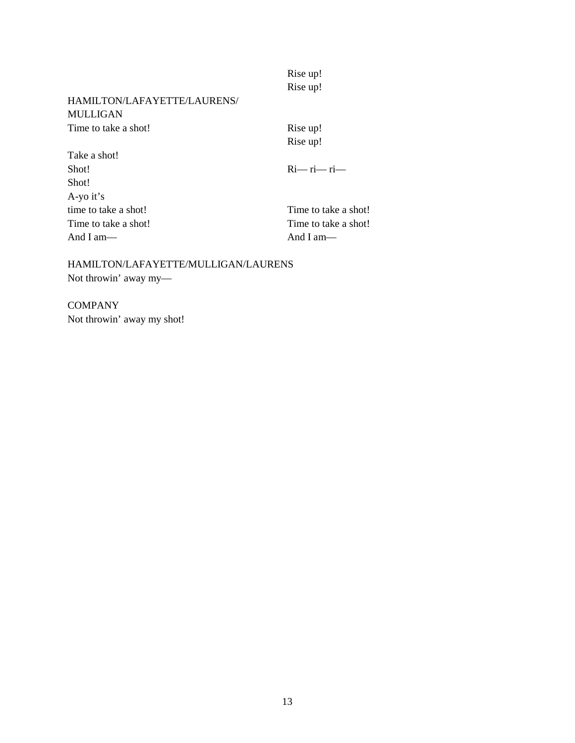| | |
|---|---|
| | Rise up! |
| | Rise up! |
| HAMILTON/LAFAYETTE/LAURENS/ MULLIGAN | |
| Time to take a shot! | Rise up! |
| | Rise up! |
| Take a shot! | |
| Shot! | Ri— ri— ri— |
| Shot! | |
| A-yo it's | |
| time to take a shot! | Time to take a shot! |
| Time to take a shot! | Time to take a shot! |
| And I am— | And I am— |

HAMILTON/LAFAYETTE/MULLIGAN/LAURENS
Not throwin' away my—

COMPANY
Not throwin' away my shot!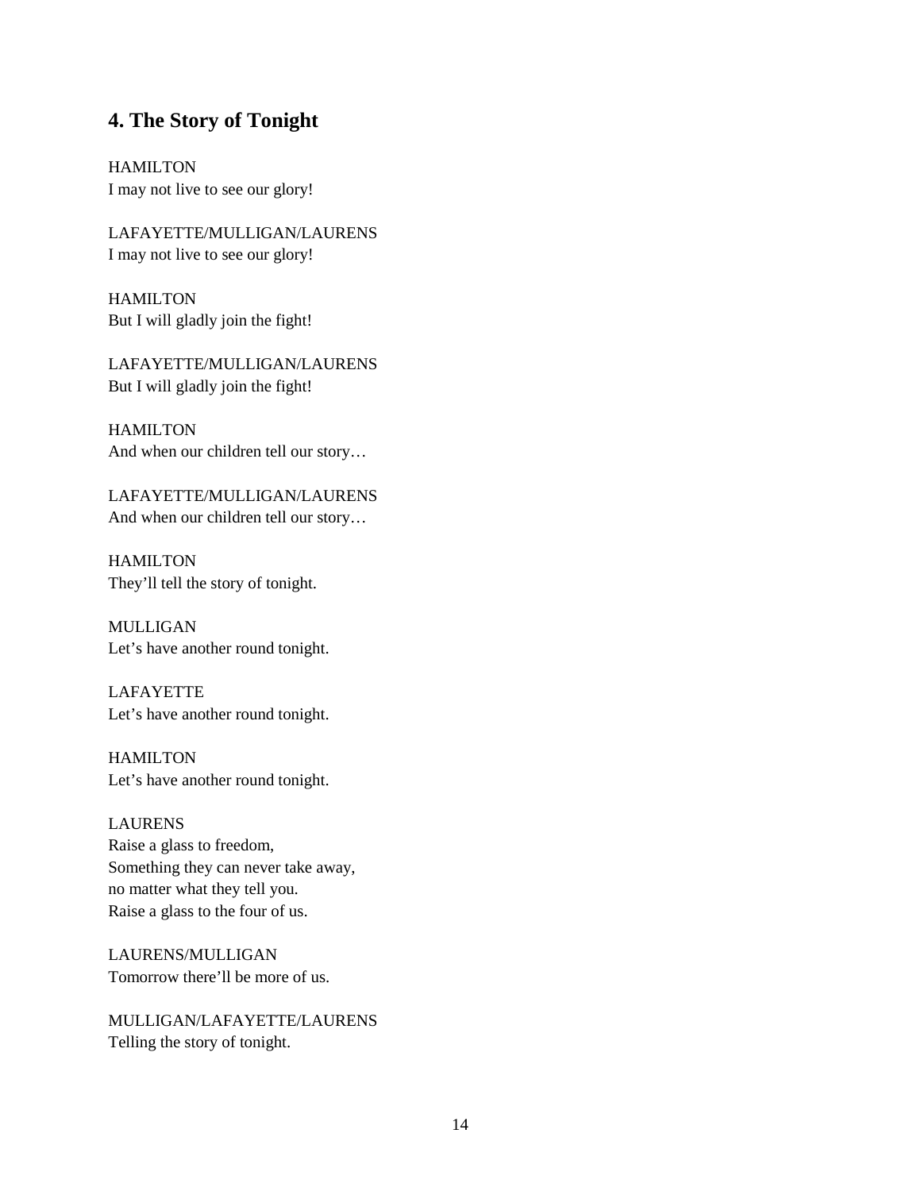## 4. The Story of Tonight

HAMILTON
I may not live to see our glory!

LAFAYETTE/MULLIGAN/LAURENS
I may not live to see our glory!

HAMILTON
But I will gladly join the fight!

LAFAYETTE/MULLIGAN/LAURENS
But I will gladly join the fight!

HAMILTON
And when our children tell our story…

LAFAYETTE/MULLIGAN/LAURENS
And when our children tell our story…

HAMILTON
They'll tell the story of tonight.

MULLIGAN
Let's have another round tonight.

LAFAYETTE
Let's have another round tonight.

HAMILTON
Let's have another round tonight.

LAURENS
Raise a glass to freedom,
Something they can never take away,
no matter what they tell you.
Raise a glass to the four of us.

LAURENS/MULLIGAN
Tomorrow there'll be more of us.

MULLIGAN/LAFAYETTE/LAURENS
Telling the story of tonight.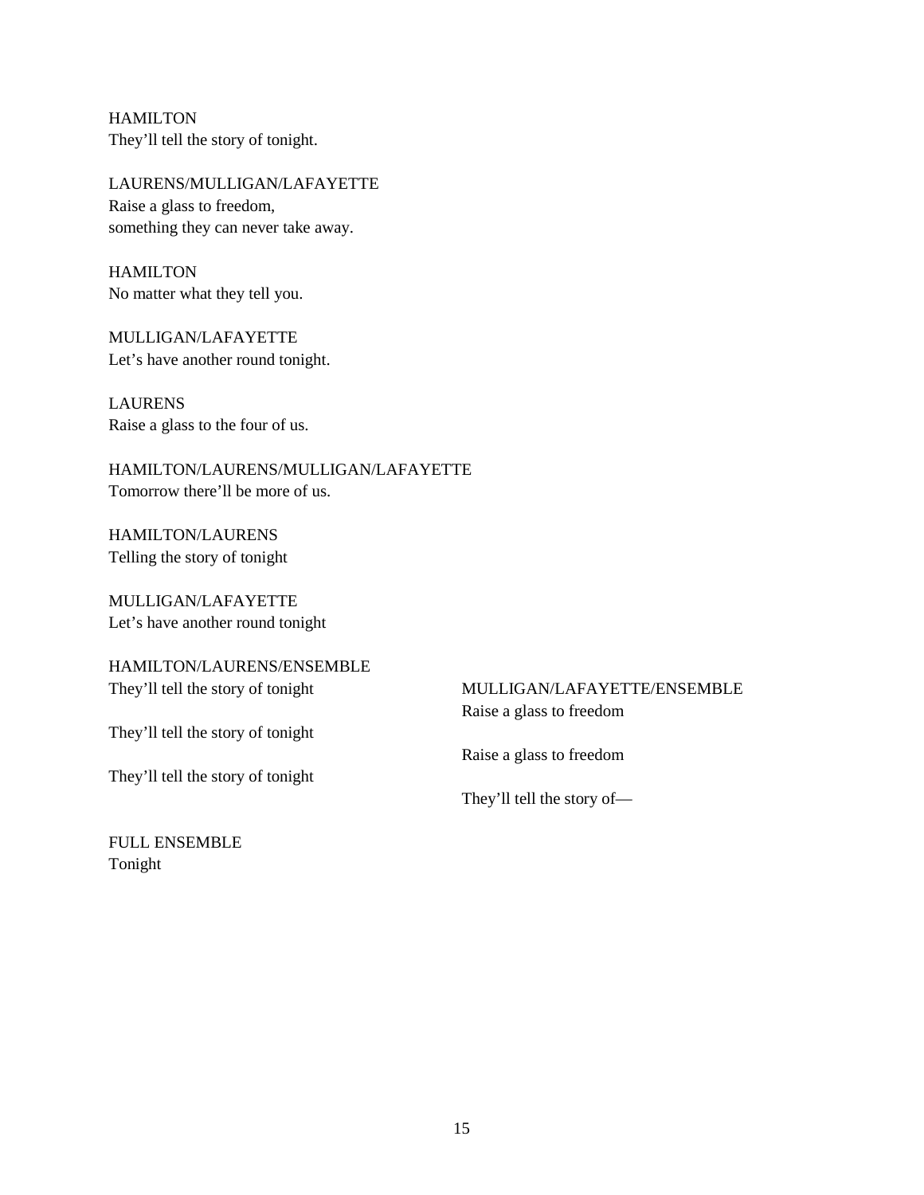HAMILTON
They'll tell the story of tonight.

LAURENS/MULLIGAN/LAFAYETTE
Raise a glass to freedom,
something they can never take away.

HAMILTON
No matter what they tell you.

MULLIGAN/LAFAYETTE
Let's have another round tonight.

LAURENS
Raise a glass to the four of us.

HAMILTON/LAURENS/MULLIGAN/LAFAYETTE
Tomorrow there'll be more of us.

HAMILTON/LAURENS
Telling the story of tonight

MULLIGAN/LAFAYETTE
Let's have another round tonight

HAMILTON/LAURENS/ENSEMBLE
They'll tell the story of tonight

They'll tell the story of tonight

They'll tell the story of tonight

MULLIGAN/LAFAYETTE/ENSEMBLE
Raise a glass to freedom

Raise a glass to freedom

They'll tell the story of—

FULL ENSEMBLE
Tonight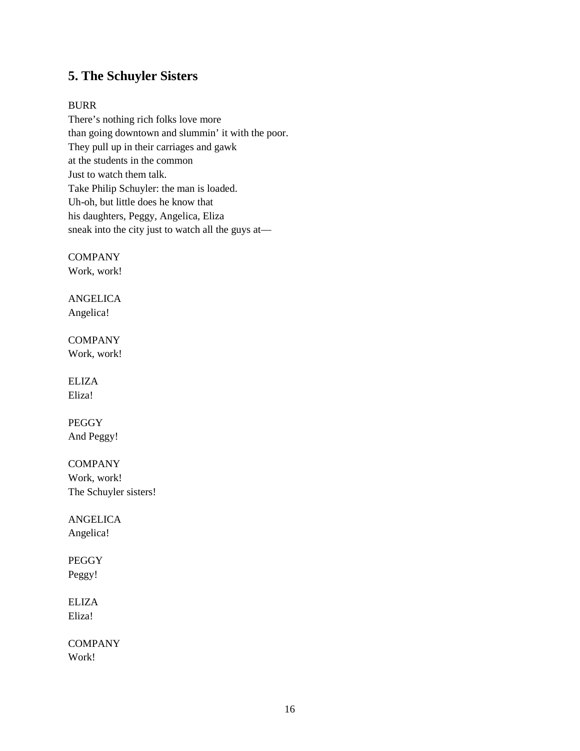## 5. The Schuyler Sisters

BURR
There's nothing rich folks love more
than going downtown and slummin' it with the poor.
They pull up in their carriages and gawk
at the students in the common
Just to watch them talk.
Take Philip Schuyler: the man is loaded.
Uh-oh, but little does he know that
his daughters, Peggy, Angelica, Eliza
sneak into the city just to watch all the guys at—

COMPANY
Work, work!

ANGELICA
Angelica!

COMPANY
Work, work!

ELIZA
Eliza!

PEGGY
And Peggy!

COMPANY
Work, work!
The Schuyler sisters!

ANGELICA
Angelica!

PEGGY
Peggy!

ELIZA
Eliza!

COMPANY
Work!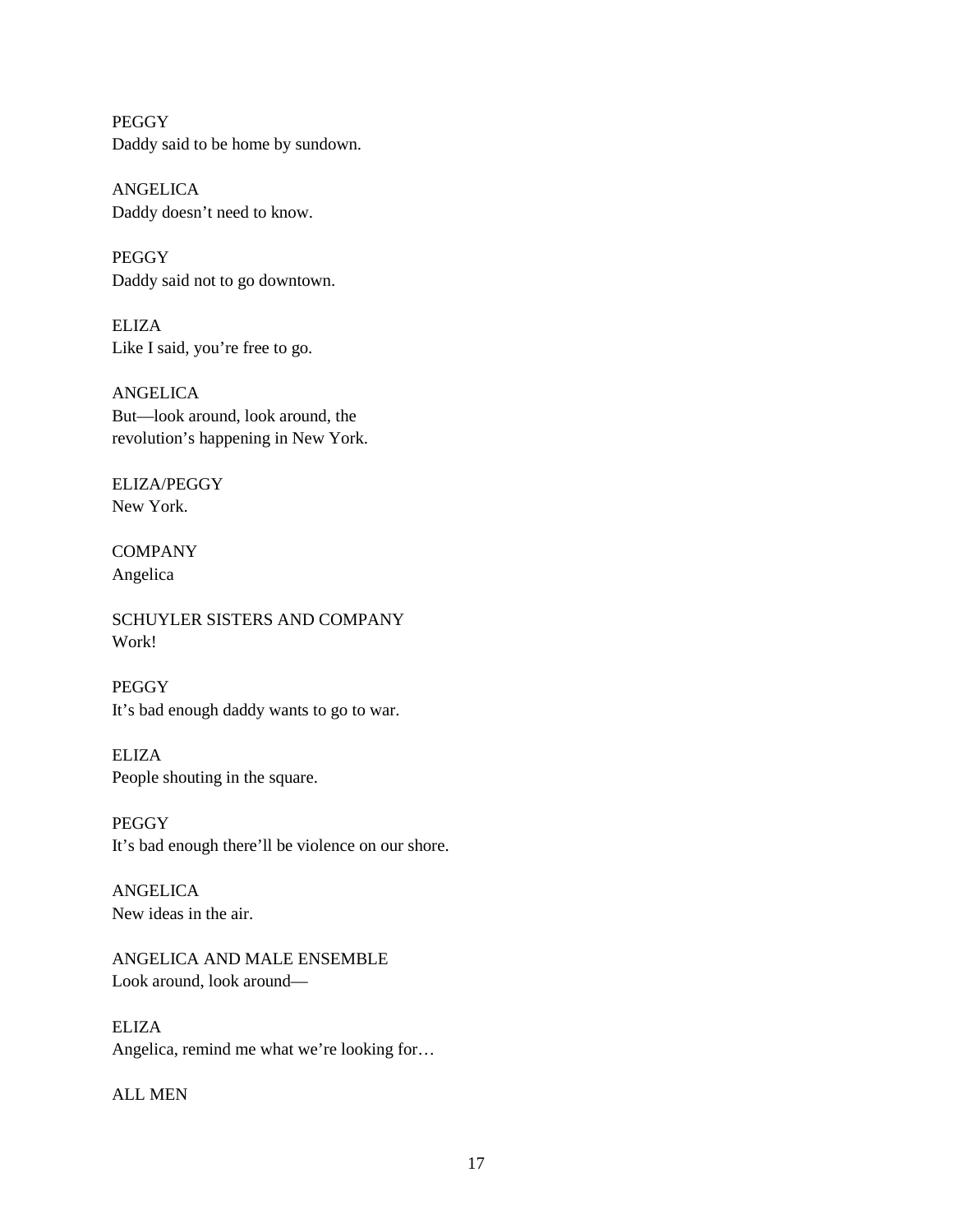PEGGY
Daddy said to be home by sundown.

ANGELICA
Daddy doesn’t need to know.

PEGGY
Daddy said not to go downtown.

ELIZA
Like I said, you’re free to go.

ANGELICA
But—look around, look around, the
revolution’s happening in New York.

ELIZA/PEGGY
New York.

COMPANY
Angelica

SCHUYLER SISTERS AND COMPANY
Work!

PEGGY
It’s bad enough daddy wants to go to war.

ELIZA
People shouting in the square.

PEGGY
It’s bad enough there’ll be violence on our shore.

ANGELICA
New ideas in the air.

ANGELICA AND MALE ENSEMBLE
Look around, look around—

ELIZA
Angelica, remind me what we’re looking for…

ALL MEN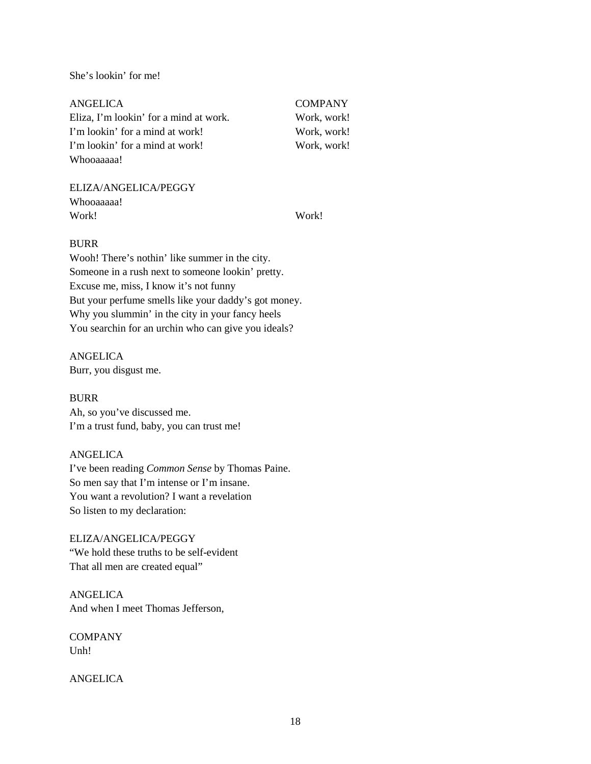She's lookin' for me!

| ANGELICA | COMPANY |
|---|---|
| Eliza, I'm lookin' for a mind at work. | Work, work! |
| I'm lookin' for a mind at work! | Work, work! |
| I'm lookin' for a mind at work! | Work, work! |
| Whooaaaaa! | |

| ELIZA/ANGELICA/PEGGY | |
|---|---|
| Whooaaaaa! | |
| Work! | Work! |

BURR
Wooh! There's nothin' like summer in the city.
Someone in a rush next to someone lookin' pretty.
Excuse me, miss, I know it's not funny
But your perfume smells like your daddy's got money.
Why you slummin' in the city in your fancy heels
You searchin for an urchin who can give you ideals?

ANGELICA
Burr, you disgust me.

BURR
Ah, so you've discussed me.
I'm a trust fund, baby, you can trust me!

ANGELICA
I've been reading *Common Sense* by Thomas Paine.
So men say that I'm intense or I'm insane.
You want a revolution? I want a revelation
So listen to my declaration:

ELIZA/ANGELICA/PEGGY
"We hold these truths to be self-evident
That all men are created equal"

ANGELICA
And when I meet Thomas Jefferson,

COMPANY
Unh!

ANGELICA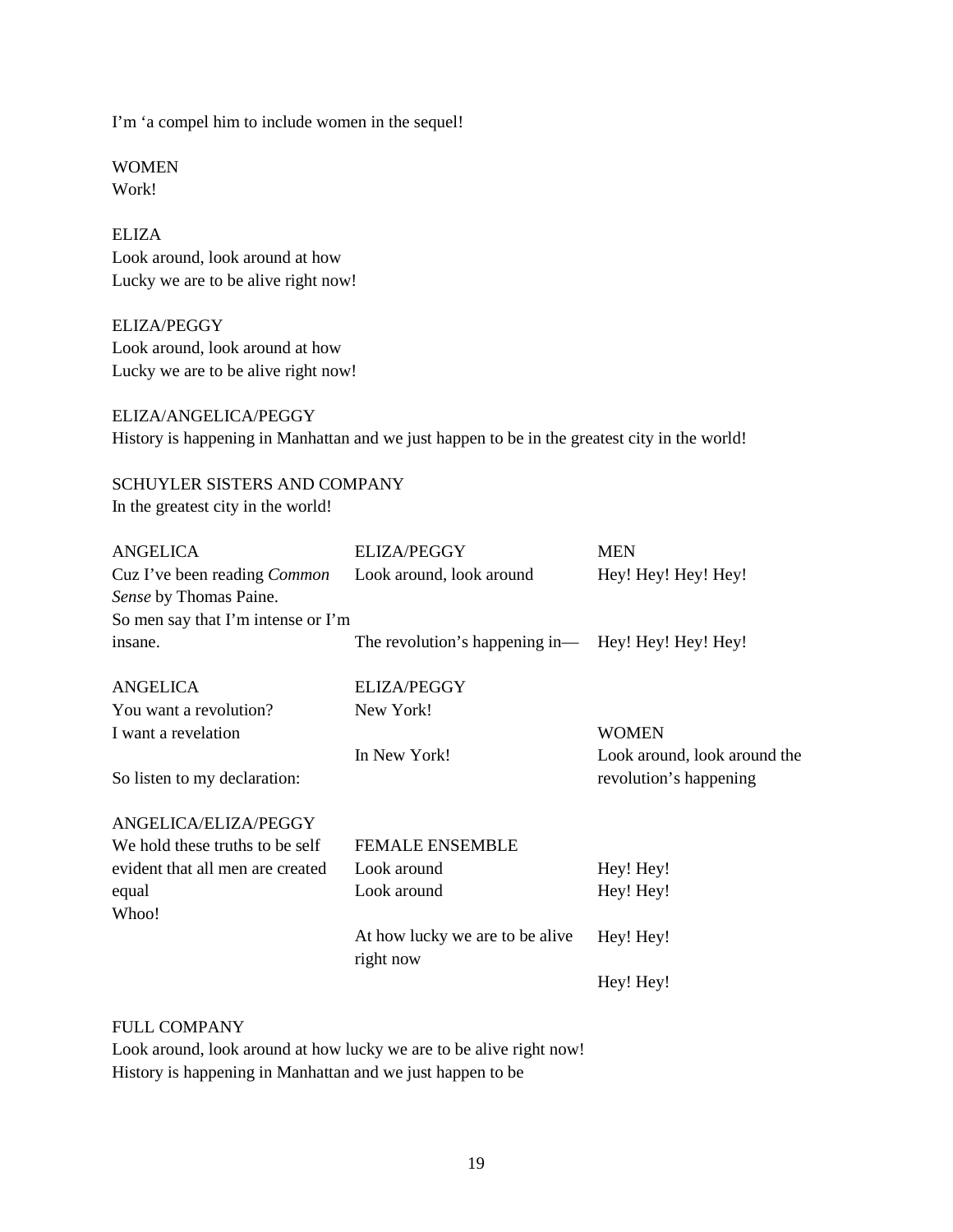I'm 'a compel him to include women in the sequel!

WOMEN
Work!

ELIZA
Look around, look around at how
Lucky we are to be alive right now!

ELIZA/PEGGY
Look around, look around at how
Lucky we are to be alive right now!

ELIZA/ANGELICA/PEGGY
History is happening in Manhattan and we just happen to be in the greatest city in the world!

SCHUYLER SISTERS AND COMPANY
In the greatest city in the world!

| ANGELICA | ELIZA/PEGGY | MEN |
| --- | --- | --- |
| Cuz I've been reading *Common Sense* by Thomas Paine. | Look around, look around | Hey! Hey! Hey! Hey! |
| So men say that I'm intense or I'm insane. | The revolution's happening in— | Hey! Hey! Hey! Hey! |

| ANGELICA | ELIZA/PEGGY | |
| --- | --- | --- |
| You want a revolution? | New York! | |
| I want a revelation | | WOMEN |
| | In New York! | Look around, look around the |
| So listen to my declaration: | | revolution's happening |

| ANGELICA/ELIZA/PEGGY | | |
| --- | --- | --- |
| We hold these truths to be self | FEMALE ENSEMBLE | |
| evident that all men are created | Look around | Hey! Hey! |
| equal | Look around | Hey! Hey! |
| Whoo! | | |
| | At how lucky we are to be alive right now | Hey! Hey! |
| | | Hey! Hey! |

FULL COMPANY
Look around, look around at how lucky we are to be alive right now!
History is happening in Manhattan and we just happen to be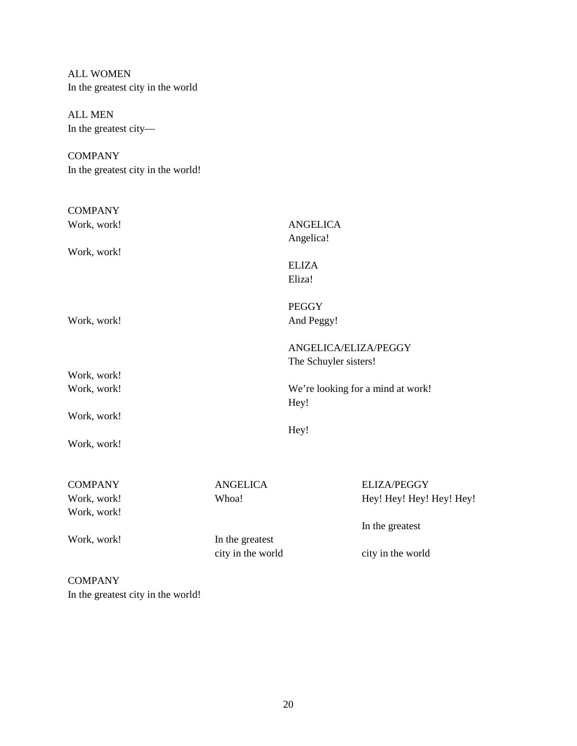ALL WOMEN
In the greatest city in the world

ALL MEN
In the greatest city—

COMPANY
In the greatest city in the world!

| COMPANY | |
|---|---|
| Work, work! | ANGELICA<br>Angelica! |
| Work, work! | |
| | ELIZA<br>Eliza! |
| Work, work! | PEGGY<br>And Peggy! |
| | ANGELICA/ELIZA/PEGGY<br>The Schuyler sisters! |
| Work, work! | |
| Work, work! | We're looking for a mind at work!<br>Hey! |
| Work, work! | |
| | Hey! |
| Work, work! | |

| COMPANY | ANGELICA | ELIZA/PEGGY |
|---|---|---|
| Work, work! | Whoa! | Hey! Hey! Hey! Hey! Hey! |
| Work, work! | | |
| | | In the greatest |
| Work, work! | In the greatest | |
| | city in the world | city in the world |

COMPANY
In the greatest city in the world!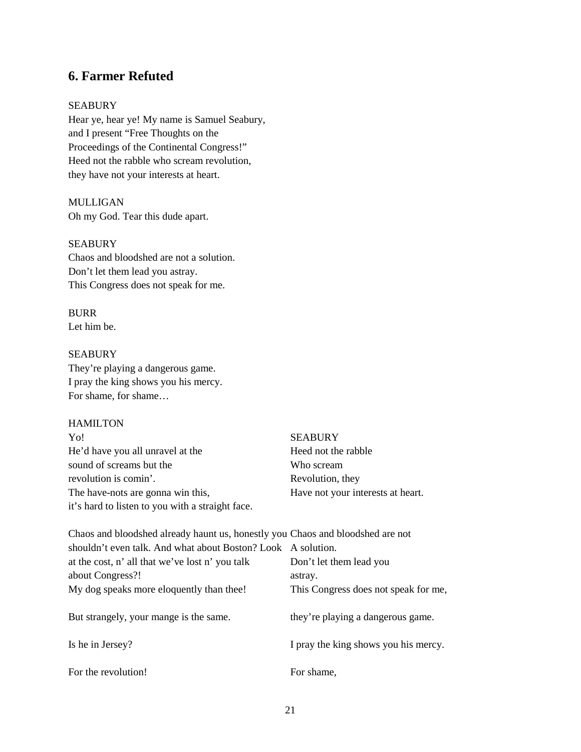## 6. Farmer Refuted

SEABURY
Hear ye, hear ye! My name is Samuel Seabury,
and I present "Free Thoughts on the
Proceedings of the Continental Congress!"
Heed not the rabble who scream revolution,
they have not your interests at heart.

MULLIGAN
Oh my God. Tear this dude apart.

SEABURY
Chaos and bloodshed are not a solution.
Don't let them lead you astray.
This Congress does not speak for me.

BURR
Let him be.

SEABURY
They're playing a dangerous game.
I pray the king shows you his mercy.
For shame, for shame…

| HAMILTON | SEABURY |
| --- | --- |
| Yo! He'd have you all unravel at the sound of screams but the revolution is comin'. The have-nots are gonna win this, it's hard to listen to you with a straight face. | Heed not the rabble Who scream Revolution, they Have not your interests at heart. |
| Chaos and bloodshed already haunt us, honestly you shouldn't even talk. And what about Boston? Look at the cost, n' all that we've lost n' you talk about Congress?! My dog speaks more eloquently than thee! | Chaos and bloodshed are not A solution. Don't let them lead you astray. This Congress does not speak for me, |
| But strangely, your mange is the same. | they're playing a dangerous game. |
| Is he in Jersey? | I pray the king shows you his mercy. |
| For the revolution! | For shame, |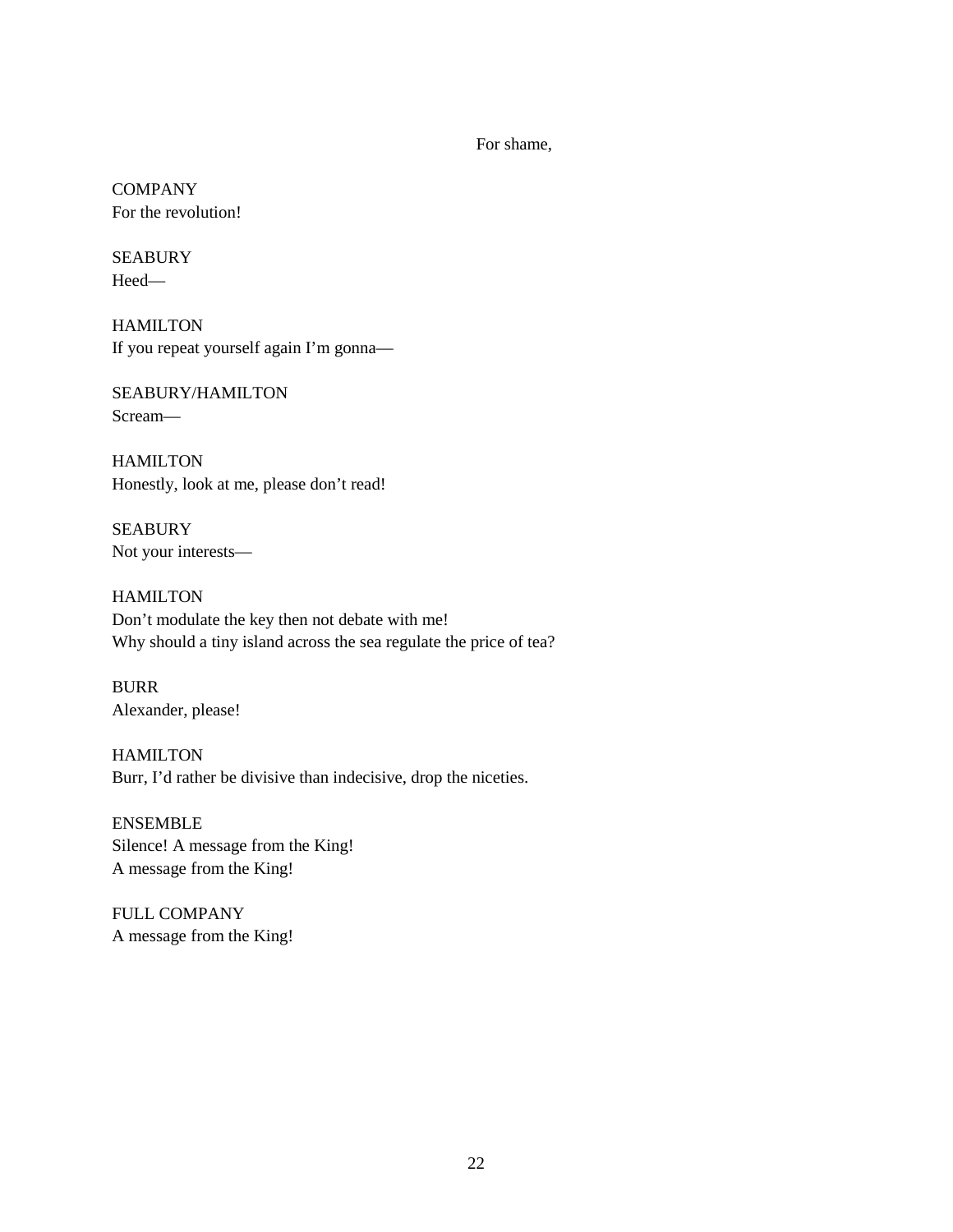For shame,

COMPANY
For the revolution!

SEABURY
Heed—

HAMILTON
If you repeat yourself again I'm gonna—

SEABURY/HAMILTON
Scream—

HAMILTON
Honestly, look at me, please don't read!

SEABURY
Not your interests—

HAMILTON
Don't modulate the key then not debate with me!
Why should a tiny island across the sea regulate the price of tea?

BURR
Alexander, please!

HAMILTON
Burr, I'd rather be divisive than indecisive, drop the niceties.

ENSEMBLE
Silence! A message from the King!
A message from the King!

FULL COMPANY
A message from the King!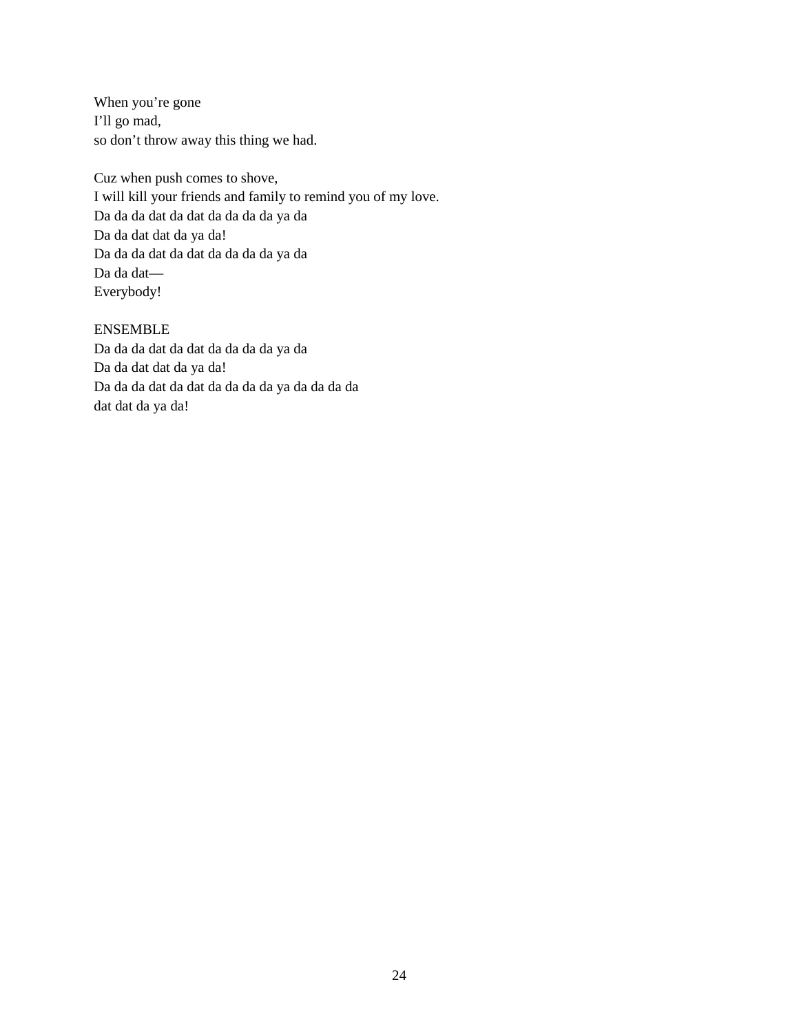When you're gone  
I'll go mad,  
so don't throw away this thing we had.

Cuz when push comes to shove,  
I will kill your friends and family to remind you of my love.  
Da da da dat da dat da da da da ya da  
Da da dat dat da ya da!  
Da da da dat da dat da da da da ya da  
Da da dat—  
Everybody!

ENSEMBLE  
Da da da dat da dat da da da da ya da  
Da da dat dat da ya da!  
Da da da dat da dat da da da da ya da da da da  
dat dat da ya da!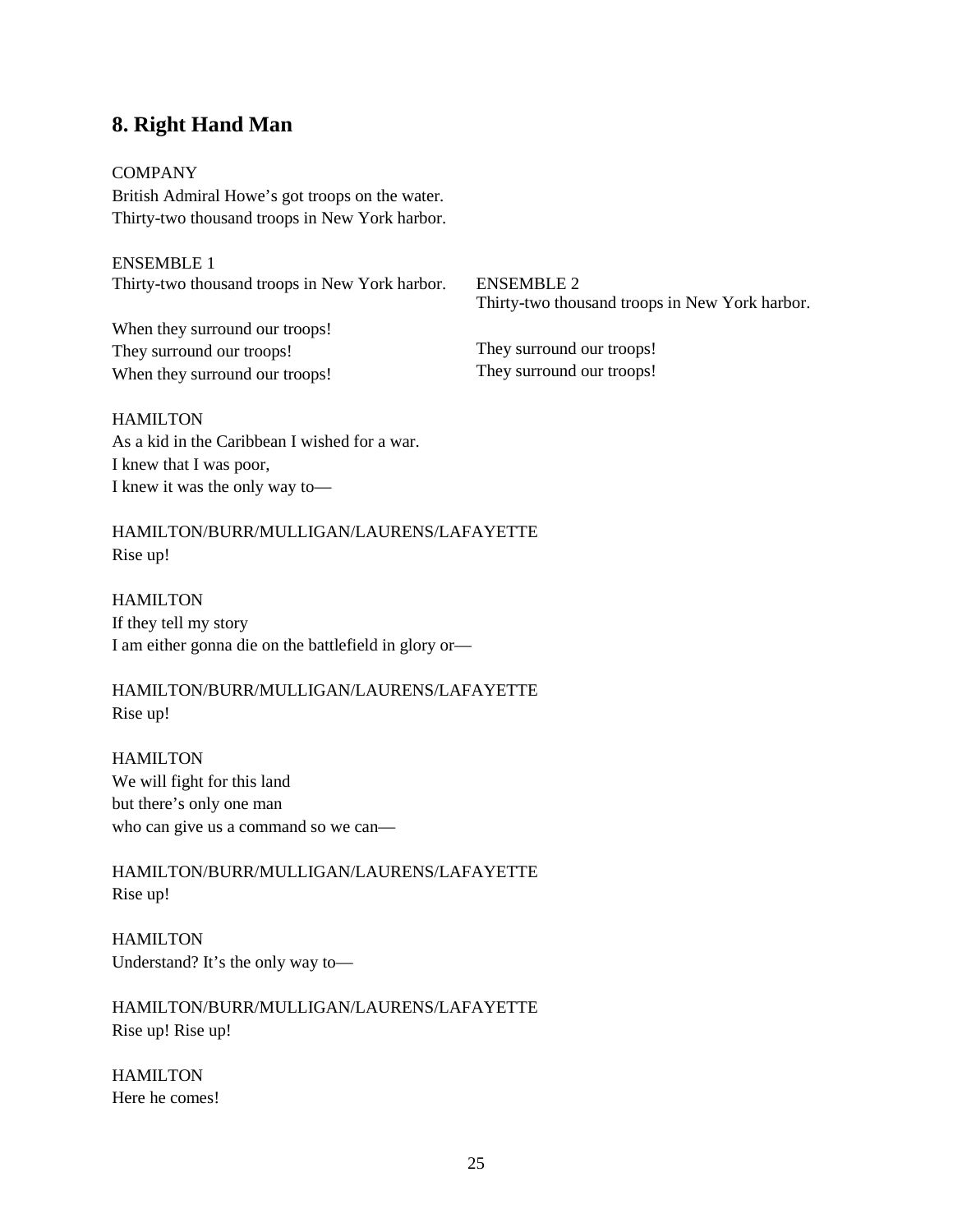## 8. Right Hand Man

COMPANY
British Admiral Howe's got troops on the water.
Thirty-two thousand troops in New York harbor.

ENSEMBLE 1
Thirty-two thousand troops in New York harbor.

When they surround our troops!
They surround our troops!
When they surround our troops!

ENSEMBLE 2
Thirty-two thousand troops in New York harbor.

They surround our troops!
They surround our troops!

HAMILTON
As a kid in the Caribbean I wished for a war.
I knew that I was poor,
I knew it was the only way to—

HAMILTON/BURR/MULLIGAN/LAURENS/LAFAYETTE
Rise up!

HAMILTON
If they tell my story
I am either gonna die on the battlefield in glory or—

HAMILTON/BURR/MULLIGAN/LAURENS/LAFAYETTE
Rise up!

HAMILTON
We will fight for this land
but there's only one man
who can give us a command so we can—

HAMILTON/BURR/MULLIGAN/LAURENS/LAFAYETTE
Rise up!

HAMILTON
Understand? It's the only way to—

HAMILTON/BURR/MULLIGAN/LAURENS/LAFAYETTE
Rise up! Rise up!

HAMILTON
Here he comes!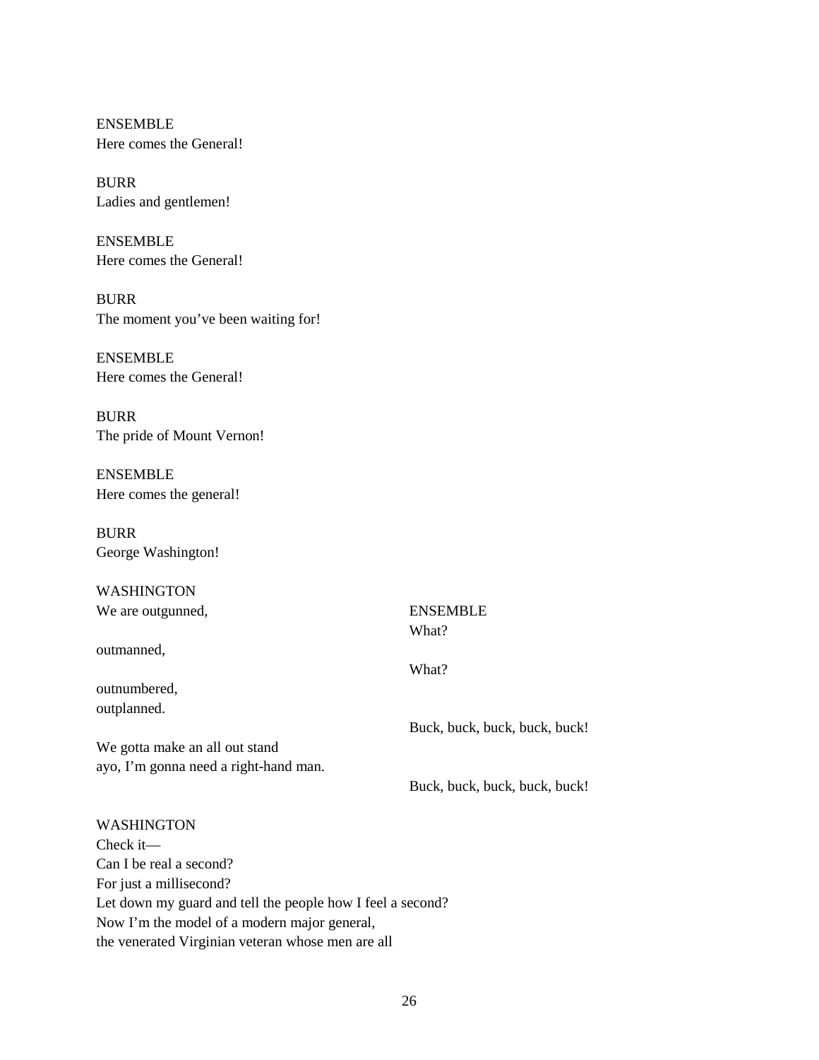ENSEMBLE
Here comes the General!

BURR
Ladies and gentlemen!

ENSEMBLE
Here comes the General!

BURR
The moment you've been waiting for!

ENSEMBLE
Here comes the General!

BURR
The pride of Mount Vernon!

ENSEMBLE
Here comes the general!

BURR
George Washington!

| WASHINGTON | |
| --- | --- |
| We are outgunned, | ENSEMBLE |
| | What? |
| outmanned, | |
| | What? |
| outnumbered, | |
| outplanned. | |
| | Buck, buck, buck, buck, buck! |
| We gotta make an all out stand | |
| ayo, I'm gonna need a right-hand man. | |
| | Buck, buck, buck, buck, buck! |

WASHINGTON
Check it—
Can I be real a second?
For just a millisecond?
Let down my guard and tell the people how I feel a second?
Now I'm the model of a modern major general,
the venerated Virginian veteran whose men are all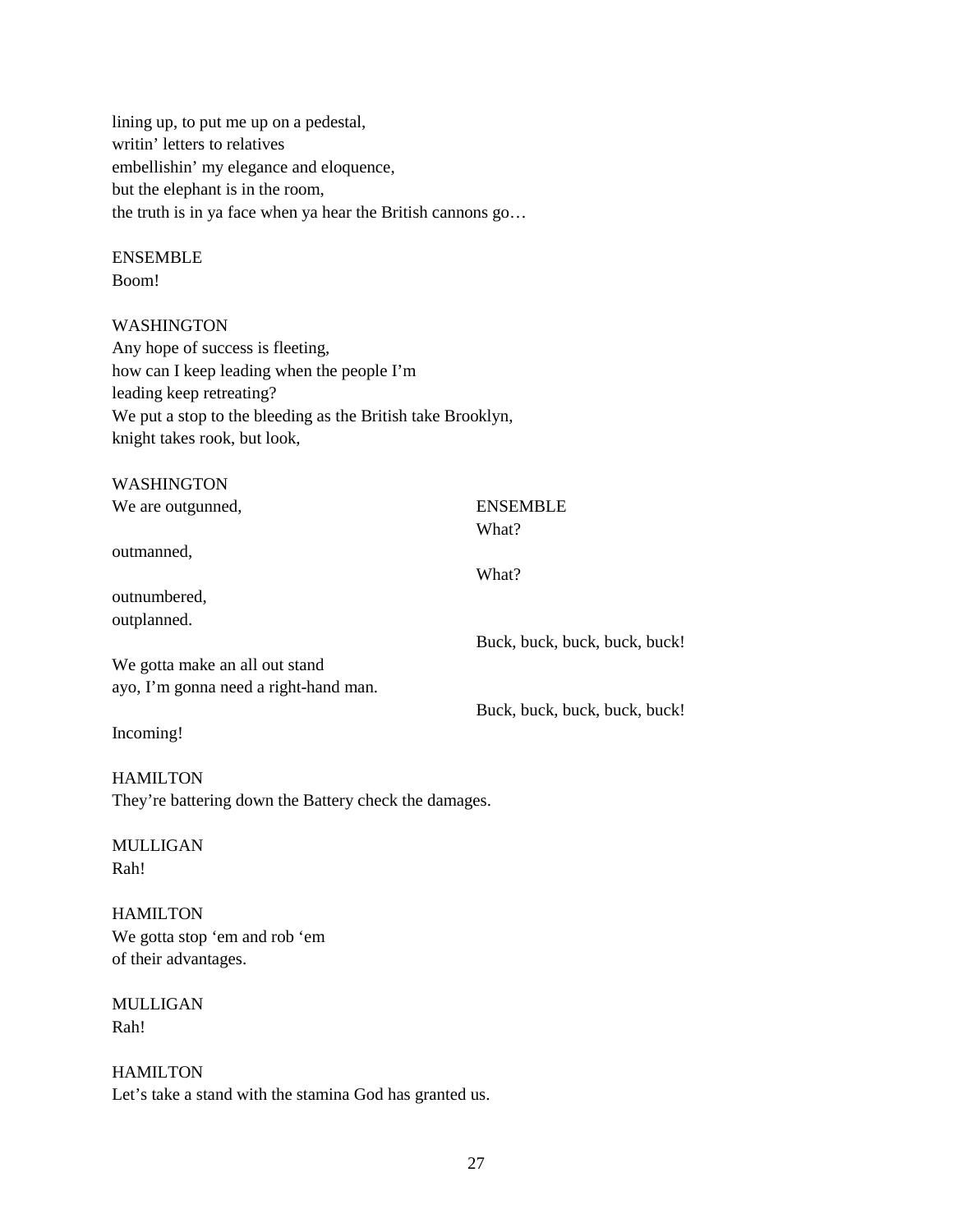lining up, to put me up on a pedestal,
writin' letters to relatives
embellishin' my elegance and eloquence,
but the elephant is in the room,
the truth is in ya face when ya hear the British cannons go…

ENSEMBLE
Boom!

WASHINGTON
Any hope of success is fleeting,
how can I keep leading when the people I'm
leading keep retreating?
We put a stop to the bleeding as the British take Brooklyn,
knight takes rook, but look,

| WASHINGTON | |
|---|---|
| We are outgunned, | ENSEMBLE |
| | What? |
| outmanned, | |
| | What? |
| outnumbered, | |
| outplanned. | |
| | Buck, buck, buck, buck, buck! |
| We gotta make an all out stand | |
| ayo, I'm gonna need a right-hand man. | |
| | Buck, buck, buck, buck, buck! |
| Incoming! | |

HAMILTON
They're battering down the Battery check the damages.

MULLIGAN
Rah!

HAMILTON
We gotta stop 'em and rob 'em
of their advantages.

MULLIGAN
Rah!

HAMILTON
Let's take a stand with the stamina God has granted us.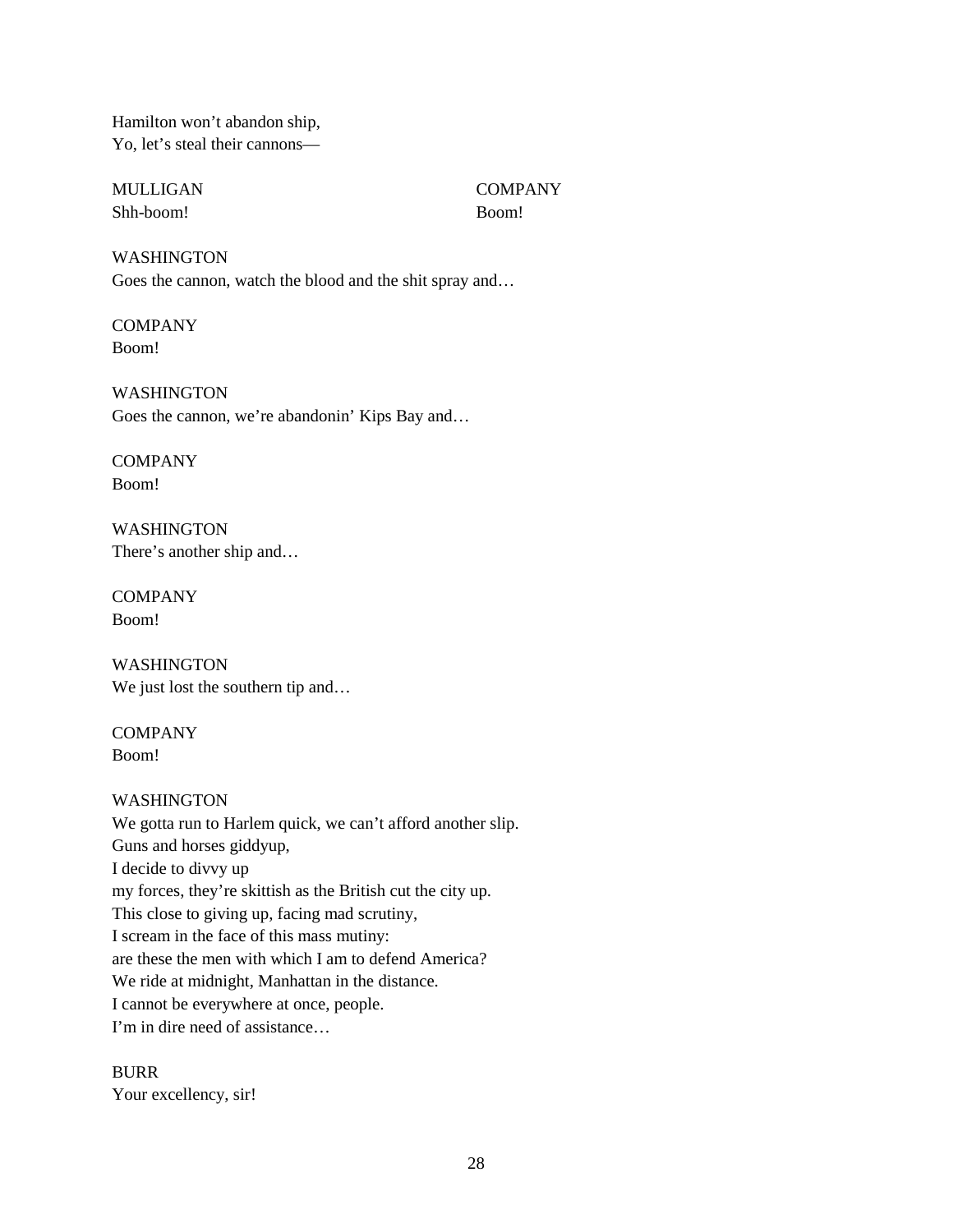Hamilton won't abandon ship,
Yo, let's steal their cannons—

MULLIGAN
Shh-boom!

COMPANY
Boom!

WASHINGTON
Goes the cannon, watch the blood and the shit spray and…

COMPANY
Boom!

WASHINGTON
Goes the cannon, we're abandonin' Kips Bay and…

COMPANY
Boom!

WASHINGTON
There's another ship and…

COMPANY
Boom!

WASHINGTON
We just lost the southern tip and…

COMPANY
Boom!

WASHINGTON
We gotta run to Harlem quick, we can't afford another slip.
Guns and horses giddyup,
I decide to divvy up
my forces, they're skittish as the British cut the city up.
This close to giving up, facing mad scrutiny,
I scream in the face of this mass mutiny:
are these the men with which I am to defend America?
We ride at midnight, Manhattan in the distance.
I cannot be everywhere at once, people.
I'm in dire need of assistance…

BURR
Your excellency, sir!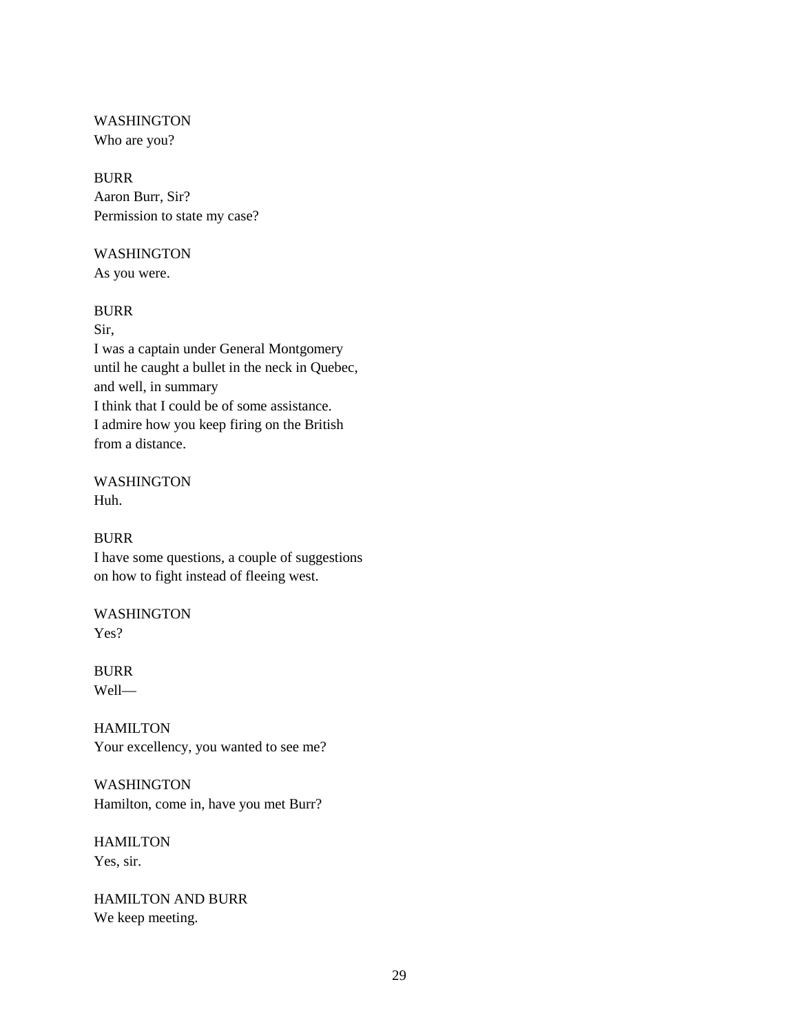WASHINGTON
Who are you?

BURR
Aaron Burr, Sir?
Permission to state my case?

WASHINGTON
As you were.

BURR
Sir,
I was a captain under General Montgomery
until he caught a bullet in the neck in Quebec,
and well, in summary
I think that I could be of some assistance.
I admire how you keep firing on the British
from a distance.

WASHINGTON
Huh.

BURR
I have some questions, a couple of suggestions
on how to fight instead of fleeing west.

WASHINGTON
Yes?

BURR
Well—

HAMILTON
Your excellency, you wanted to see me?

WASHINGTON
Hamilton, come in, have you met Burr?

HAMILTON
Yes, sir.

HAMILTON AND BURR
We keep meeting.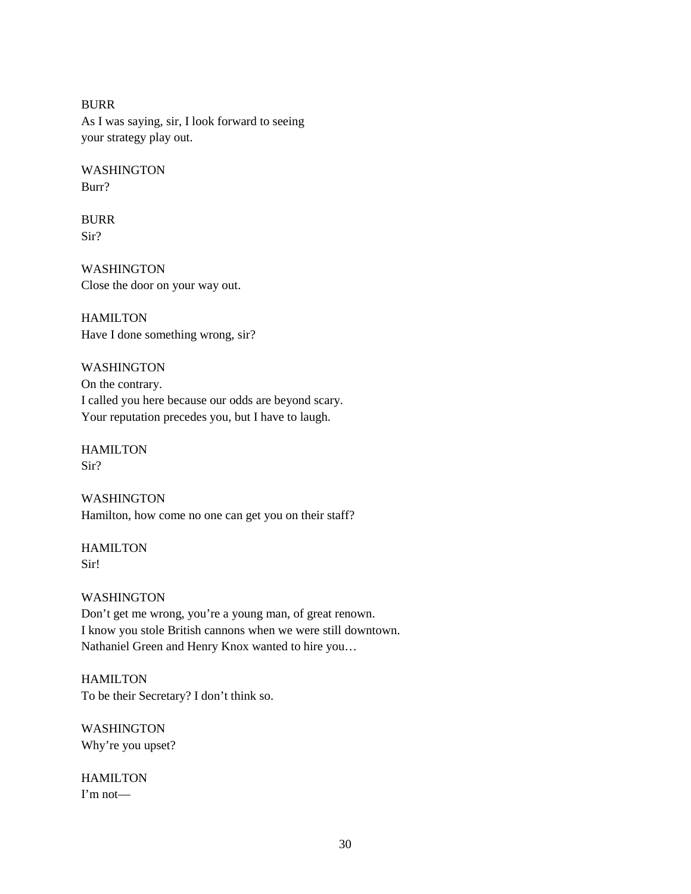BURR
As I was saying, sir, I look forward to seeing
your strategy play out.

WASHINGTON
Burr?

BURR
Sir?

WASHINGTON
Close the door on your way out.

HAMILTON
Have I done something wrong, sir?

WASHINGTON
On the contrary.
I called you here because our odds are beyond scary.
Your reputation precedes you, but I have to laugh.

HAMILTON
Sir?

WASHINGTON
Hamilton, how come no one can get you on their staff?

HAMILTON
Sir!

WASHINGTON
Don't get me wrong, you're a young man, of great renown.
I know you stole British cannons when we were still downtown.
Nathaniel Green and Henry Knox wanted to hire you…

HAMILTON
To be their Secretary? I don't think so.

WASHINGTON
Why're you upset?

HAMILTON
I'm not—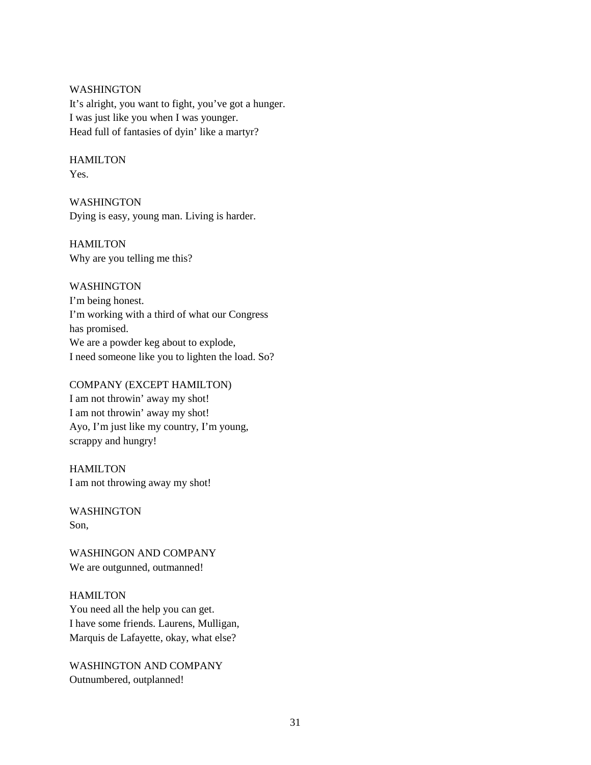WASHINGTON
It's alright, you want to fight, you've got a hunger.
I was just like you when I was younger.
Head full of fantasies of dyin' like a martyr?

HAMILTON
Yes.

WASHINGTON
Dying is easy, young man. Living is harder.

HAMILTON
Why are you telling me this?

WASHINGTON
I'm being honest.
I'm working with a third of what our Congress
has promised.
We are a powder keg about to explode,
I need someone like you to lighten the load. So?

COMPANY (EXCEPT HAMILTON)
I am not throwin' away my shot!
I am not throwin' away my shot!
Ayo, I'm just like my country, I'm young,
scrappy and hungry!

HAMILTON
I am not throwing away my shot!

WASHINGTON
Son,

WASHINGON AND COMPANY
We are outgunned, outmanned!

HAMILTON
You need all the help you can get.
I have some friends. Laurens, Mulligan,
Marquis de Lafayette, okay, what else?

WASHINGTON AND COMPANY
Outnumbered, outplanned!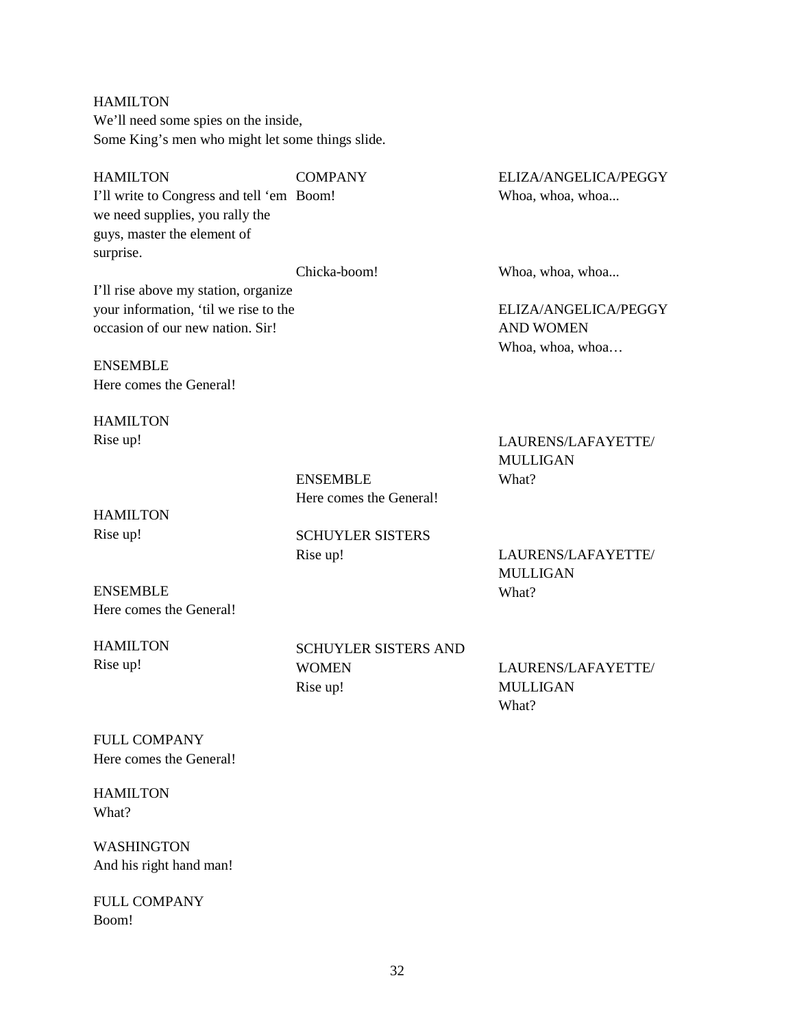HAMILTON
We'll need some spies on the inside,
Some King's men who might let some things slide.

| HAMILTON | COMPANY | ELIZA/ANGELICA/PEGGY |
|---|---|---|
| I'll write to Congress and tell 'em we need supplies, you rally the guys, master the element of surprise. | Boom! | Whoa, whoa, whoa... |
| | Chicka-boom! | Whoa, whoa, whoa... |
| I'll rise above my station, organize your information, 'til we rise to the occasion of our new nation. Sir! | | ELIZA/ANGELICA/PEGGY AND WOMEN<br>Whoa, whoa, whoa… |

ENSEMBLE
Here comes the General!

| | | |
|---|---|---|
| HAMILTON<br>Rise up! | | LAURENS/LAFAYETTE/MULLIGAN<br>What? |
| | ENSEMBLE<br>Here comes the General! | |
| HAMILTON<br>Rise up! | SCHUYLER SISTERS<br>Rise up! | LAURENS/LAFAYETTE/MULLIGAN<br>What? |
| ENSEMBLE<br>Here comes the General! | | |
| HAMILTON<br>Rise up! | SCHUYLER SISTERS AND WOMEN<br>Rise up! | LAURENS/LAFAYETTE/MULLIGAN<br>What? |

FULL COMPANY
Here comes the General!

HAMILTON
What?

WASHINGTON
And his right hand man!

FULL COMPANY
Boom!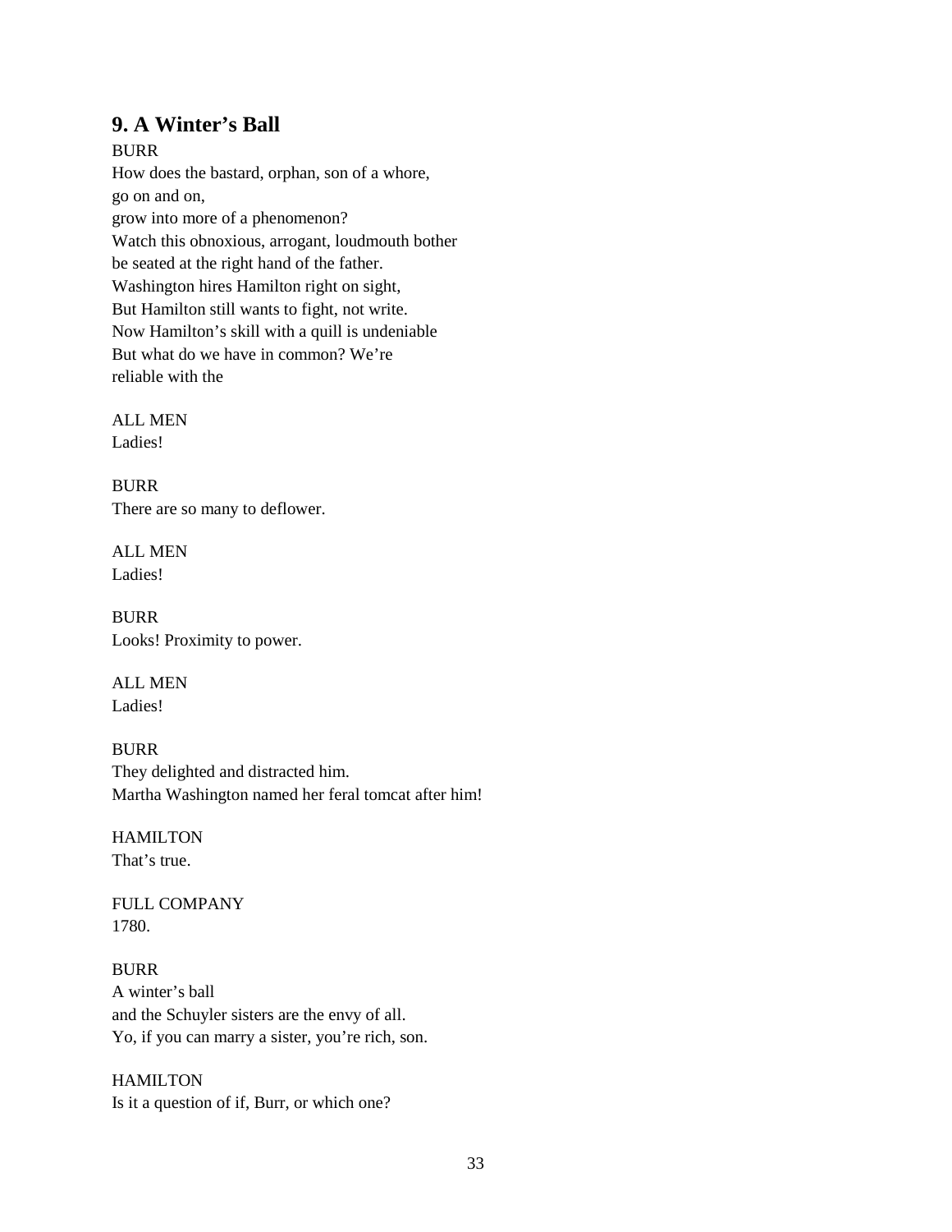## 9. A Winter's Ball

BURR
How does the bastard, orphan, son of a whore,
go on and on,
grow into more of a phenomenon?
Watch this obnoxious, arrogant, loudmouth bother
be seated at the right hand of the father.
Washington hires Hamilton right on sight,
But Hamilton still wants to fight, not write.
Now Hamilton's skill with a quill is undeniable
But what do we have in common? We're
reliable with the

ALL MEN
Ladies!

BURR
There are so many to deflower.

ALL MEN
Ladies!

BURR
Looks! Proximity to power.

ALL MEN
Ladies!

BURR
They delighted and distracted him.
Martha Washington named her feral tomcat after him!

HAMILTON
That's true.

FULL COMPANY
1780.

BURR
A winter's ball
and the Schuyler sisters are the envy of all.
Yo, if you can marry a sister, you're rich, son.

HAMILTON
Is it a question of if, Burr, or which one?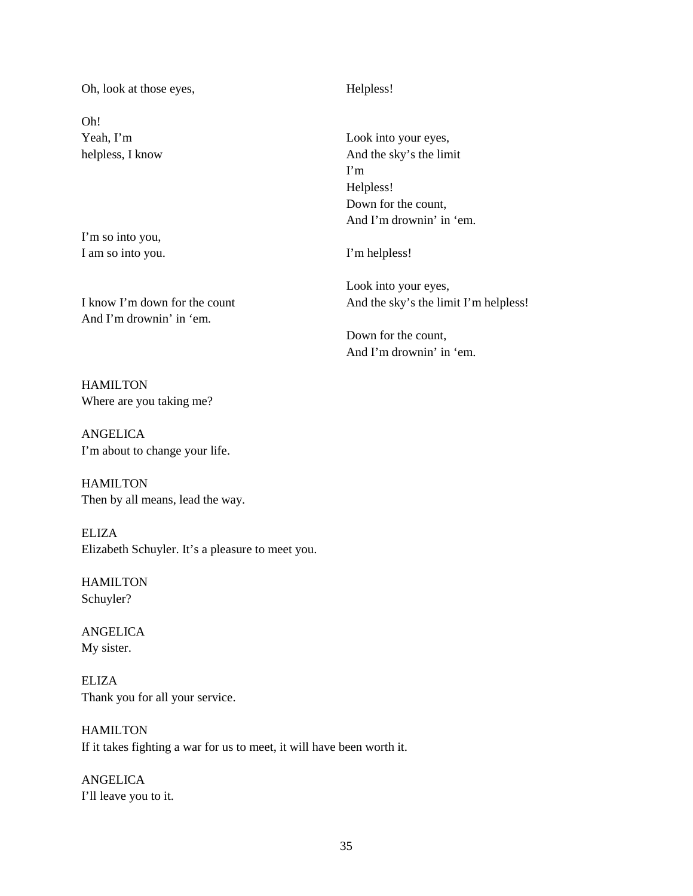Oh, look at those eyes,

Helpless!

Oh!
Yeah, I'm
helpless, I know

Look into your eyes,
And the sky's the limit
I'm
Helpless!
Down for the count,
And I'm drownin' in 'em.

I'm so into you,
I am so into you.

I'm helpless!

I know I'm down for the count
And I'm drownin' in 'em.

Look into your eyes,
And the sky's the limit I'm helpless!

Down for the count,
And I'm drownin' in 'em.

HAMILTON
Where are you taking me?

ANGELICA
I'm about to change your life.

HAMILTON
Then by all means, lead the way.

ELIZA
Elizabeth Schuyler. It's a pleasure to meet you.

HAMILTON
Schuyler?

ANGELICA
My sister.

ELIZA
Thank you for all your service.

HAMILTON
If it takes fighting a war for us to meet, it will have been worth it.

ANGELICA
I'll leave you to it.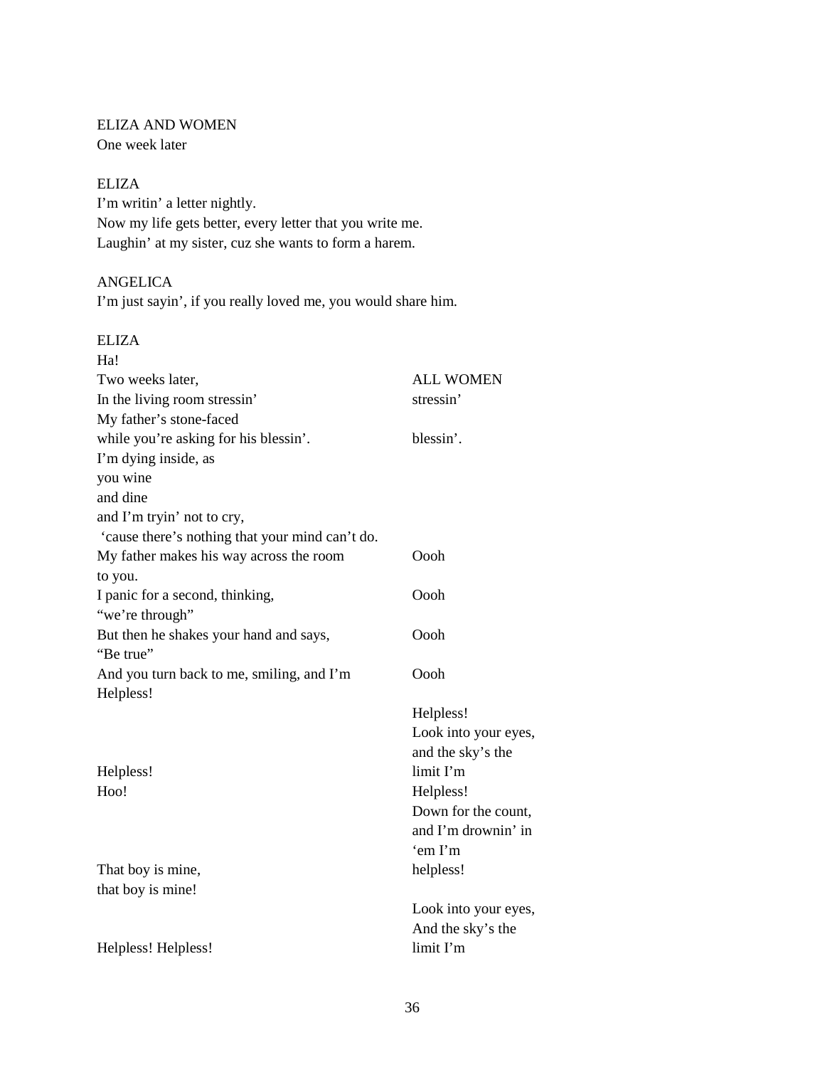ELIZA AND WOMEN
One week later

ELIZA
I'm writin' a letter nightly.
Now my life gets better, every letter that you write me.
Laughin' at my sister, cuz she wants to form a harem.

ANGELICA
I'm just sayin', if you really loved me, you would share him.

| ELIZA | |
|---|---|
| Ha! | |
| Two weeks later, | ALL WOMEN |
| In the living room stressin' | stressin' |
| My father's stone-faced | |
| while you're asking for his blessin'. | blessin'. |
| I'm dying inside, as | |
| you wine | |
| and dine | |
| and I'm tryin' not to cry, | |
| 'cause there's nothing that your mind can't do. | |
| My father makes his way across the room | Oooh |
| to you. | |
| I panic for a second, thinking, | Oooh |
| "we're through" | |
| But then he shakes your hand and says, | Oooh |
| "Be true" | |
| And you turn back to me, smiling, and I'm | Oooh |
| Helpless! | |
| | Helpless! |
| | Look into your eyes, |
| | and the sky's the |
| Helpless! | limit I'm |
| Hoo! | Helpless! |
| | Down for the count, |
| | and I'm drownin' in |
| | 'em I'm |
| That boy is mine, | helpless! |
| that boy is mine! | |
| | Look into your eyes, |
| | And the sky's the |
| Helpless! Helpless! | limit I'm |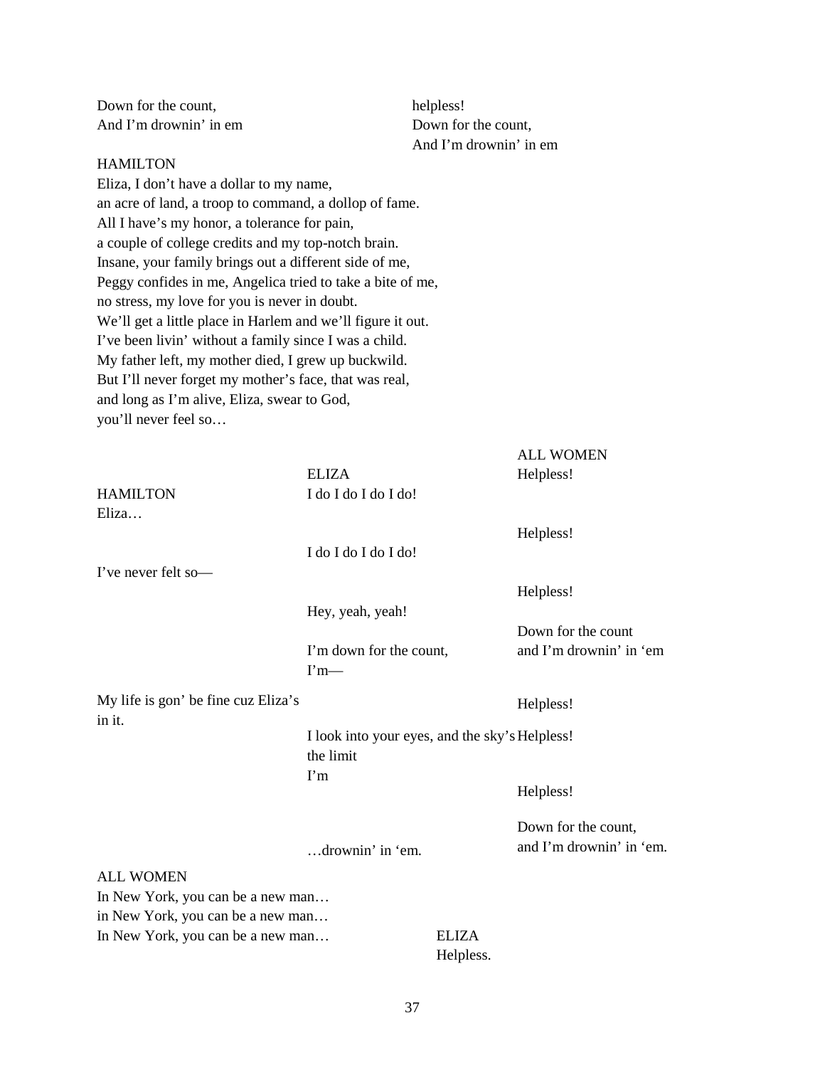Down for the count,
And I'm drownin' in em

helpless!
Down for the count,
And I'm drownin' in em

HAMILTON
Eliza, I don't have a dollar to my name,
an acre of land, a troop to command, a dollop of fame.
All I have's my honor, a tolerance for pain,
a couple of college credits and my top-notch brain.
Insane, your family brings out a different side of me,
Peggy confides in me, Angelica tried to take a bite of me,
no stress, my love for you is never in doubt.
We'll get a little place in Harlem and we'll figure it out.
I've been livin' without a family since I was a child.
My father left, my mother died, I grew up buckwild.
But I'll never forget my mother's face, that was real,
and long as I'm alive, Eliza, swear to God,
you'll never feel so…

| HAMILTON | ELIZA | ALL WOMEN |
| --- | --- | --- |
| | | Helpless! |
| Eliza… | I do I do I do I do! | |
| | | Helpless! |
| | I do I do I do I do! | |
| I've never felt so— | | |
| | | Helpless! |
| | Hey, yeah, yeah! | |
| | I'm down for the count, I'm— | Down for the count and I'm drownin' in 'em |
| My life is gon' be fine cuz Eliza's in it. | | Helpless! |
| | I look into your eyes, and the sky's the limit I'm | Helpless! |
| | | Helpless! |
| | …drownin' in 'em. | Down for the count, and I'm drownin' in 'em. |

ALL WOMEN
In New York, you can be a new man…
in New York, you can be a new man…
In New York, you can be a new man…

ELIZA
Helpless.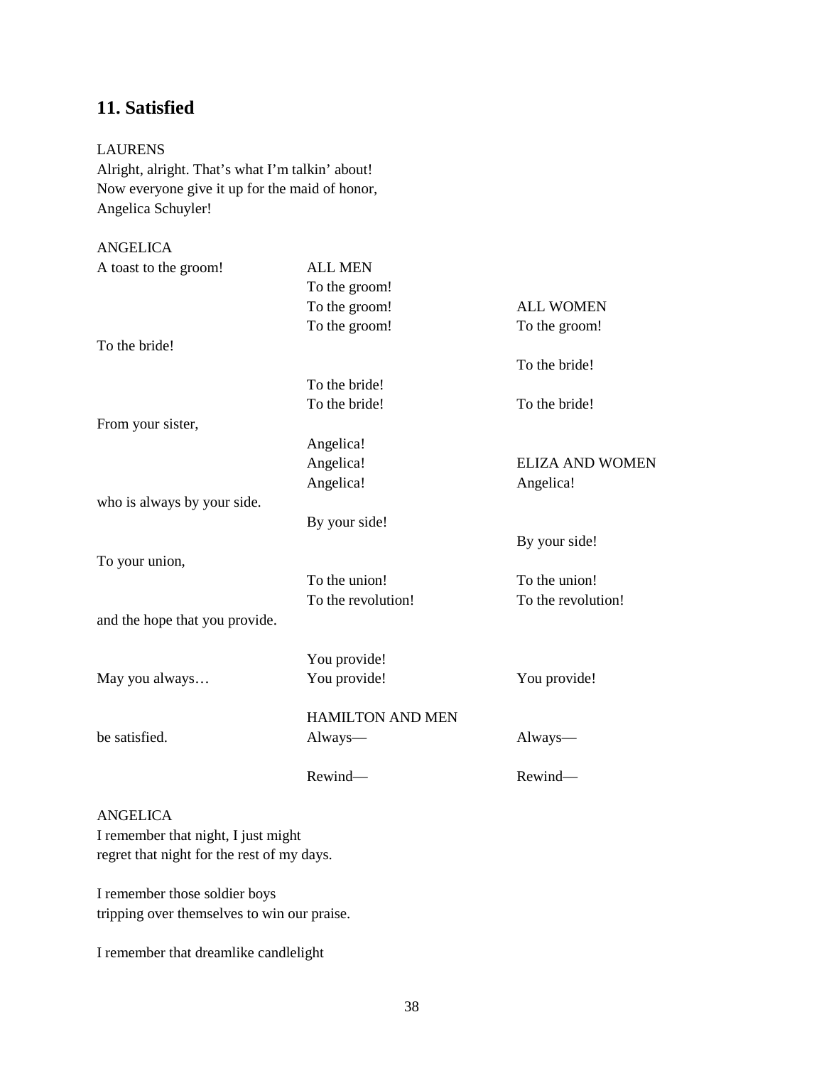## 11. Satisfied

LAURENS
Alright, alright. That's what I'm talkin' about!
Now everyone give it up for the maid of honor,
Angelica Schuyler!

| ANGELICA | | |
|---|---|---|
| A toast to the groom! | ALL MEN | |
| | To the groom! | |
| | To the groom! | ALL WOMEN |
| | To the groom! | To the groom! |
| To the bride! | | |
| | | To the bride! |
| | To the bride! | |
| | To the bride! | To the bride! |
| From your sister, | | |
| | Angelica! | |
| | Angelica! | ELIZA AND WOMEN |
| | Angelica! | Angelica! |
| who is always by your side. | | |
| | By your side! | |
| | | By your side! |
| To your union, | | |
| | To the union! | To the union! |
| | To the revolution! | To the revolution! |
| and the hope that you provide. | | |
| | You provide! | |
| May you always… | You provide! | You provide! |
| | HAMILTON AND MEN | |
| be satisfied. | Always— | Always— |
| | Rewind— | Rewind— |

ANGELICA
I remember that night, I just might
regret that night for the rest of my days.

I remember those soldier boys
tripping over themselves to win our praise.

I remember that dreamlike candlelight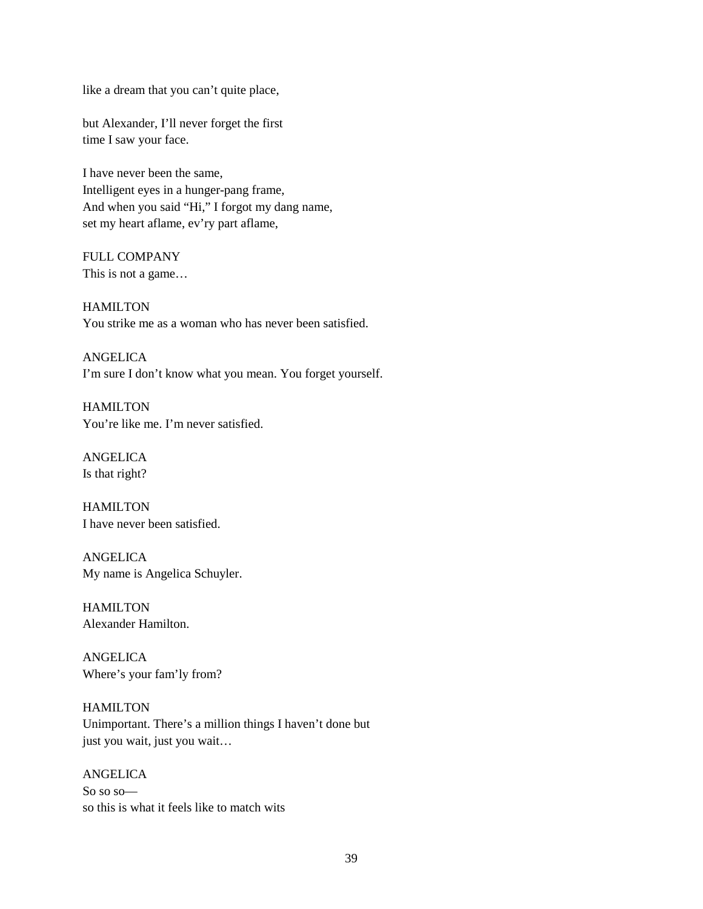like a dream that you can't quite place,

but Alexander, I'll never forget the first
time I saw your face.

I have never been the same,
Intelligent eyes in a hunger-pang frame,
And when you said "Hi," I forgot my dang name,
set my heart aflame, ev'ry part aflame,

FULL COMPANY
This is not a game…

HAMILTON
You strike me as a woman who has never been satisfied.

ANGELICA
I'm sure I don't know what you mean. You forget yourself.

HAMILTON
You're like me. I'm never satisfied.

ANGELICA
Is that right?

HAMILTON
I have never been satisfied.

ANGELICA
My name is Angelica Schuyler.

HAMILTON
Alexander Hamilton.

ANGELICA
Where's your fam'ly from?

HAMILTON
Unimportant. There's a million things I haven't done but
just you wait, just you wait…

ANGELICA
So so so—
so this is what it feels like to match wits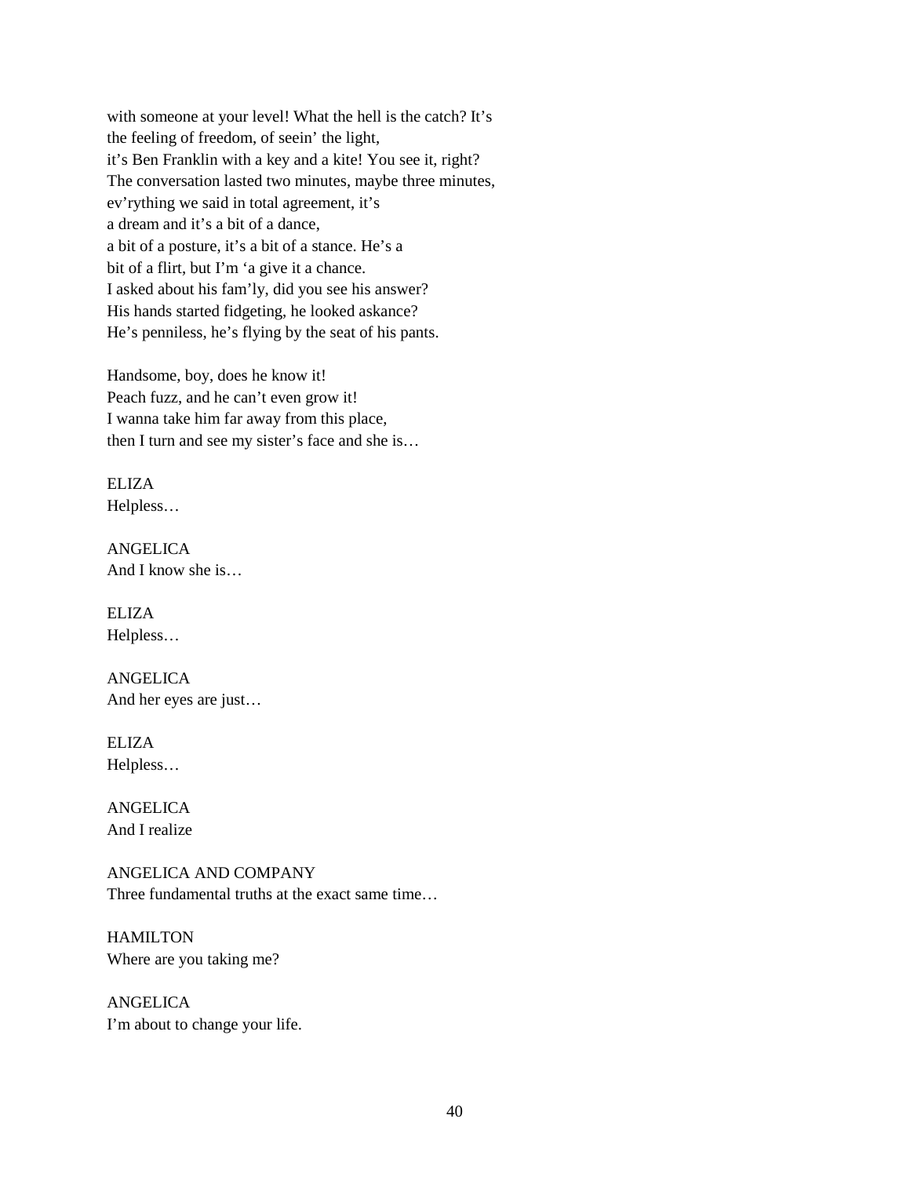with someone at your level! What the hell is the catch? It's
the feeling of freedom, of seein' the light,
it's Ben Franklin with a key and a kite! You see it, right?
The conversation lasted two minutes, maybe three minutes,
ev'rything we said in total agreement, it's
a dream and it's a bit of a dance,
a bit of a posture, it's a bit of a stance. He's a
bit of a flirt, but I'm 'a give it a chance.
I asked about his fam'ly, did you see his answer?
His hands started fidgeting, he looked askance?
He's penniless, he's flying by the seat of his pants.

Handsome, boy, does he know it!
Peach fuzz, and he can't even grow it!
I wanna take him far away from this place,
then I turn and see my sister's face and she is…

ELIZA
Helpless…

ANGELICA
And I know she is…

ELIZA
Helpless…

ANGELICA
And her eyes are just…

ELIZA
Helpless…

ANGELICA
And I realize

ANGELICA AND COMPANY
Three fundamental truths at the exact same time…

HAMILTON
Where are you taking me?

ANGELICA
I'm about to change your life.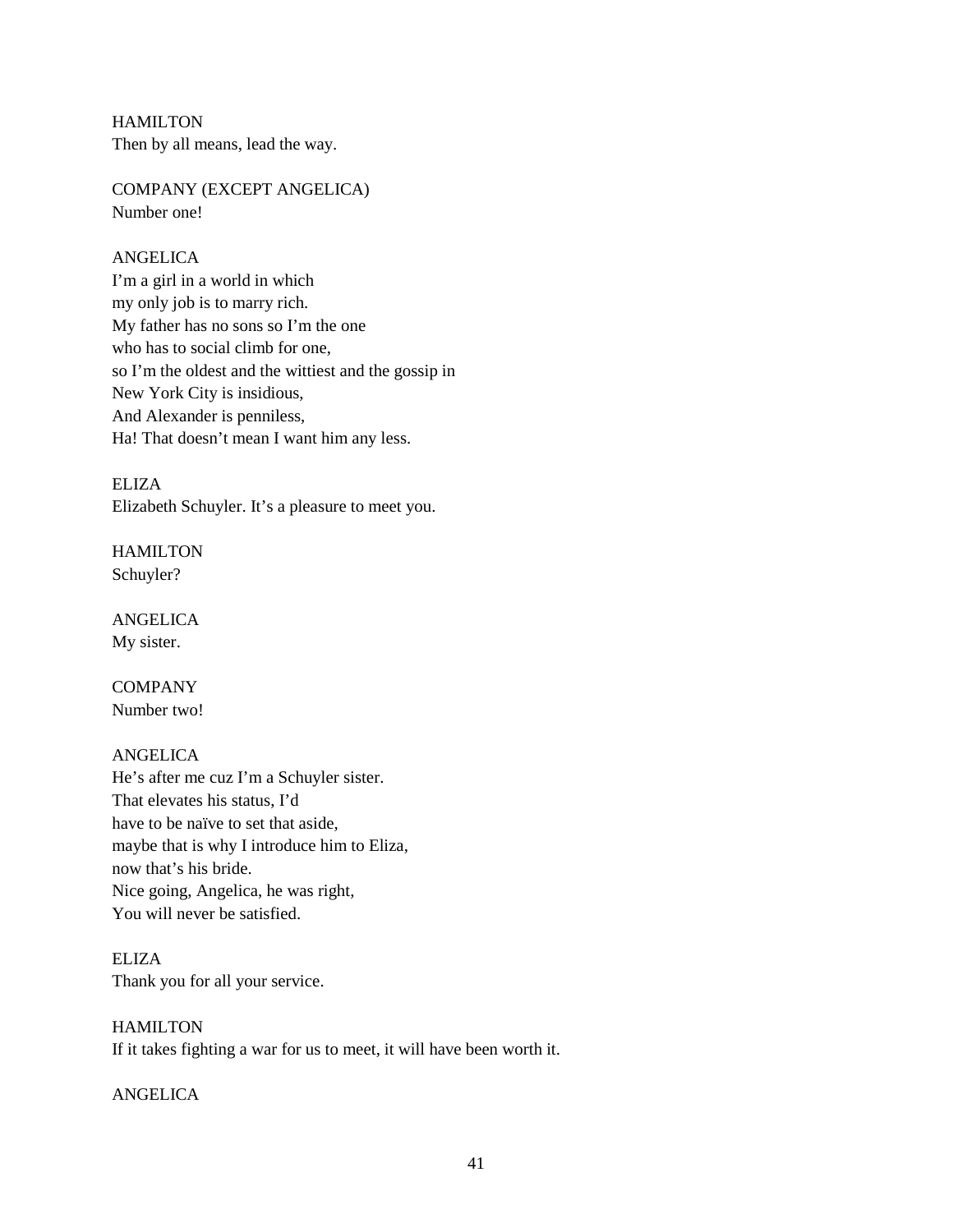HAMILTON
Then by all means, lead the way.

COMPANY (EXCEPT ANGELICA)
Number one!

ANGELICA
I'm a girl in a world in which
my only job is to marry rich.
My father has no sons so I'm the one
who has to social climb for one,
so I'm the oldest and the wittiest and the gossip in
New York City is insidious,
And Alexander is penniless,
Ha! That doesn't mean I want him any less.

ELIZA
Elizabeth Schuyler. It's a pleasure to meet you.

HAMILTON
Schuyler?

ANGELICA
My sister.

COMPANY
Number two!

ANGELICA
He's after me cuz I'm a Schuyler sister.
That elevates his status, I'd
have to be naïve to set that aside,
maybe that is why I introduce him to Eliza,
now that's his bride.
Nice going, Angelica, he was right,
You will never be satisfied.

ELIZA
Thank you for all your service.

HAMILTON
If it takes fighting a war for us to meet, it will have been worth it.

ANGELICA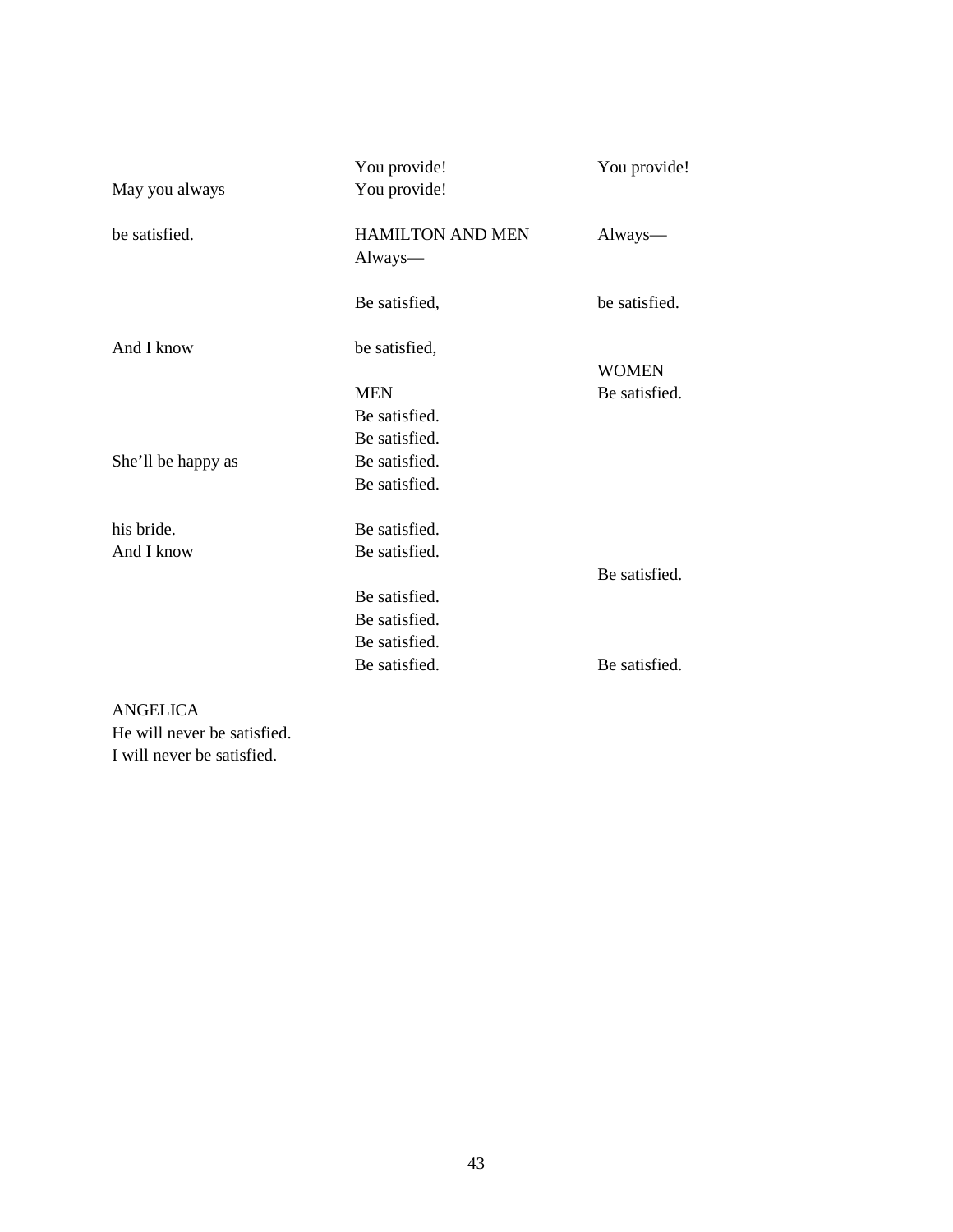| | | |
|---|---|---|
| | You provide! | You provide! |
| May you always | You provide! | |
| be satisfied. | HAMILTON AND MEN<br>Always— | Always— |
| | Be satisfied, | be satisfied. |
| And I know | be satisfied, | |
| | MEN | WOMEN<br>Be satisfied. |
| | Be satisfied. | |
| | Be satisfied. | |
| She'll be happy as | Be satisfied. | |
| | Be satisfied. | |
| his bride. | Be satisfied. | |
| And I know | Be satisfied. | |
| | | Be satisfied. |
| | Be satisfied. | |
| | Be satisfied. | |
| | Be satisfied. | |
| | Be satisfied. | Be satisfied. |

ANGELICA
He will never be satisfied.
I will never be satisfied.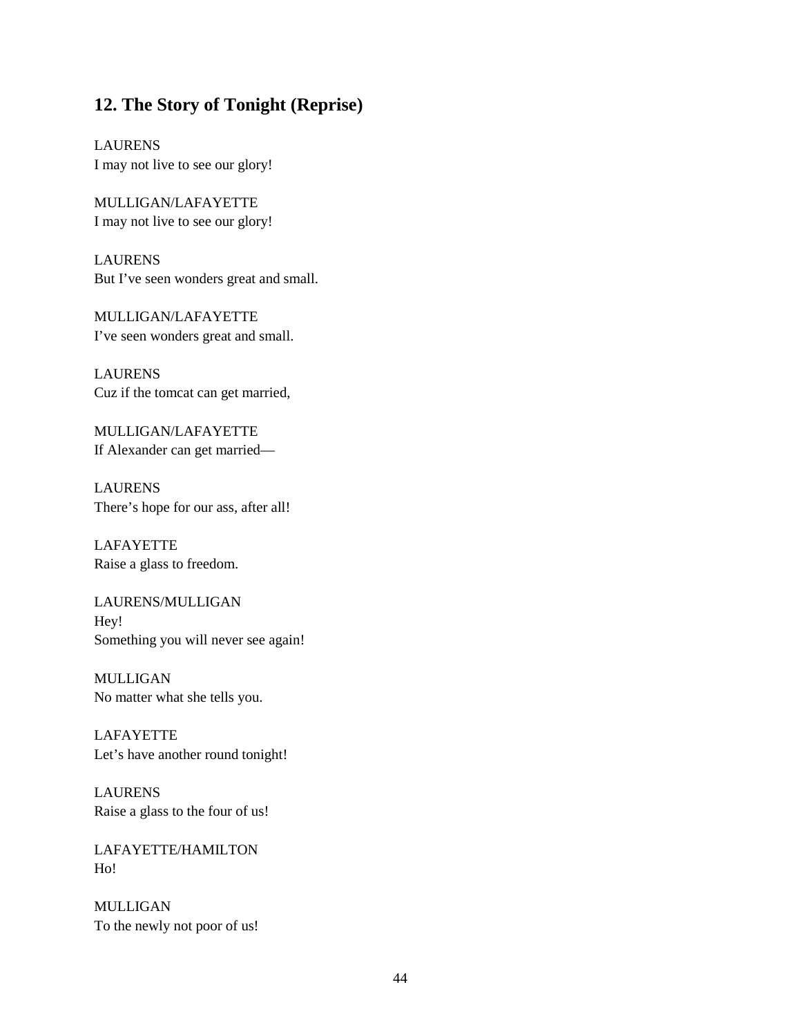## 12. The Story of Tonight (Reprise)

LAURENS
I may not live to see our glory!

MULLIGAN/LAFAYETTE
I may not live to see our glory!

LAURENS
But I've seen wonders great and small.

MULLIGAN/LAFAYETTE
I've seen wonders great and small.

LAURENS
Cuz if the tomcat can get married,

MULLIGAN/LAFAYETTE
If Alexander can get married—

LAURENS
There's hope for our ass, after all!

LAFAYETTE
Raise a glass to freedom.

LAURENS/MULLIGAN
Hey!
Something you will never see again!

MULLIGAN
No matter what she tells you.

LAFAYETTE
Let's have another round tonight!

LAURENS
Raise a glass to the four of us!

LAFAYETTE/HAMILTON
Ho!

MULLIGAN
To the newly not poor of us!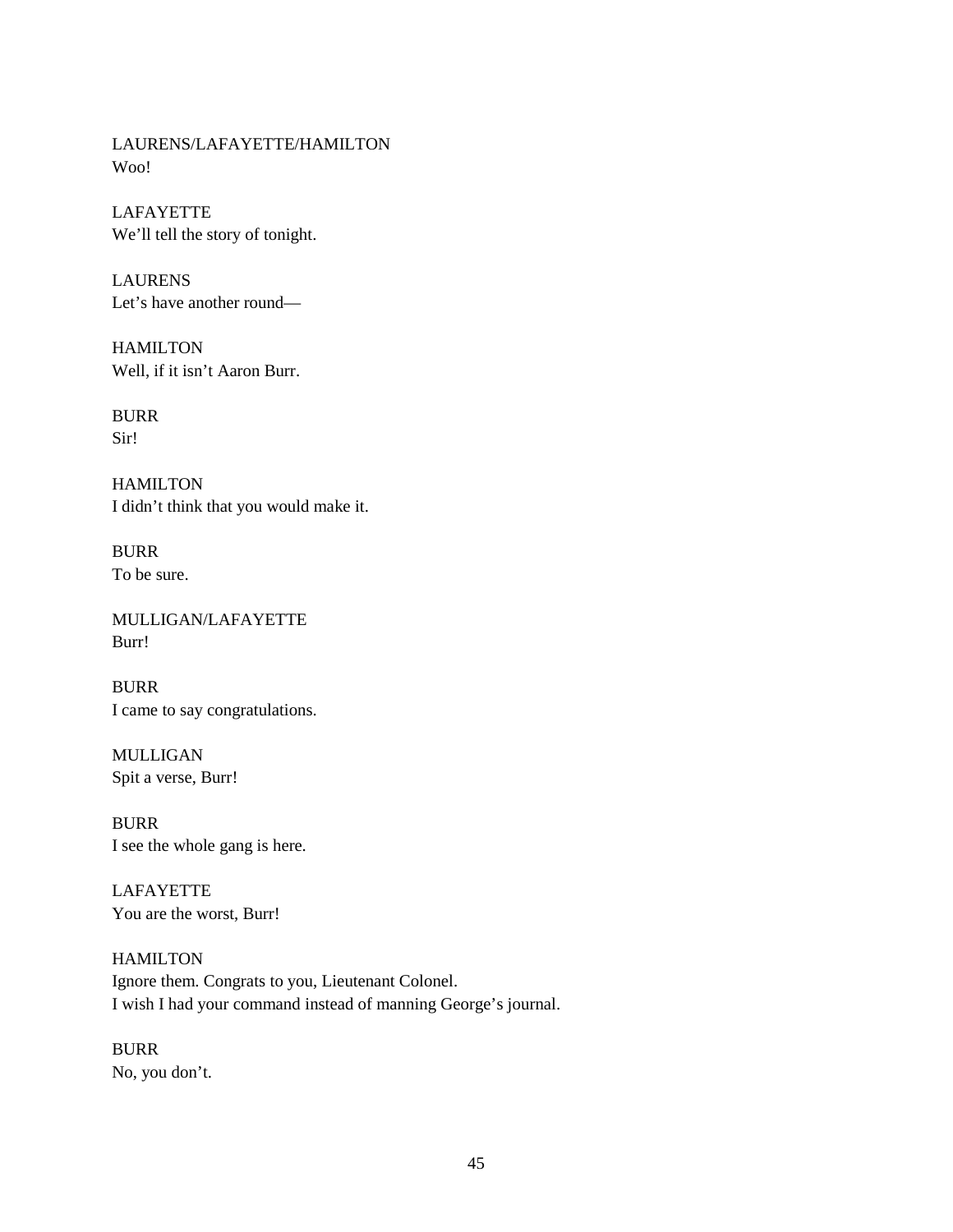LAURENS/LAFAYETTE/HAMILTON
Woo!

LAFAYETTE
We'll tell the story of tonight.

LAURENS
Let's have another round—

HAMILTON
Well, if it isn't Aaron Burr.

BURR
Sir!

HAMILTON
I didn't think that you would make it.

BURR
To be sure.

MULLIGAN/LAFAYETTE
Burr!

BURR
I came to say congratulations.

MULLIGAN
Spit a verse, Burr!

BURR
I see the whole gang is here.

LAFAYETTE
You are the worst, Burr!

HAMILTON
Ignore them. Congrats to you, Lieutenant Colonel.
I wish I had your command instead of manning George's journal.

BURR
No, you don't.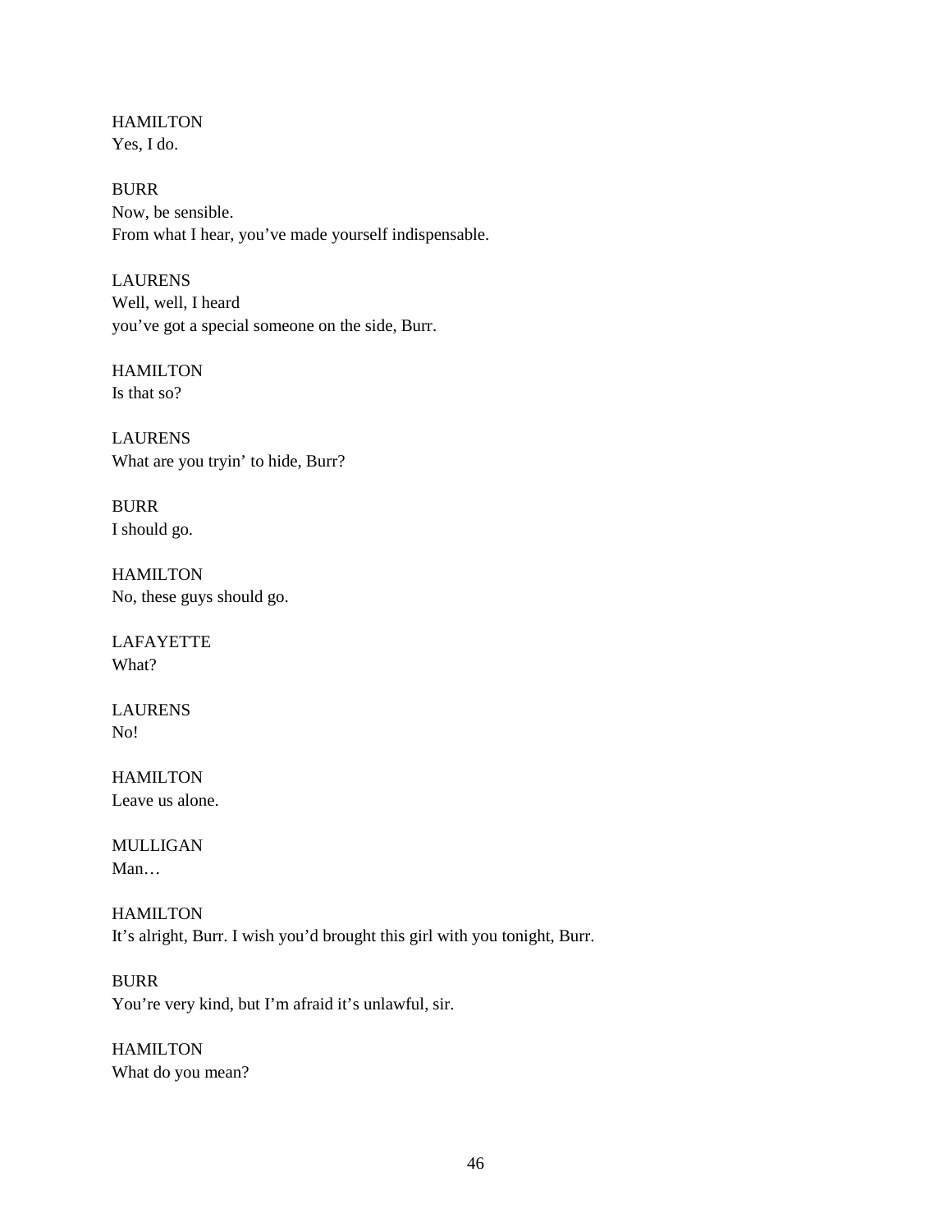HAMILTON
Yes, I do.

BURR
Now, be sensible.
From what I hear, you've made yourself indispensable.

LAURENS
Well, well, I heard
you've got a special someone on the side, Burr.

HAMILTON
Is that so?

LAURENS
What are you tryin' to hide, Burr?

BURR
I should go.

HAMILTON
No, these guys should go.

LAFAYETTE
What?

LAURENS
No!

HAMILTON
Leave us alone.

MULLIGAN
Man…

HAMILTON
It's alright, Burr. I wish you'd brought this girl with you tonight, Burr.

BURR
You're very kind, but I'm afraid it's unlawful, sir.

HAMILTON
What do you mean?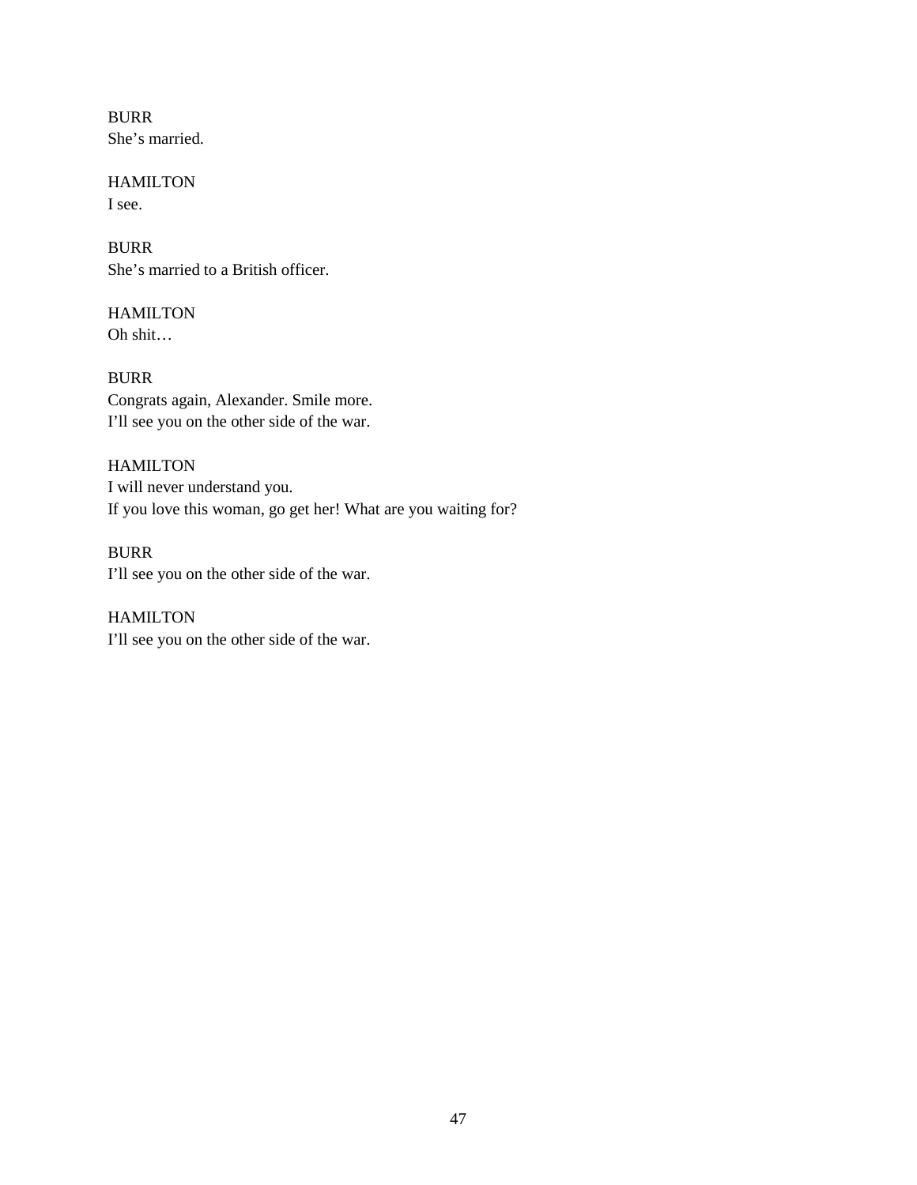BURR
She's married.

HAMILTON
I see.

BURR
She's married to a British officer.

HAMILTON
Oh shit…

BURR
Congrats again, Alexander. Smile more.
I'll see you on the other side of the war.

HAMILTON
I will never understand you.
If you love this woman, go get her! What are you waiting for?

BURR
I'll see you on the other side of the war.

HAMILTON
I'll see you on the other side of the war.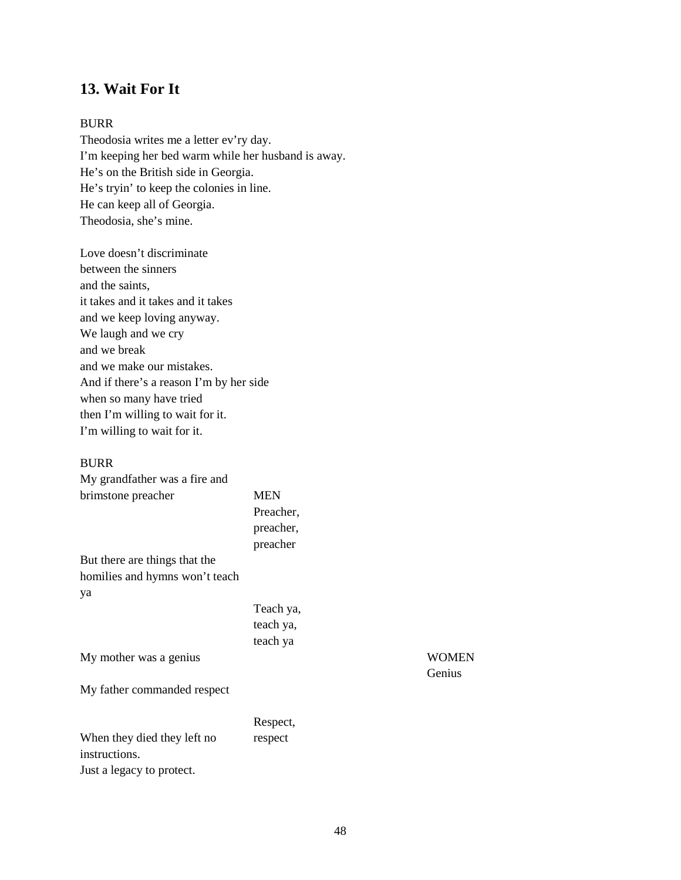## 13. Wait For It

BURR

Theodosia writes me a letter ev'ry day.
I'm keeping her bed warm while her husband is away.
He's on the British side in Georgia.
He's tryin' to keep the colonies in line.
He can keep all of Georgia.
Theodosia, she's mine.

Love doesn't discriminate
between the sinners
and the saints,
it takes and it takes and it takes
and we keep loving anyway.
We laugh and we cry
and we break
and we make our mistakes.
And if there's a reason I'm by her side
when so many have tried
then I'm willing to wait for it.
I'm willing to wait for it.

| BURR | | |
|---|---|---|
| My grandfather was a fire and brimstone preacher | MEN<br>Preacher,<br>preacher,<br>preacher | |
| But there are things that the homilies and hymns won't teach ya | Teach ya,<br>teach ya,<br>teach ya | |
| My mother was a genius | | WOMEN<br>Genius |
| My father commanded respect | Respect,<br>respect | |
| When they died they left no instructions.<br>Just a legacy to protect. | | |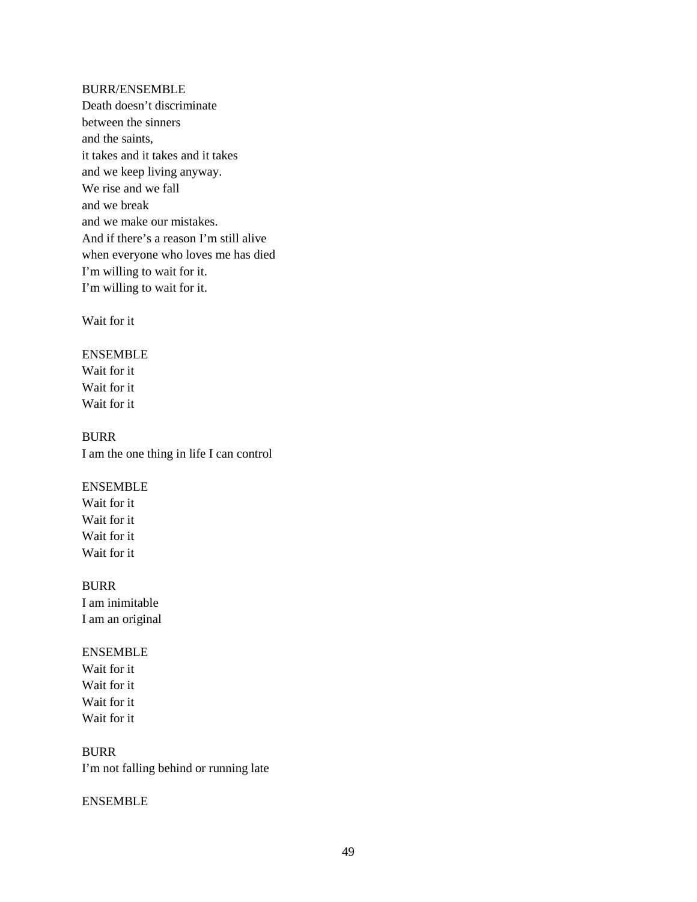BURR/ENSEMBLE
Death doesn't discriminate
between the sinners
and the saints,
it takes and it takes and it takes
and we keep living anyway.
We rise and we fall
and we break
and we make our mistakes.
And if there's a reason I'm still alive
when everyone who loves me has died
I'm willing to wait for it.
I'm willing to wait for it.

Wait for it

ENSEMBLE
Wait for it
Wait for it
Wait for it

BURR
I am the one thing in life I can control

ENSEMBLE
Wait for it
Wait for it
Wait for it
Wait for it

BURR
I am inimitable
I am an original

ENSEMBLE
Wait for it
Wait for it
Wait for it
Wait for it

BURR
I'm not falling behind or running late

ENSEMBLE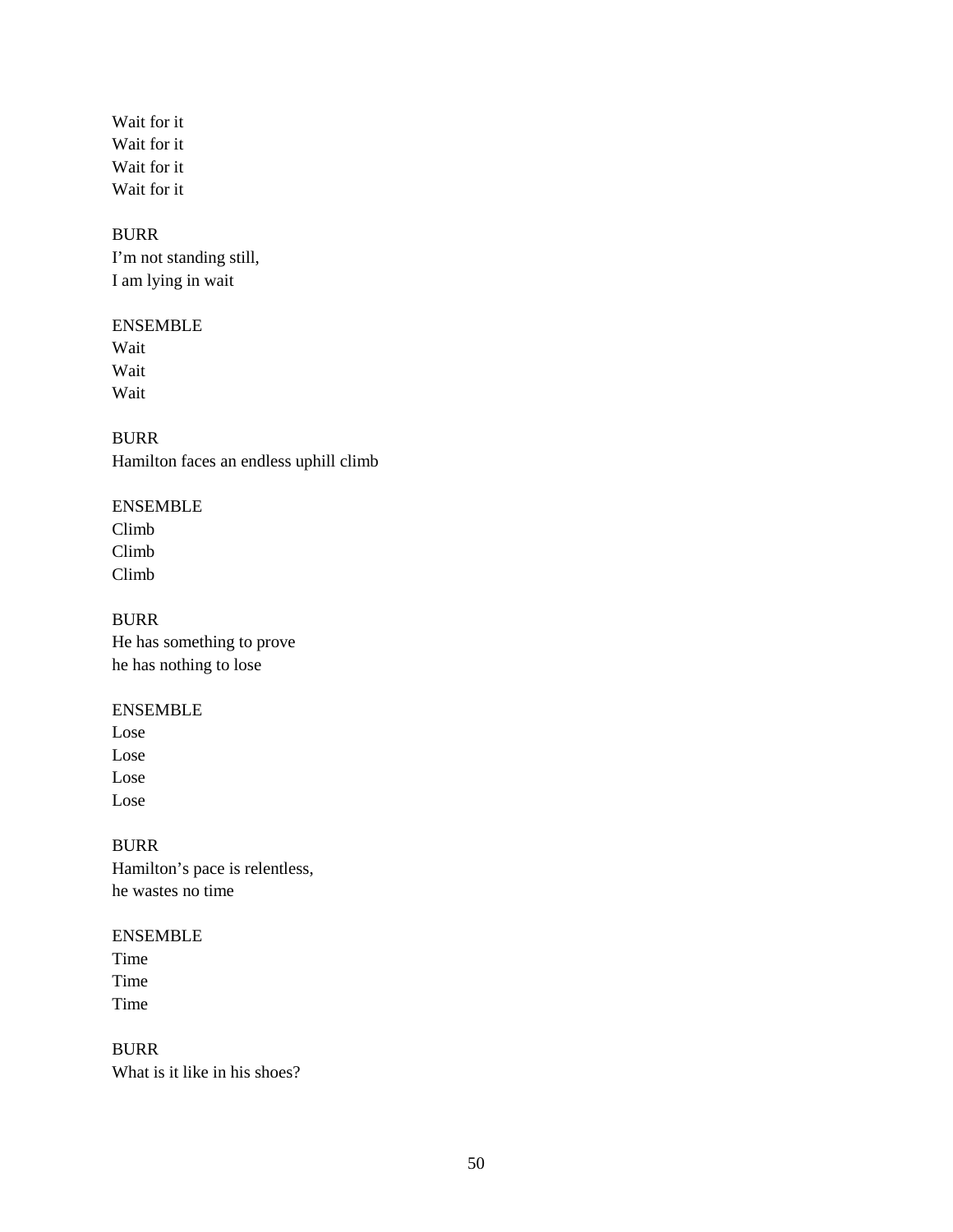Wait for it
Wait for it
Wait for it
Wait for it

BURR
I'm not standing still,
I am lying in wait

ENSEMBLE
Wait
Wait
Wait

BURR
Hamilton faces an endless uphill climb

ENSEMBLE
Climb
Climb
Climb

BURR
He has something to prove
he has nothing to lose

ENSEMBLE
Lose
Lose
Lose
Lose

BURR
Hamilton's pace is relentless,
he wastes no time

ENSEMBLE
Time
Time
Time

BURR
What is it like in his shoes?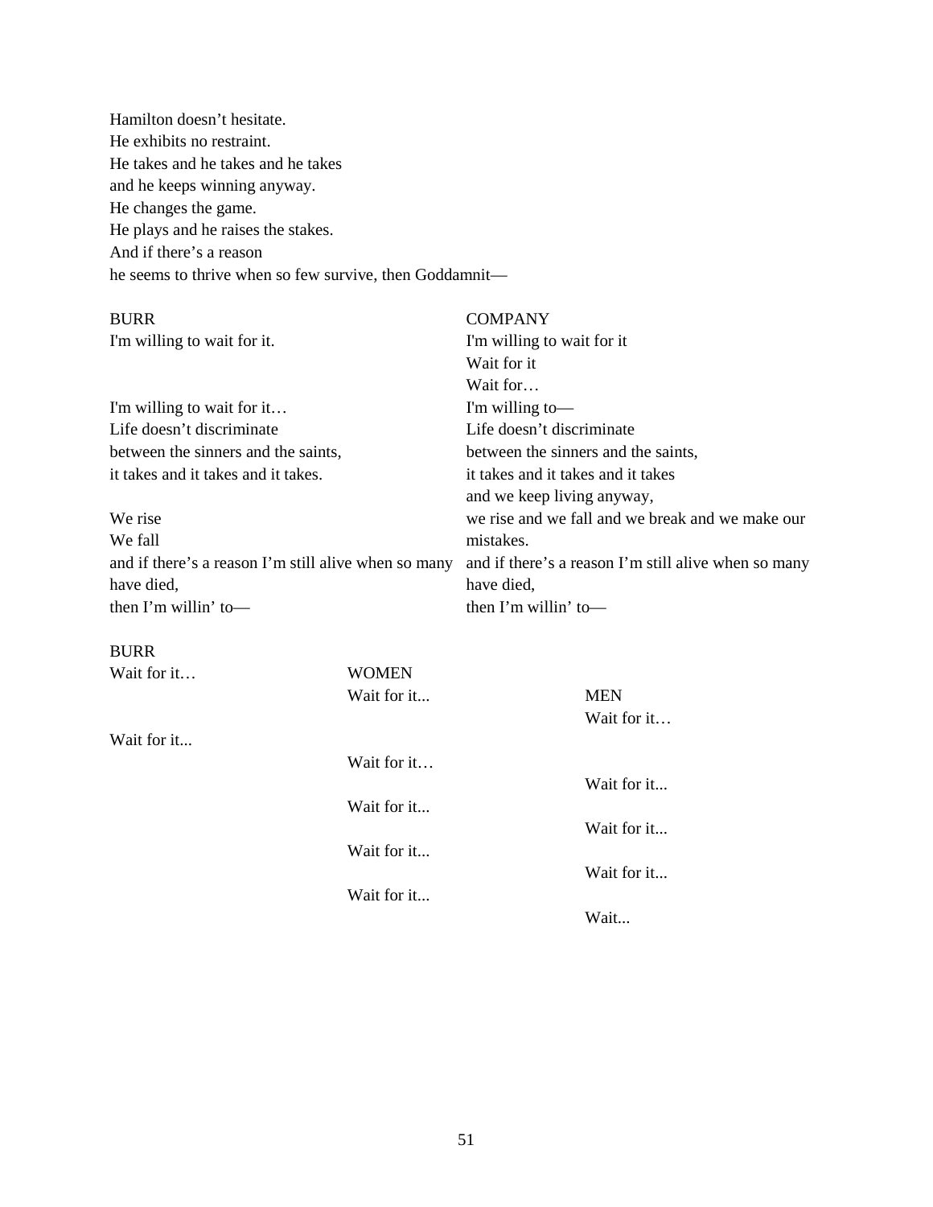Hamilton doesn't hesitate.
He exhibits no restraint.
He takes and he takes and he takes
and he keeps winning anyway.
He changes the game.
He plays and he raises the stakes.
And if there's a reason
he seems to thrive when so few survive, then Goddamnit—

| BURR | COMPANY |
|---|---|
| I'm willing to wait for it. | I'm willing to wait for it<br>Wait for it<br>Wait for… |
| I'm willing to wait for it… | I'm willing to— |
| Life doesn't discriminate | Life doesn't discriminate |
| between the sinners and the saints, | between the sinners and the saints, |
| it takes and it takes and it takes. | it takes and it takes and it takes<br>and we keep living anyway, |
| We rise<br>We fall | we rise and we fall and we break and we make our mistakes. |
| and if there's a reason I'm still alive when so many have died, | and if there's a reason I'm still alive when so many have died, |
| then I'm willin' to— | then I'm willin' to— |

| BURR | WOMEN | MEN |
|---|---|---|
| Wait for it… | | |
| | Wait for it... | |
| | | Wait for it… |
| Wait for it... | | |
| | Wait for it… | |
| | | Wait for it... |
| | Wait for it... | |
| | | Wait for it... |
| | Wait for it... | |
| | | Wait for it... |
| | Wait for it... | |
| | | Wait... |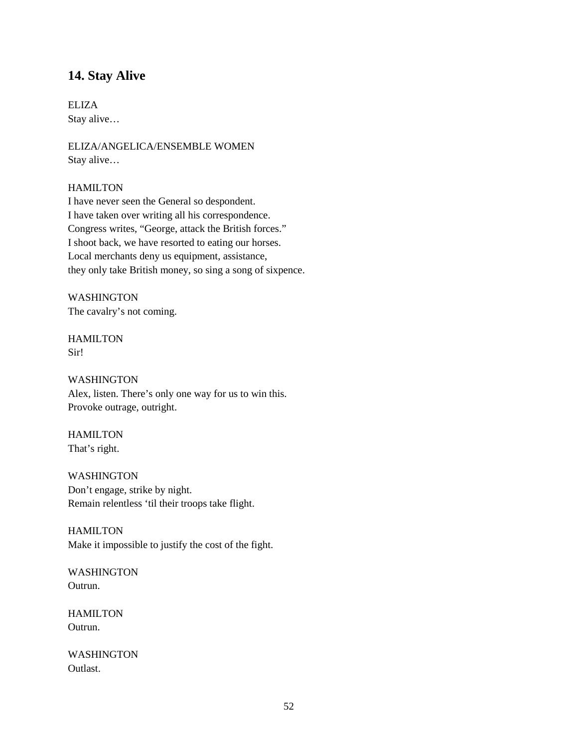## 14. Stay Alive

ELIZA
Stay alive…

ELIZA/ANGELICA/ENSEMBLE WOMEN
Stay alive…

HAMILTON
I have never seen the General so despondent.
I have taken over writing all his correspondence.
Congress writes, "George, attack the British forces."
I shoot back, we have resorted to eating our horses.
Local merchants deny us equipment, assistance,
they only take British money, so sing a song of sixpence.

WASHINGTON
The cavalry's not coming.

HAMILTON
Sir!

WASHINGTON
Alex, listen. There's only one way for us to win this.
Provoke outrage, outright.

HAMILTON
That's right.

WASHINGTON
Don't engage, strike by night.
Remain relentless 'til their troops take flight.

HAMILTON
Make it impossible to justify the cost of the fight.

WASHINGTON
Outrun.

HAMILTON
Outrun.

WASHINGTON
Outlast.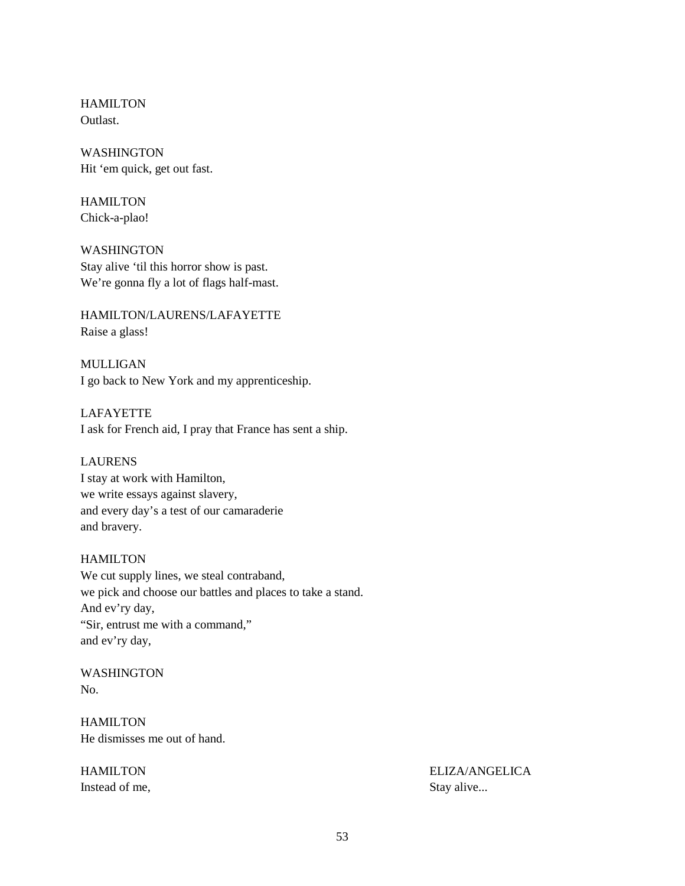HAMILTON
Outlast.

WASHINGTON
Hit 'em quick, get out fast.

HAMILTON
Chick-a-plao!

WASHINGTON
Stay alive 'til this horror show is past.
We're gonna fly a lot of flags half-mast.

HAMILTON/LAURENS/LAFAYETTE
Raise a glass!

MULLIGAN
I go back to New York and my apprenticeship.

LAFAYETTE
I ask for French aid, I pray that France has sent a ship.

LAURENS
I stay at work with Hamilton,
we write essays against slavery,
and every day's a test of our camaraderie
and bravery.

HAMILTON
We cut supply lines, we steal contraband,
we pick and choose our battles and places to take a stand.
And ev'ry day,
"Sir, entrust me with a command,"
and ev'ry day,

WASHINGTON
No.

HAMILTON
He dismisses me out of hand.

HAMILTON
Instead of me,

ELIZA/ANGELICA
Stay alive...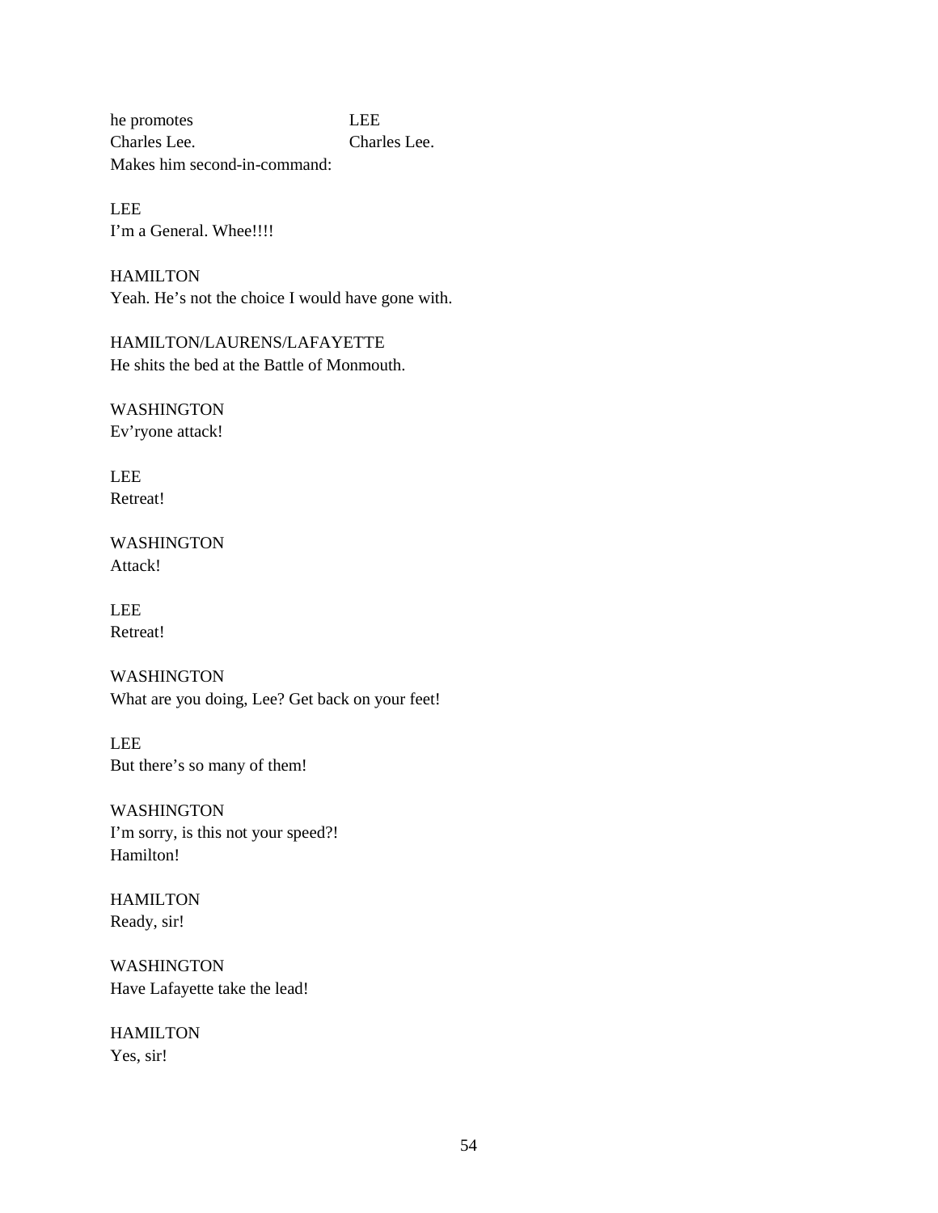| | |
|---|---|
| he promotes | LEE |
| Charles Lee. | Charles Lee. |
| Makes him second-in-command: | |

LEE
I'm a General. Whee!!!!

HAMILTON
Yeah. He's not the choice I would have gone with.

HAMILTON/LAURENS/LAFAYETTE
He shits the bed at the Battle of Monmouth.

WASHINGTON
Ev'ryone attack!

LEE
Retreat!

WASHINGTON
Attack!

LEE
Retreat!

WASHINGTON
What are you doing, Lee? Get back on your feet!

LEE
But there's so many of them!

WASHINGTON
I'm sorry, is this not your speed?!
Hamilton!

HAMILTON
Ready, sir!

WASHINGTON
Have Lafayette take the lead!

HAMILTON
Yes, sir!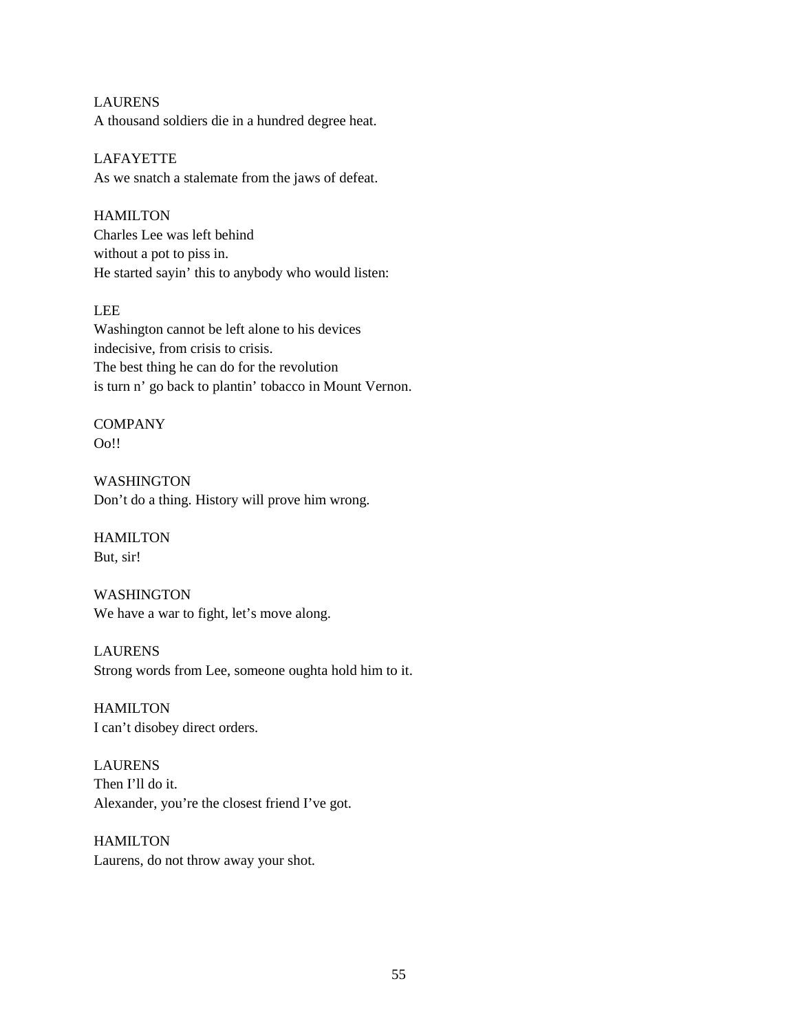LAURENS
A thousand soldiers die in a hundred degree heat.

LAFAYETTE
As we snatch a stalemate from the jaws of defeat.

HAMILTON
Charles Lee was left behind
without a pot to piss in.
He started sayin' this to anybody who would listen:

LEE
Washington cannot be left alone to his devices
indecisive, from crisis to crisis.
The best thing he can do for the revolution
is turn n' go back to plantin' tobacco in Mount Vernon.

COMPANY
Oo!!

WASHINGTON
Don't do a thing. History will prove him wrong.

HAMILTON
But, sir!

WASHINGTON
We have a war to fight, let's move along.

LAURENS
Strong words from Lee, someone oughta hold him to it.

HAMILTON
I can't disobey direct orders.

LAURENS
Then I'll do it.
Alexander, you're the closest friend I've got.

HAMILTON
Laurens, do not throw away your shot.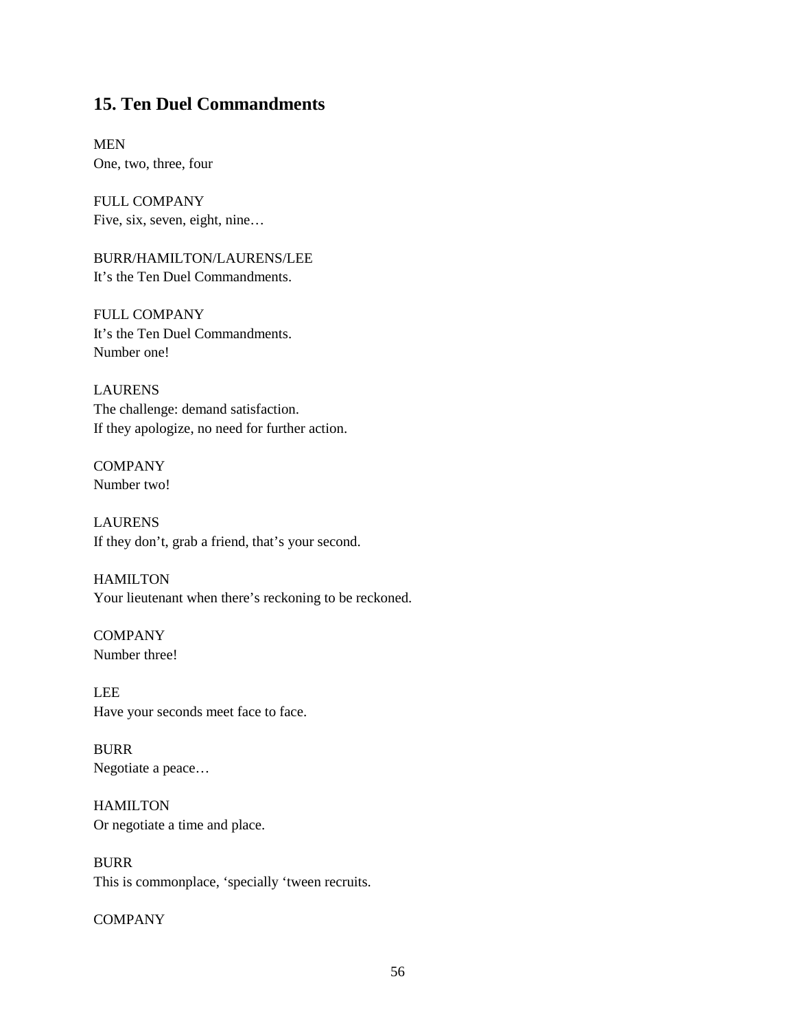## 15. Ten Duel Commandments

MEN
One, two, three, four

FULL COMPANY
Five, six, seven, eight, nine…

BURR/HAMILTON/LAURENS/LEE
It's the Ten Duel Commandments.

FULL COMPANY
It's the Ten Duel Commandments.
Number one!

LAURENS
The challenge: demand satisfaction.
If they apologize, no need for further action.

COMPANY
Number two!

LAURENS
If they don't, grab a friend, that's your second.

HAMILTON
Your lieutenant when there's reckoning to be reckoned.

COMPANY
Number three!

LEE
Have your seconds meet face to face.

BURR
Negotiate a peace…

HAMILTON
Or negotiate a time and place.

BURR
This is commonplace, 'specially 'tween recruits.

COMPANY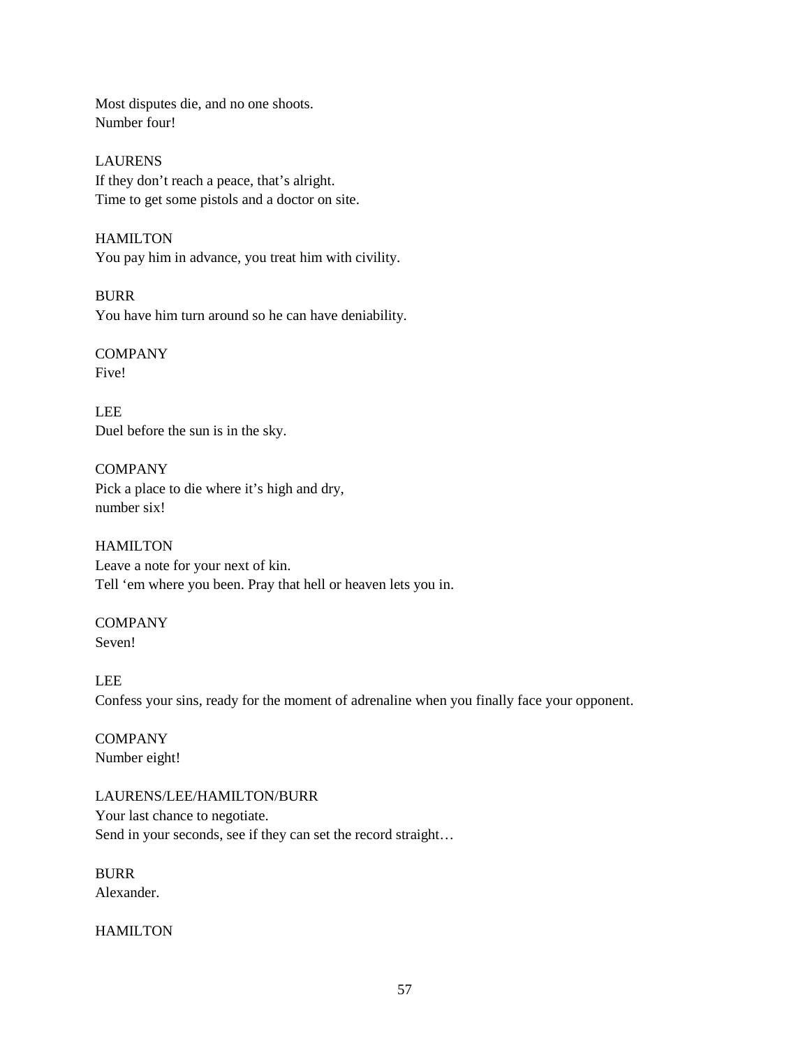Most disputes die, and no one shoots.
Number four!

LAURENS
If they don't reach a peace, that's alright.
Time to get some pistols and a doctor on site.

HAMILTON
You pay him in advance, you treat him with civility.

BURR
You have him turn around so he can have deniability.

COMPANY
Five!

LEE
Duel before the sun is in the sky.

COMPANY
Pick a place to die where it's high and dry,
number six!

HAMILTON
Leave a note for your next of kin.
Tell 'em where you been. Pray that hell or heaven lets you in.

COMPANY
Seven!

LEE
Confess your sins, ready for the moment of adrenaline when you finally face your opponent.

COMPANY
Number eight!

LAURENS/LEE/HAMILTON/BURR
Your last chance to negotiate.
Send in your seconds, see if they can set the record straight…

BURR
Alexander.

HAMILTON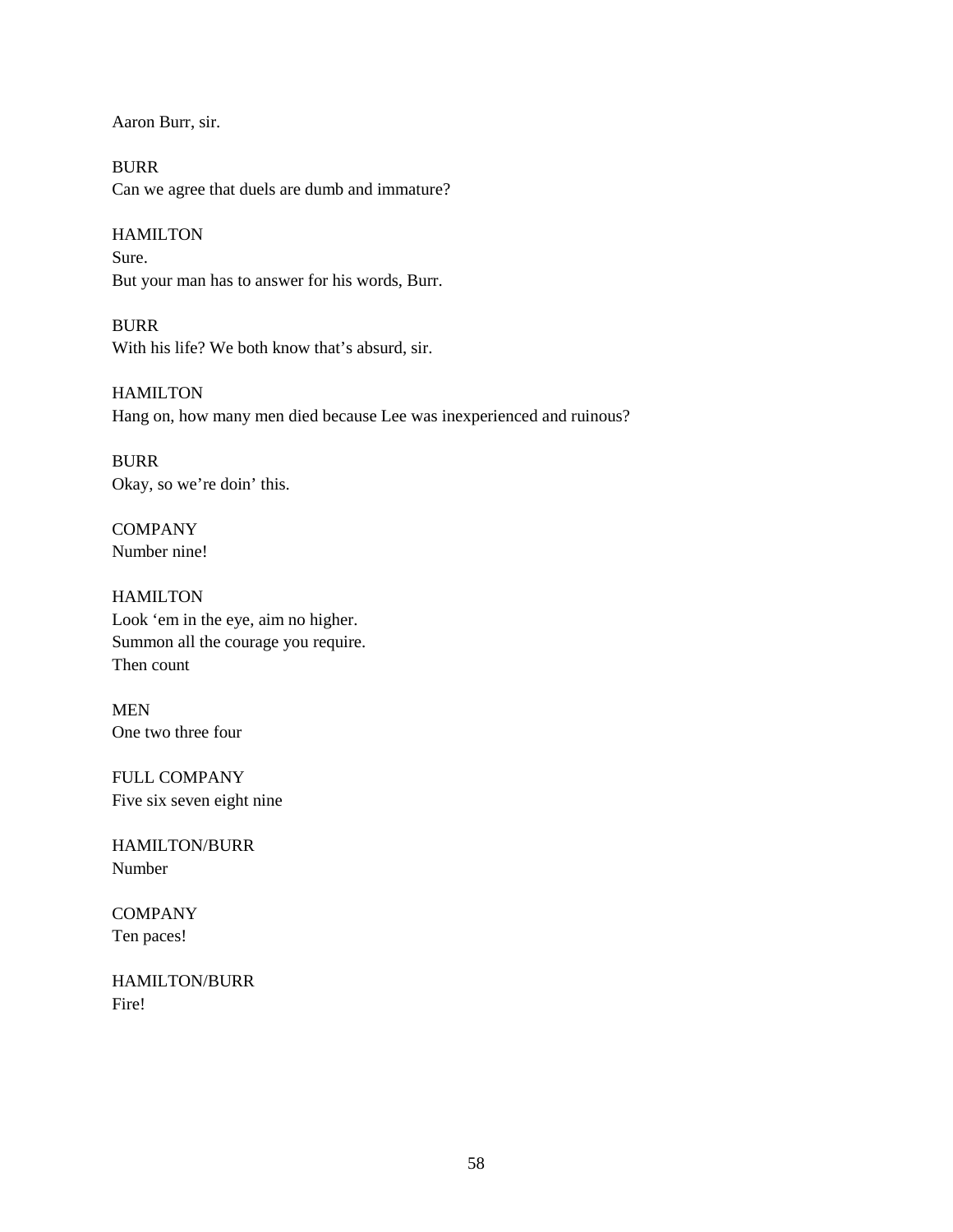Aaron Burr, sir.

BURR
Can we agree that duels are dumb and immature?

HAMILTON
Sure.
But your man has to answer for his words, Burr.

BURR
With his life? We both know that's absurd, sir.

HAMILTON
Hang on, how many men died because Lee was inexperienced and ruinous?

BURR
Okay, so we're doin' this.

COMPANY
Number nine!

HAMILTON
Look 'em in the eye, aim no higher.
Summon all the courage you require.
Then count

MEN
One two three four

FULL COMPANY
Five six seven eight nine

HAMILTON/BURR
Number

COMPANY
Ten paces!

HAMILTON/BURR
Fire!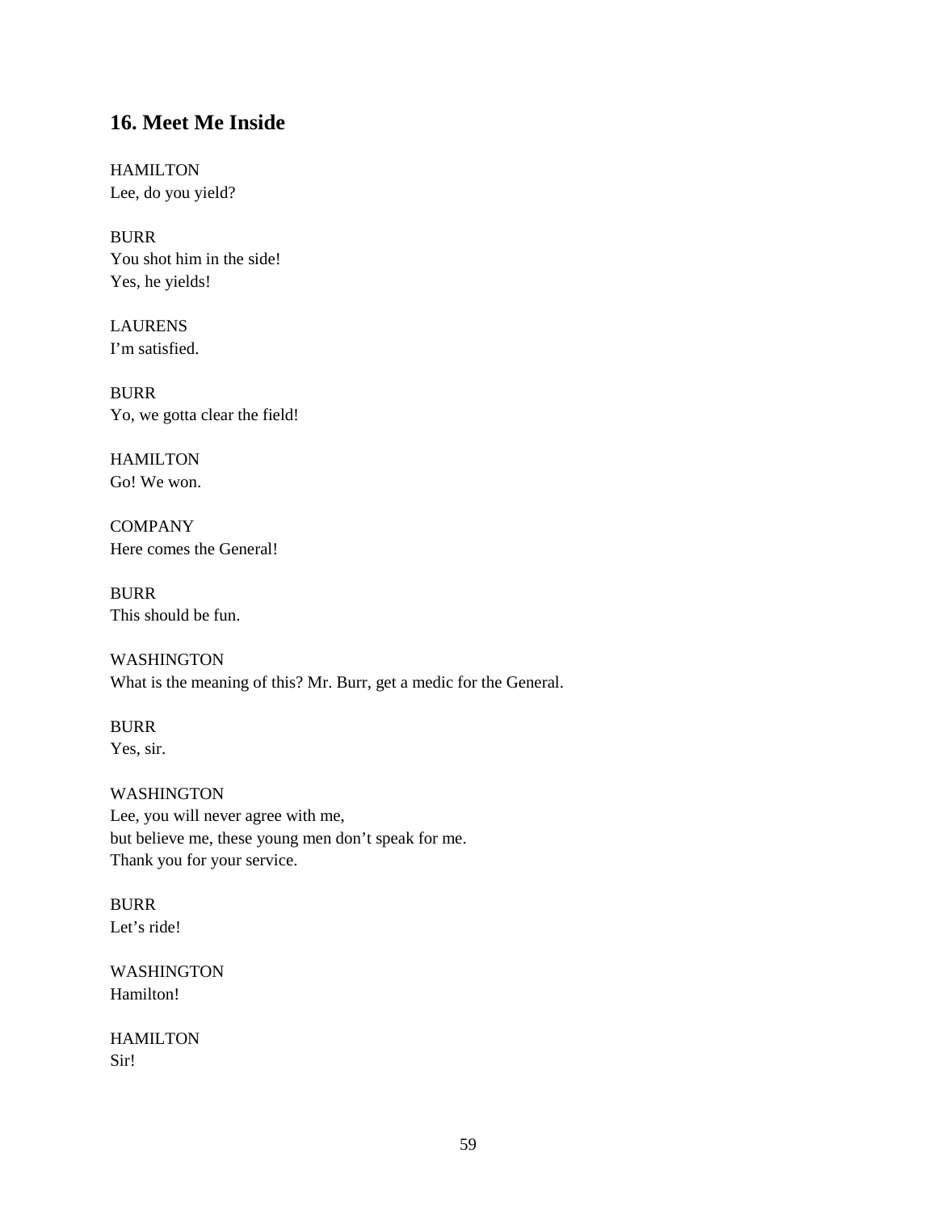## 16. Meet Me Inside

HAMILTON
Lee, do you yield?

BURR
You shot him in the side!
Yes, he yields!

LAURENS
I'm satisfied.

BURR
Yo, we gotta clear the field!

HAMILTON
Go! We won.

COMPANY
Here comes the General!

BURR
This should be fun.

WASHINGTON
What is the meaning of this? Mr. Burr, get a medic for the General.

BURR
Yes, sir.

WASHINGTON
Lee, you will never agree with me,
but believe me, these young men don't speak for me.
Thank you for your service.

BURR
Let's ride!

WASHINGTON
Hamilton!

HAMILTON
Sir!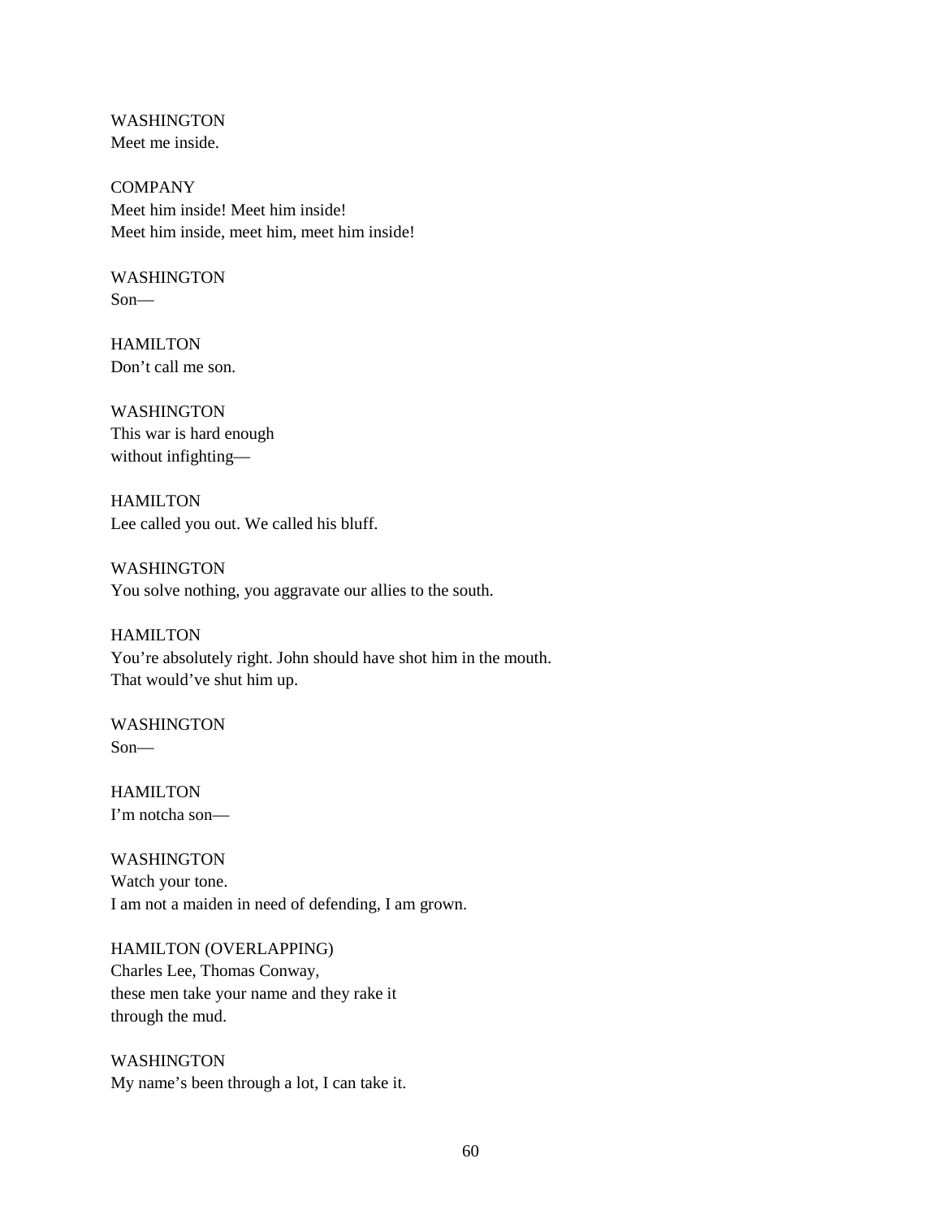WASHINGTON
Meet me inside.

COMPANY
Meet him inside! Meet him inside!
Meet him inside, meet him, meet him inside!

WASHINGTON
Son—

HAMILTON
Don't call me son.

WASHINGTON
This war is hard enough
without infighting—

HAMILTON
Lee called you out. We called his bluff.

WASHINGTON
You solve nothing, you aggravate our allies to the south.

HAMILTON
You're absolutely right. John should have shot him in the mouth.
That would've shut him up.

WASHINGTON
Son—

HAMILTON
I'm notcha son—

WASHINGTON
Watch your tone.
I am not a maiden in need of defending, I am grown.

HAMILTON (OVERLAPPING)
Charles Lee, Thomas Conway,
these men take your name and they rake it
through the mud.

WASHINGTON
My name's been through a lot, I can take it.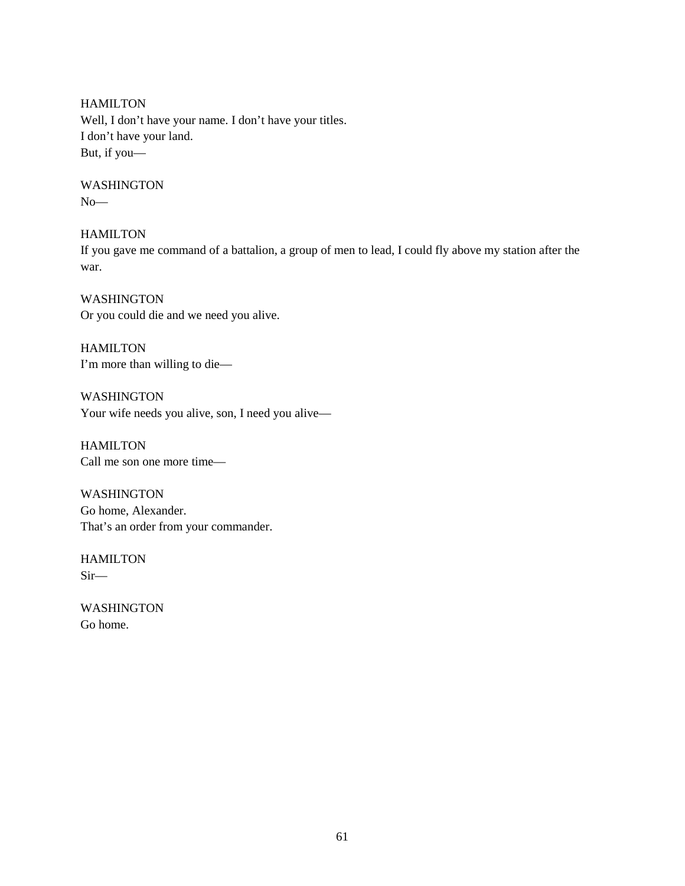HAMILTON
Well, I don't have your name. I don't have your titles.
I don't have your land.
But, if you—

WASHINGTON
No—

HAMILTON
If you gave me command of a battalion, a group of men to lead, I could fly above my station after the war.

WASHINGTON
Or you could die and we need you alive.

HAMILTON
I'm more than willing to die—

WASHINGTON
Your wife needs you alive, son, I need you alive—

HAMILTON
Call me son one more time—

WASHINGTON
Go home, Alexander.
That's an order from your commander.

HAMILTON
Sir—

WASHINGTON
Go home.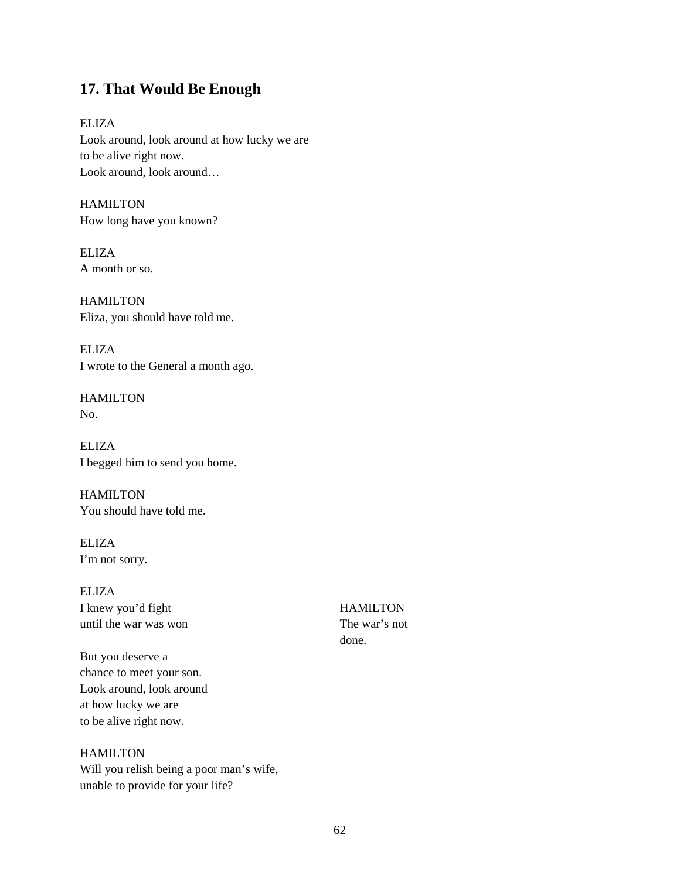## 17. That Would Be Enough

ELIZA
Look around, look around at how lucky we are
to be alive right now.
Look around, look around…

HAMILTON
How long have you known?

ELIZA
A month or so.

HAMILTON
Eliza, you should have told me.

ELIZA
I wrote to the General a month ago.

HAMILTON
No.

ELIZA
I begged him to send you home.

HAMILTON
You should have told me.

ELIZA
I'm not sorry.

ELIZA
I knew you'd fight
until the war was won

HAMILTON
The war's not
done.

ELIZA
But you deserve a
chance to meet your son.
Look around, look around
at how lucky we are
to be alive right now.

HAMILTON
Will you relish being a poor man's wife,
unable to provide for your life?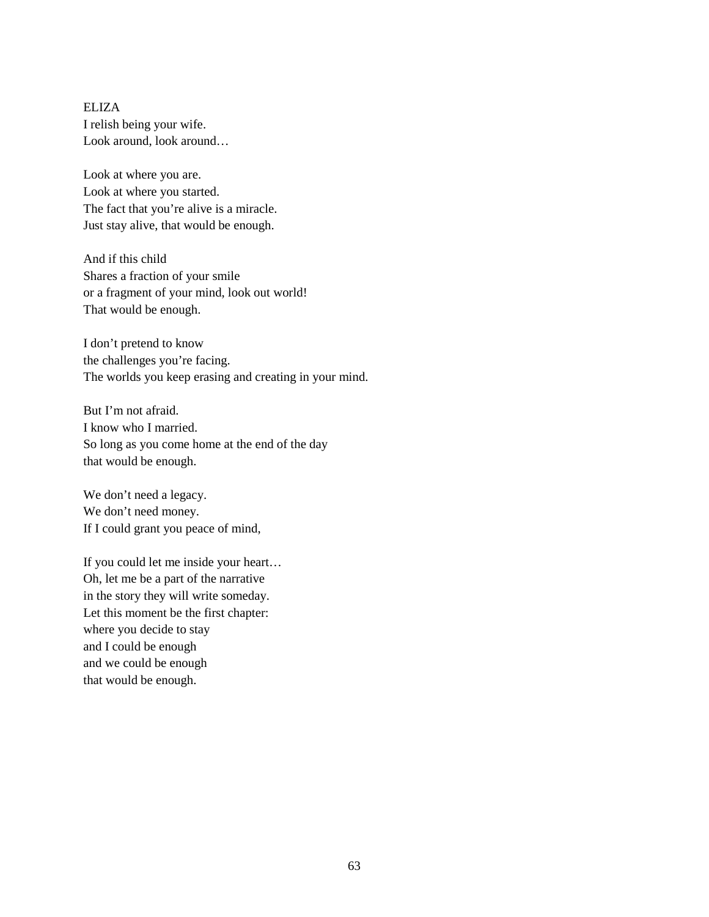ELIZA
I relish being your wife.
Look around, look around…

Look at where you are.
Look at where you started.
The fact that you're alive is a miracle.
Just stay alive, that would be enough.

And if this child
Shares a fraction of your smile
or a fragment of your mind, look out world!
That would be enough.

I don't pretend to know
the challenges you're facing.
The worlds you keep erasing and creating in your mind.

But I'm not afraid.
I know who I married.
So long as you come home at the end of the day
that would be enough.

We don't need a legacy.
We don't need money.
If I could grant you peace of mind,

If you could let me inside your heart…
Oh, let me be a part of the narrative
in the story they will write someday.
Let this moment be the first chapter:
where you decide to stay
and I could be enough
and we could be enough
that would be enough.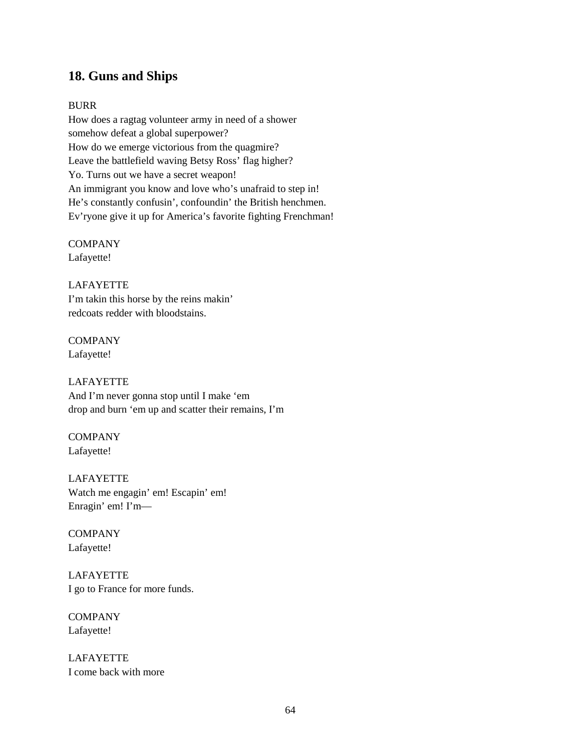## 18. Guns and Ships

BURR
How does a ragtag volunteer army in need of a shower
somehow defeat a global superpower?
How do we emerge victorious from the quagmire?
Leave the battlefield waving Betsy Ross' flag higher?
Yo. Turns out we have a secret weapon!
An immigrant you know and love who's unafraid to step in!
He's constantly confusin', confoundin' the British henchmen.
Ev'ryone give it up for America's favorite fighting Frenchman!

COMPANY
Lafayette!

LAFAYETTE
I'm takin this horse by the reins makin'
redcoats redder with bloodstains.

COMPANY
Lafayette!

LAFAYETTE
And I'm never gonna stop until I make 'em
drop and burn 'em up and scatter their remains, I'm

COMPANY
Lafayette!

LAFAYETTE
Watch me engagin' em! Escapin' em!
Enragin' em! I'm—

COMPANY
Lafayette!

LAFAYETTE
I go to France for more funds.

COMPANY
Lafayette!

LAFAYETTE
I come back with more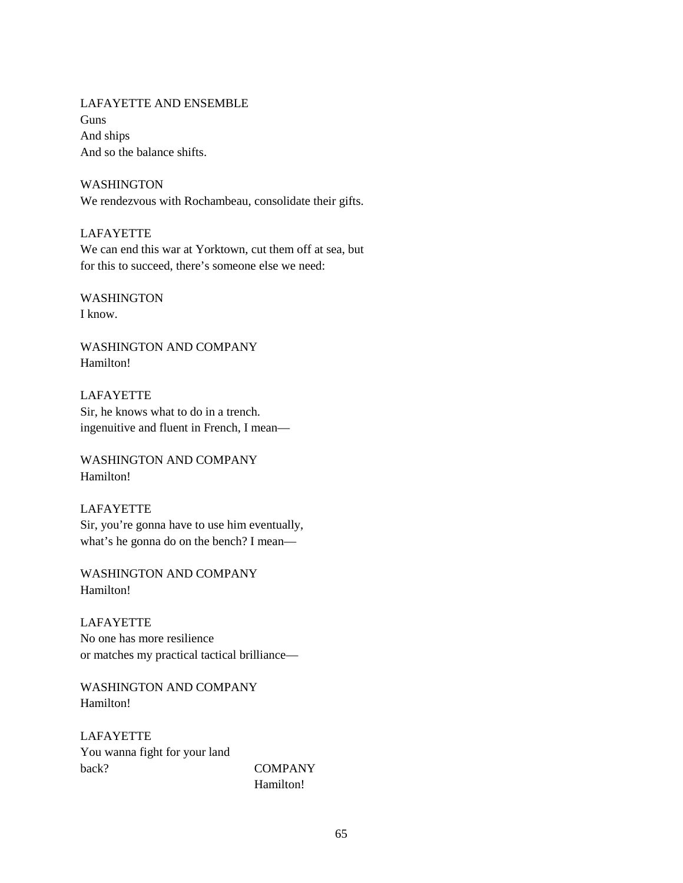LAFAYETTE AND ENSEMBLE
Guns
And ships
And so the balance shifts.

WASHINGTON
We rendezvous with Rochambeau, consolidate their gifts.

LAFAYETTE
We can end this war at Yorktown, cut them off at sea, but
for this to succeed, there's someone else we need:

WASHINGTON
I know.

WASHINGTON AND COMPANY
Hamilton!

LAFAYETTE
Sir, he knows what to do in a trench.
ingenuitive and fluent in French, I mean—

WASHINGTON AND COMPANY
Hamilton!

LAFAYETTE
Sir, you're gonna have to use him eventually,
what's he gonna do on the bench? I mean—

WASHINGTON AND COMPANY
Hamilton!

LAFAYETTE
No one has more resilience
or matches my practical tactical brilliance—

WASHINGTON AND COMPANY
Hamilton!

LAFAYETTE
You wanna fight for your land
back?

COMPANY
Hamilton!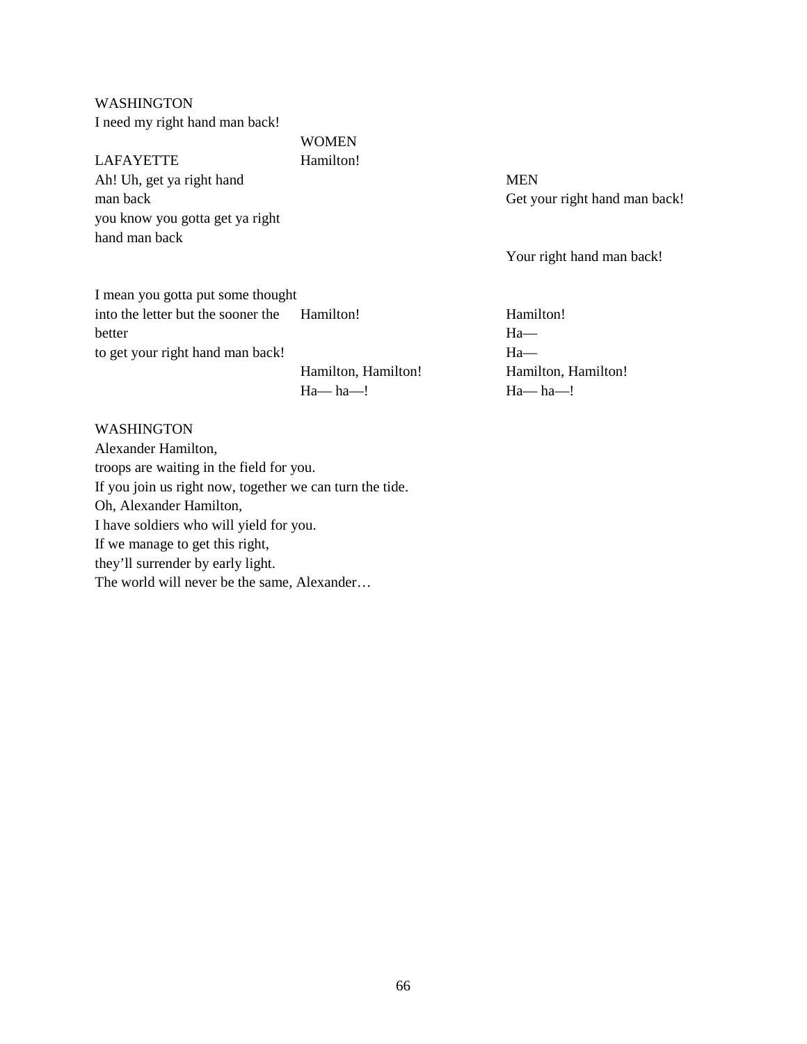WASHINGTON
I need my right hand man back!

| LAFAYETTE | WOMEN | MEN |
|---|---|---|
| | Hamilton! | |
| Ah! Uh, get ya right hand man back you know you gotta get ya right hand man back | | Get your right hand man back! |
| | | Your right hand man back! |
| I mean you gotta put some thought into the letter but the sooner the better | Hamilton! | Hamilton! |
| | | Ha— |
| to get your right hand man back! | | Ha— |
| | Hamilton, Hamilton! | Hamilton, Hamilton! |
| | Ha— ha—! | Ha— ha—! |

WASHINGTON
Alexander Hamilton,
troops are waiting in the field for you.
If you join us right now, together we can turn the tide.
Oh, Alexander Hamilton,
I have soldiers who will yield for you.
If we manage to get this right,
they'll surrender by early light.
The world will never be the same, Alexander…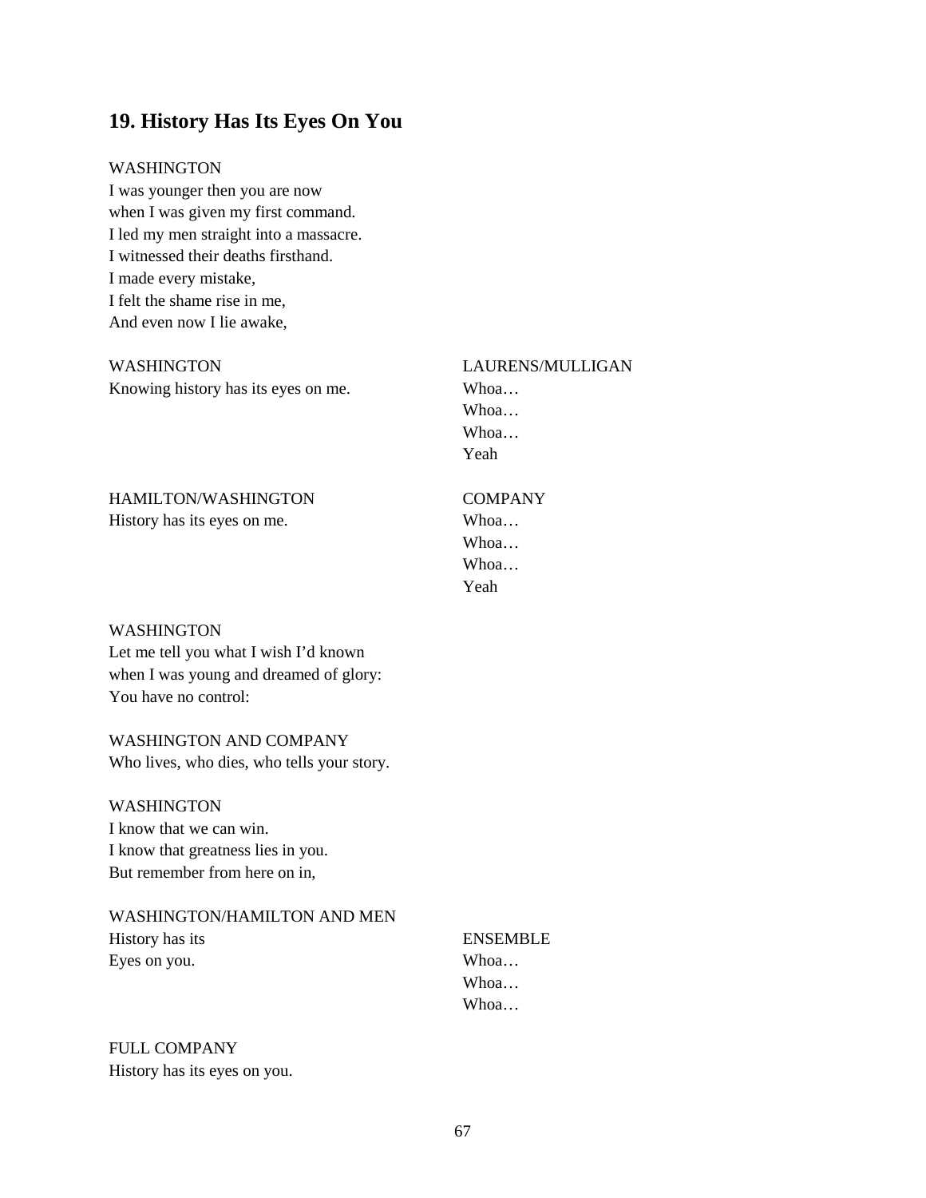## 19. History Has Its Eyes On You

WASHINGTON
I was younger then you are now
when I was given my first command.
I led my men straight into a massacre.
I witnessed their deaths firsthand.
I made every mistake,
I felt the shame rise in me,
And even now I lie awake,

WASHINGTON
Knowing history has its eyes on me.

LAURENS/MULLIGAN
Whoa…
Whoa…
Whoa…
Yeah

HAMILTON/WASHINGTON
History has its eyes on me.

COMPANY
Whoa…
Whoa…
Whoa…
Yeah

WASHINGTON
Let me tell you what I wish I'd known
when I was young and dreamed of glory:
You have no control:

WASHINGTON AND COMPANY
Who lives, who dies, who tells your story.

WASHINGTON
I know that we can win.
I know that greatness lies in you.
But remember from here on in,

WASHINGTON/HAMILTON AND MEN
History has its
Eyes on you.

ENSEMBLE
Whoa…
Whoa…
Whoa…

FULL COMPANY
History has its eyes on you.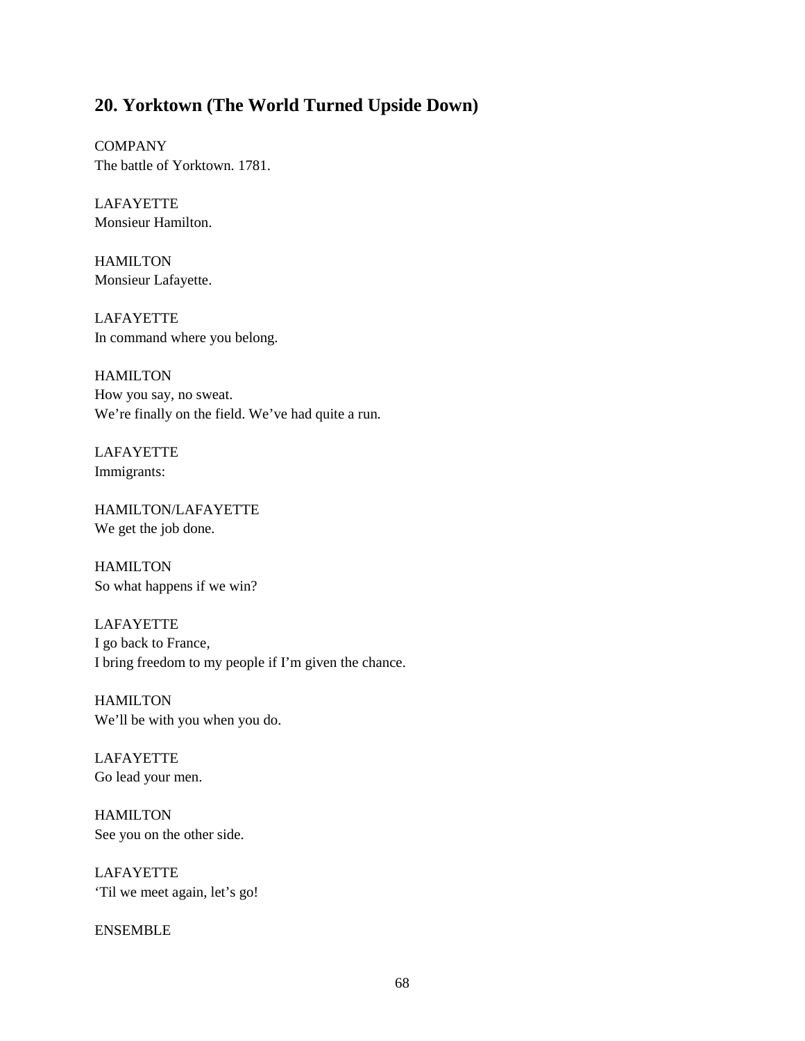## 20. Yorktown (The World Turned Upside Down)

COMPANY
The battle of Yorktown. 1781.

LAFAYETTE
Monsieur Hamilton.

HAMILTON
Monsieur Lafayette.

LAFAYETTE
In command where you belong.

HAMILTON
How you say, no sweat.
We're finally on the field. We've had quite a run.

LAFAYETTE
Immigrants:

HAMILTON/LAFAYETTE
We get the job done.

HAMILTON
So what happens if we win?

LAFAYETTE
I go back to France,
I bring freedom to my people if I'm given the chance.

HAMILTON
We'll be with you when you do.

LAFAYETTE
Go lead your men.

HAMILTON
See you on the other side.

LAFAYETTE
'Til we meet again, let's go!

ENSEMBLE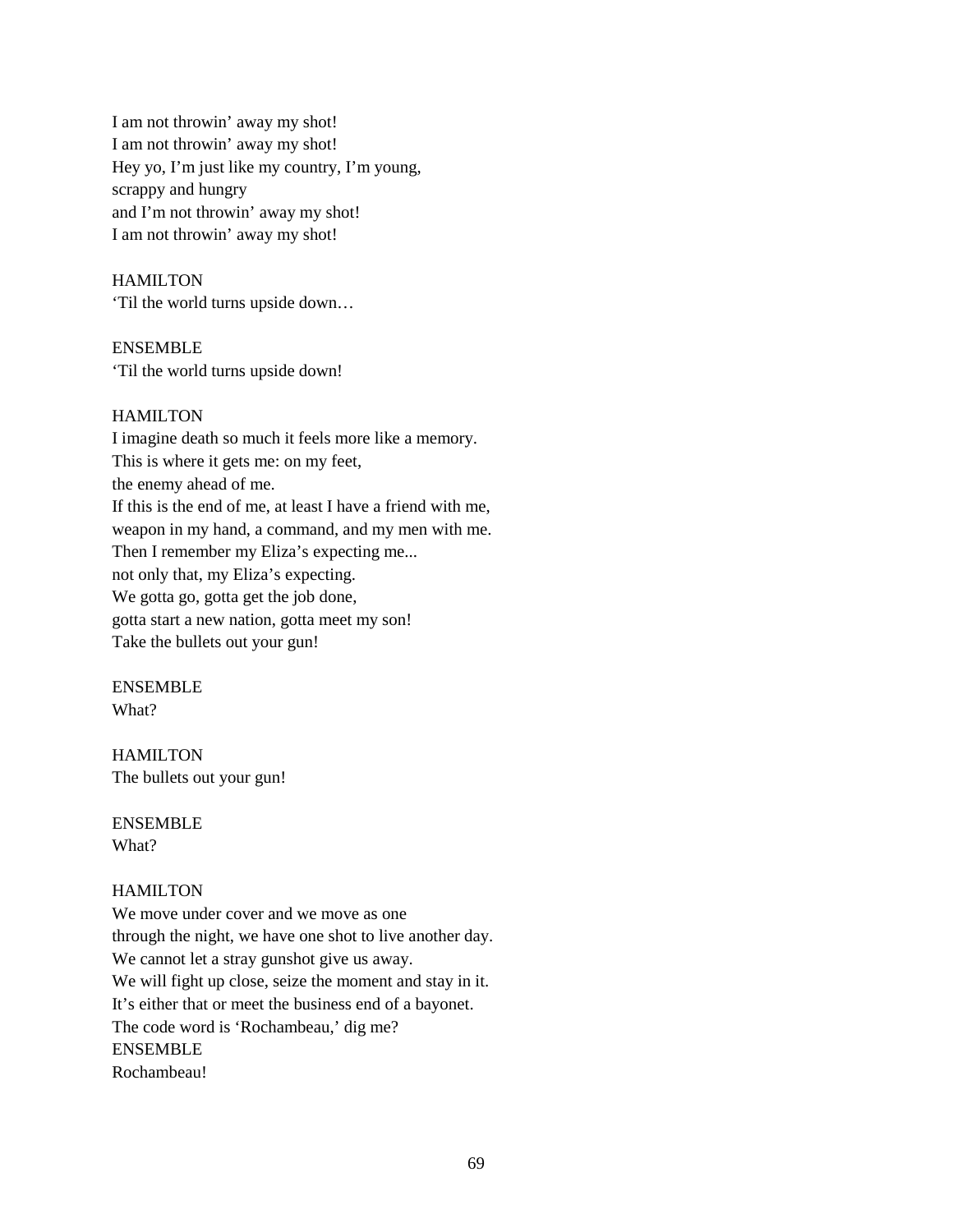I am not throwin' away my shot!
I am not throwin' away my shot!
Hey yo, I'm just like my country, I'm young,
scrappy and hungry
and I'm not throwin' away my shot!
I am not throwin' away my shot!

HAMILTON
'Til the world turns upside down…

ENSEMBLE
'Til the world turns upside down!

HAMILTON
I imagine death so much it feels more like a memory.
This is where it gets me: on my feet,
the enemy ahead of me.
If this is the end of me, at least I have a friend with me,
weapon in my hand, a command, and my men with me.
Then I remember my Eliza's expecting me...
not only that, my Eliza's expecting.
We gotta go, gotta get the job done,
gotta start a new nation, gotta meet my son!
Take the bullets out your gun!

ENSEMBLE
What?

HAMILTON
The bullets out your gun!

ENSEMBLE
What?

HAMILTON
We move under cover and we move as one
through the night, we have one shot to live another day.
We cannot let a stray gunshot give us away.
We will fight up close, seize the moment and stay in it.
It's either that or meet the business end of a bayonet.
The code word is 'Rochambeau,' dig me?
ENSEMBLE
Rochambeau!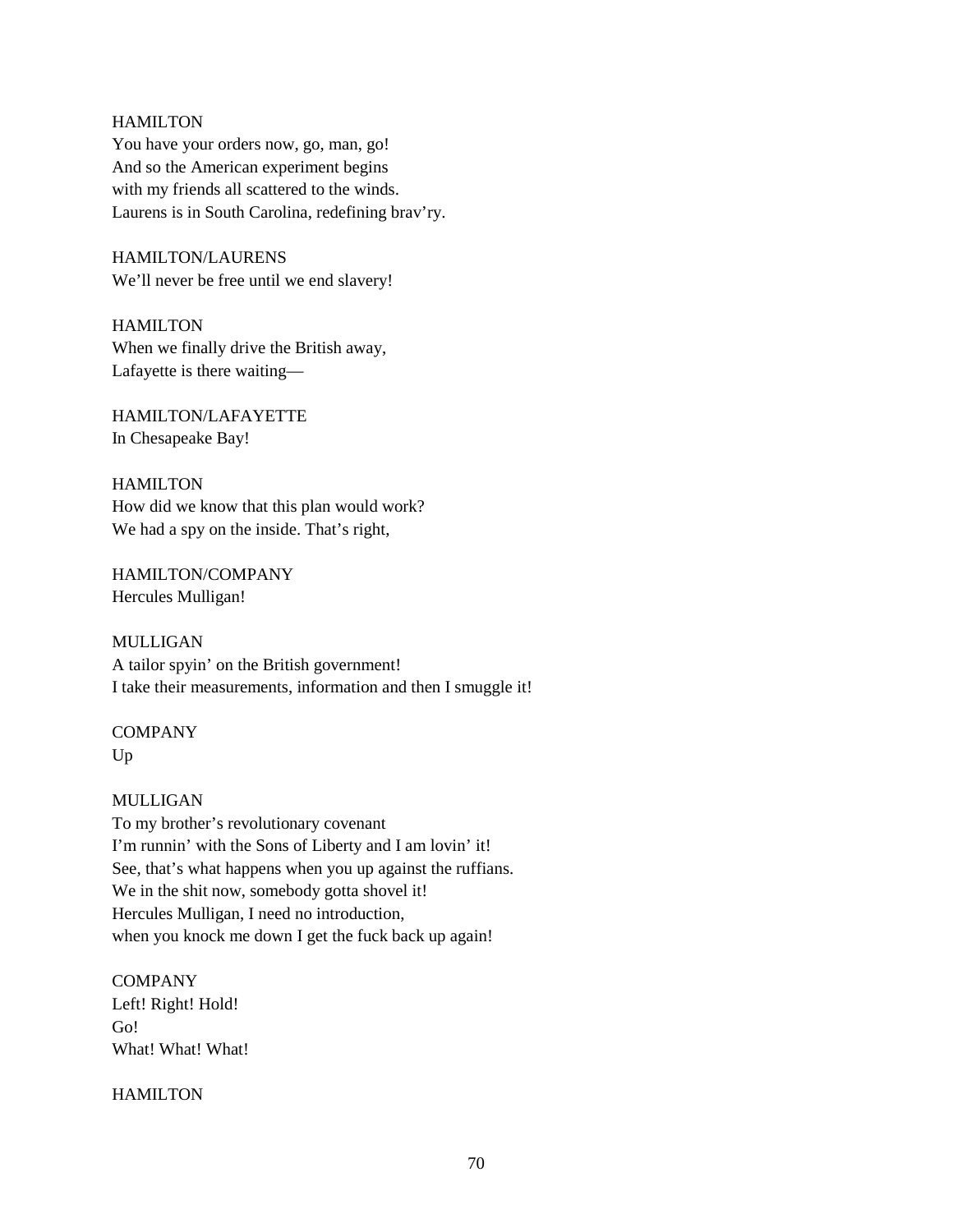HAMILTON
You have your orders now, go, man, go!
And so the American experiment begins
with my friends all scattered to the winds.
Laurens is in South Carolina, redefining brav'ry.

HAMILTON/LAURENS
We'll never be free until we end slavery!

HAMILTON
When we finally drive the British away,
Lafayette is there waiting—

HAMILTON/LAFAYETTE
In Chesapeake Bay!

HAMILTON
How did we know that this plan would work?
We had a spy on the inside. That's right,

HAMILTON/COMPANY
Hercules Mulligan!

MULLIGAN
A tailor spyin' on the British government!
I take their measurements, information and then I smuggle it!

COMPANY
Up

MULLIGAN
To my brother's revolutionary covenant
I'm runnin' with the Sons of Liberty and I am lovin' it!
See, that's what happens when you up against the ruffians.
We in the shit now, somebody gotta shovel it!
Hercules Mulligan, I need no introduction,
when you knock me down I get the fuck back up again!

COMPANY
Left! Right! Hold!
Go!
What! What! What!

HAMILTON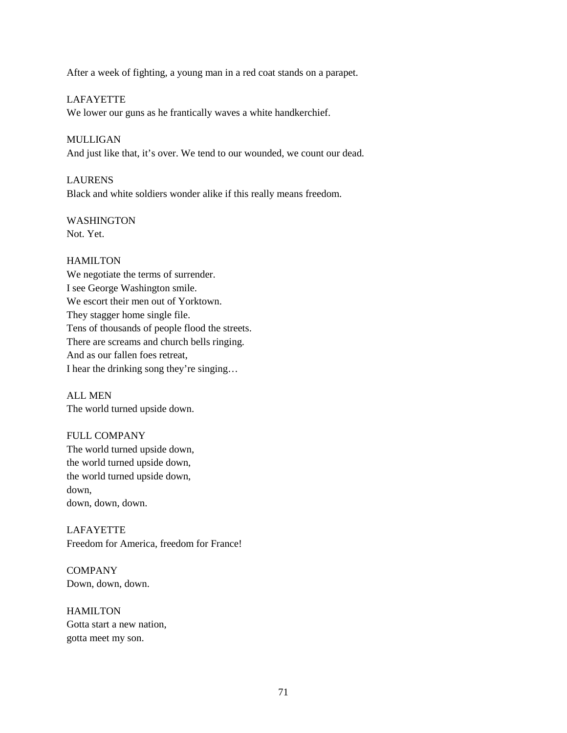After a week of fighting, a young man in a red coat stands on a parapet.

LAFAYETTE
We lower our guns as he frantically waves a white handkerchief.

MULLIGAN
And just like that, it's over. We tend to our wounded, we count our dead.

LAURENS
Black and white soldiers wonder alike if this really means freedom.

WASHINGTON
Not. Yet.

HAMILTON
We negotiate the terms of surrender.
I see George Washington smile.
We escort their men out of Yorktown.
They stagger home single file.
Tens of thousands of people flood the streets.
There are screams and church bells ringing.
And as our fallen foes retreat,
I hear the drinking song they're singing…

ALL MEN
The world turned upside down.

FULL COMPANY
The world turned upside down,
the world turned upside down,
the world turned upside down,
down,
down, down, down.

LAFAYETTE
Freedom for America, freedom for France!

COMPANY
Down, down, down.

HAMILTON
Gotta start a new nation,
gotta meet my son.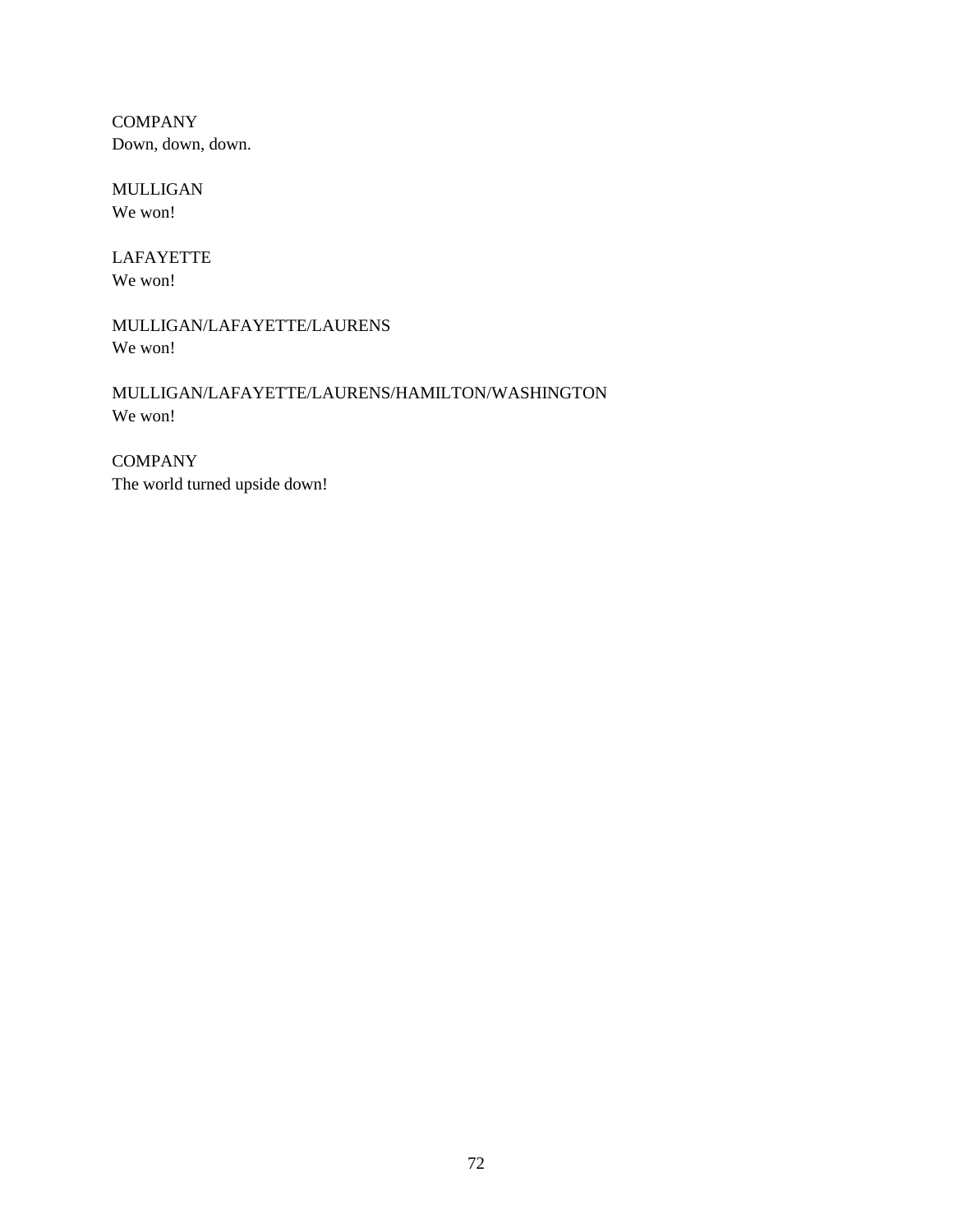COMPANY
Down, down, down.

MULLIGAN
We won!

LAFAYETTE
We won!

MULLIGAN/LAFAYETTE/LAURENS
We won!

MULLIGAN/LAFAYETTE/LAURENS/HAMILTON/WASHINGTON
We won!

COMPANY
The world turned upside down!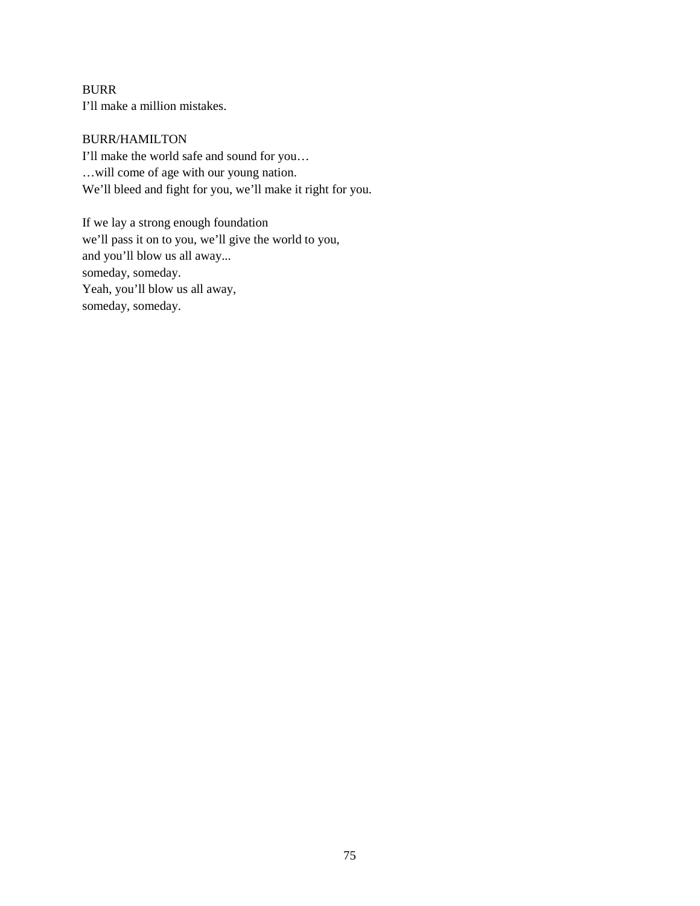BURR
I'll make a million mistakes.

BURR/HAMILTON
I'll make the world safe and sound for you…
…will come of age with our young nation.
We'll bleed and fight for you, we'll make it right for you.

If we lay a strong enough foundation
we'll pass it on to you, we'll give the world to you,
and you'll blow us all away...
someday, someday.
Yeah, you'll blow us all away,
someday, someday.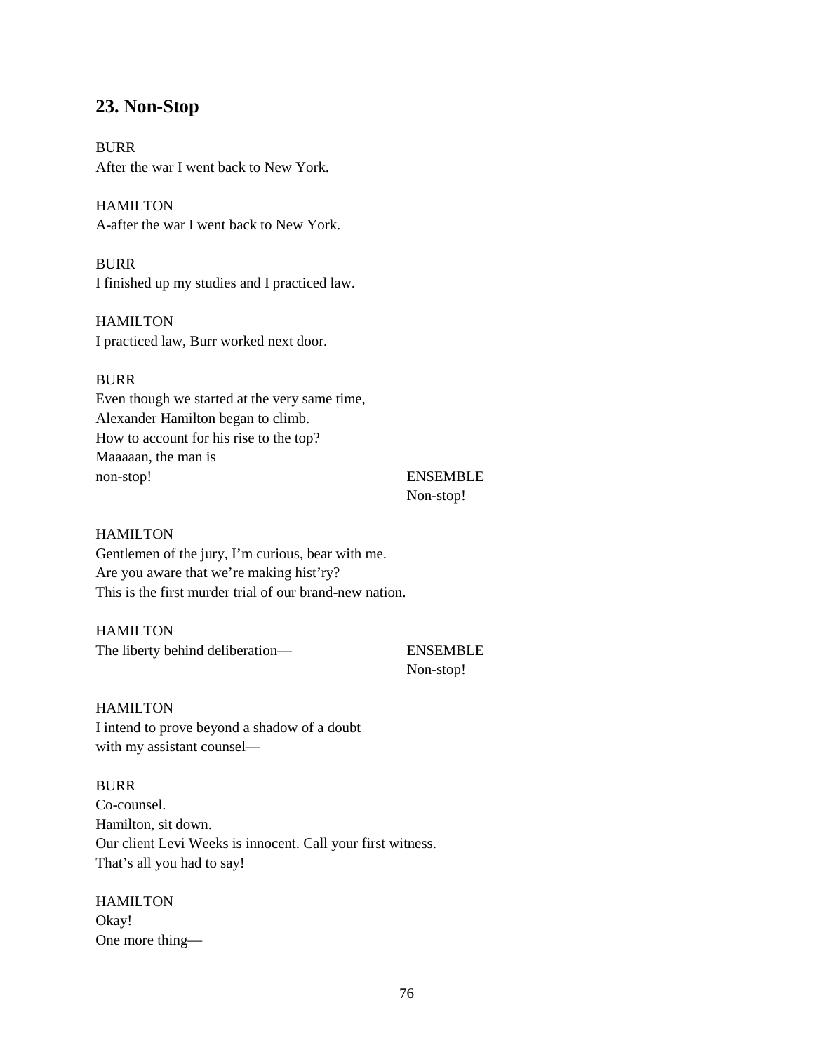## 23. Non-Stop

BURR
After the war I went back to New York.

HAMILTON
A-after the war I went back to New York.

BURR
I finished up my studies and I practiced law.

HAMILTON
I practiced law, Burr worked next door.

BURR
Even though we started at the very same time,
Alexander Hamilton began to climb.
How to account for his rise to the top?
Maaaaan, the man is
non-stop!

ENSEMBLE
Non-stop!

HAMILTON
Gentlemen of the jury, I'm curious, bear with me.
Are you aware that we're making hist'ry?
This is the first murder trial of our brand-new nation.

HAMILTON
The liberty behind deliberation—

ENSEMBLE
Non-stop!

HAMILTON
I intend to prove beyond a shadow of a doubt
with my assistant counsel—

BURR
Co-counsel.
Hamilton, sit down.
Our client Levi Weeks is innocent. Call your first witness.
That's all you had to say!

HAMILTON
Okay!
One more thing—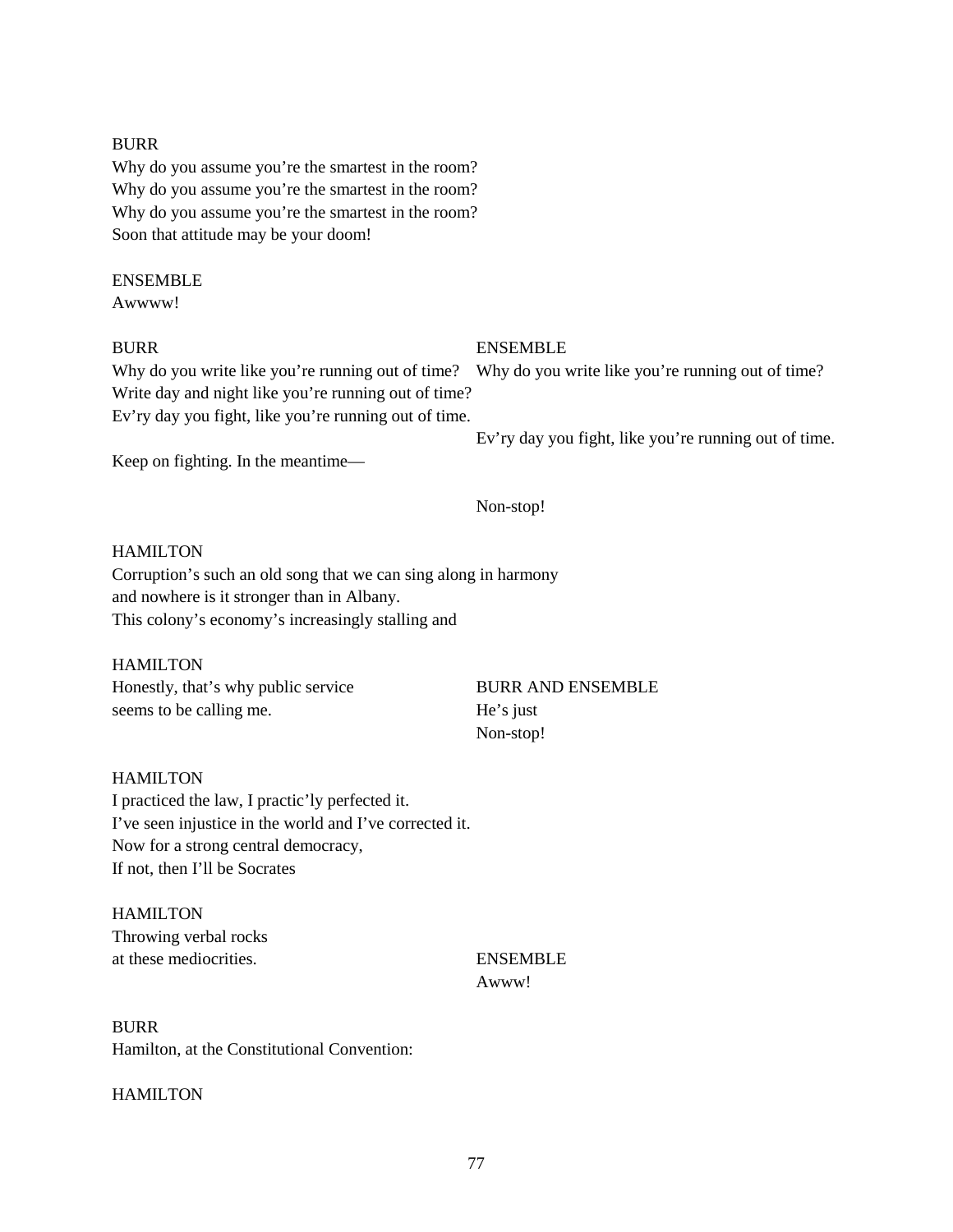BURR
Why do you assume you're the smartest in the room?
Why do you assume you're the smartest in the room?
Why do you assume you're the smartest in the room?
Soon that attitude may be your doom!

ENSEMBLE
Awwww!

BURR
Why do you write like you're running out of time?
Write day and night like you're running out of time?
Ev'ry day you fight, like you're running out of time.

ENSEMBLE
Why do you write like you're running out of time?

Ev'ry day you fight, like you're running out of time.

BURR
Keep on fighting. In the meantime—

ENSEMBLE
Non-stop!

HAMILTON
Corruption's such an old song that we can sing along in harmony
and nowhere is it stronger than in Albany.
This colony's economy's increasingly stalling and

HAMILTON
Honestly, that's why public service
seems to be calling me.

BURR AND ENSEMBLE
He's just
Non-stop!

HAMILTON
I practiced the law, I practic'ly perfected it.
I've seen injustice in the world and I've corrected it.
Now for a strong central democracy,
If not, then I'll be Socrates

HAMILTON
Throwing verbal rocks
at these mediocrities.

ENSEMBLE
Awww!

BURR
Hamilton, at the Constitutional Convention:

HAMILTON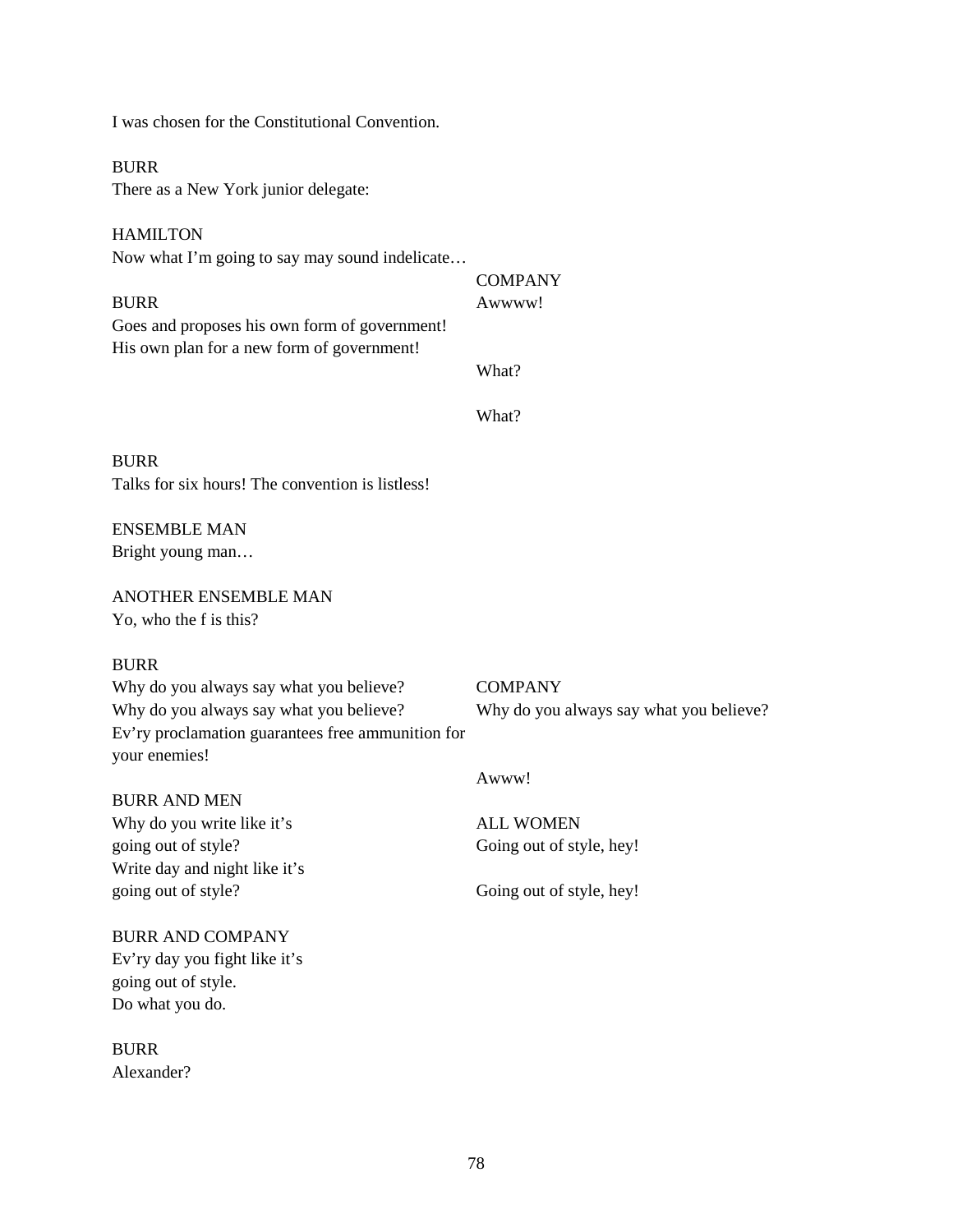I was chosen for the Constitutional Convention.

BURR
There as a New York junior delegate:

HAMILTON
Now what I'm going to say may sound indelicate…

COMPANY
Awwww!

BURR
Goes and proposes his own form of government!
His own plan for a new form of government!

What?

What?

BURR
Talks for six hours! The convention is listless!

ENSEMBLE MAN
Bright young man…

ANOTHER ENSEMBLE MAN
Yo, who the f is this?

BURR
Why do you always say what you believe?
Why do you always say what you believe?
Ev'ry proclamation guarantees free ammunition for your enemies!

COMPANY
Why do you always say what you believe?

Awww!

BURR AND MEN
Why do you write like it's
going out of style?
Write day and night like it's
going out of style?

ALL WOMEN
Going out of style, hey!

Going out of style, hey!

BURR AND COMPANY
Ev'ry day you fight like it's
going out of style.
Do what you do.

BURR
Alexander?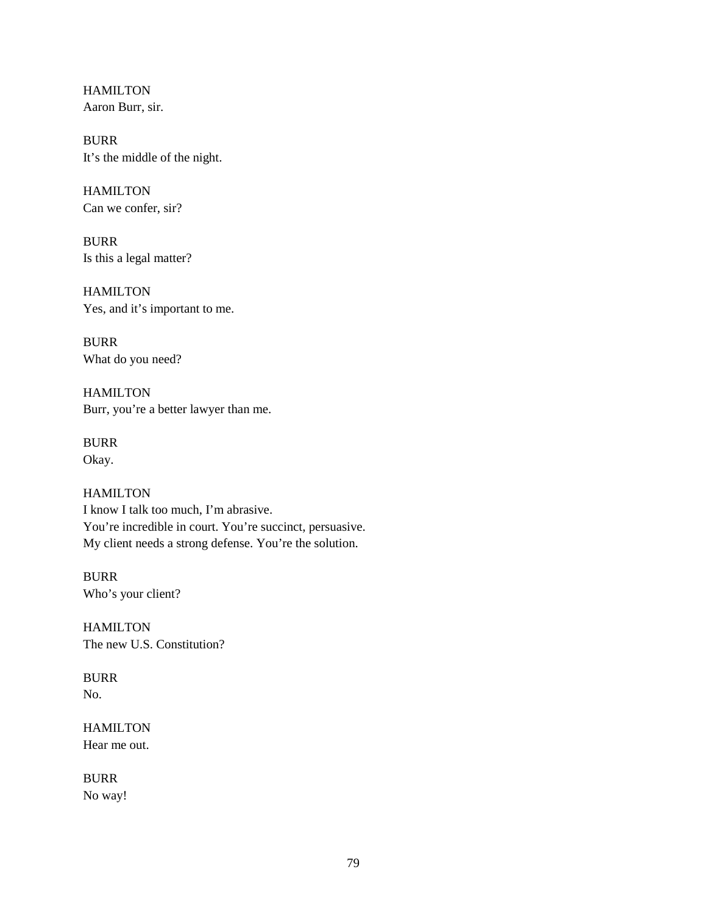HAMILTON
Aaron Burr, sir.

BURR
It's the middle of the night.

HAMILTON
Can we confer, sir?

BURR
Is this a legal matter?

HAMILTON
Yes, and it's important to me.

BURR
What do you need?

HAMILTON
Burr, you're a better lawyer than me.

BURR
Okay.

HAMILTON
I know I talk too much, I'm abrasive.
You're incredible in court. You're succinct, persuasive.
My client needs a strong defense. You're the solution.

BURR
Who's your client?

HAMILTON
The new U.S. Constitution?

BURR
No.

HAMILTON
Hear me out.

BURR
No way!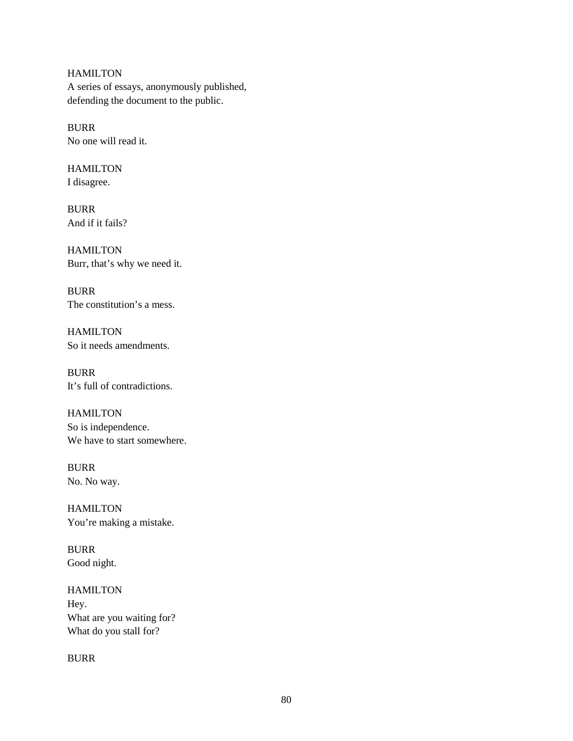HAMILTON
A series of essays, anonymously published,
defending the document to the public.

BURR
No one will read it.

HAMILTON
I disagree.

BURR
And if it fails?

HAMILTON
Burr, that's why we need it.

BURR
The constitution's a mess.

HAMILTON
So it needs amendments.

BURR
It's full of contradictions.

HAMILTON
So is independence.
We have to start somewhere.

BURR
No. No way.

HAMILTON
You're making a mistake.

BURR
Good night.

HAMILTON
Hey.
What are you waiting for?
What do you stall for?

BURR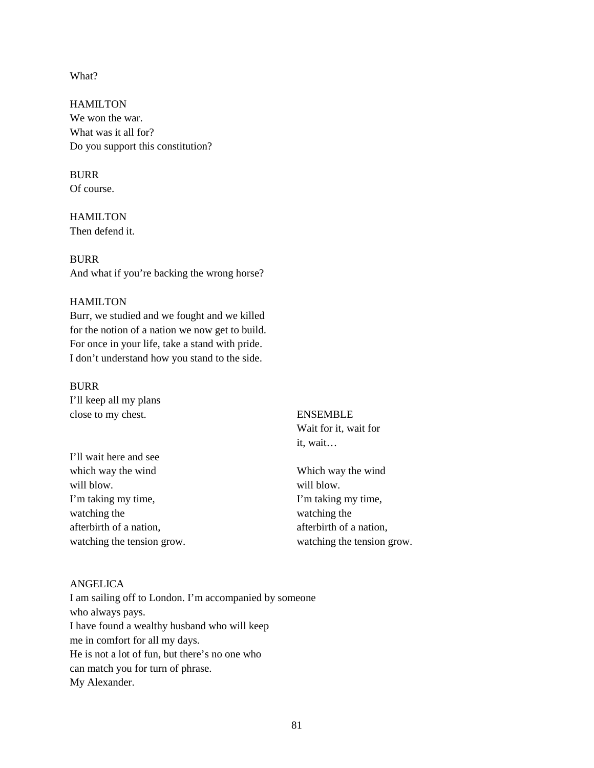What?

HAMILTON
We won the war.
What was it all for?
Do you support this constitution?

BURR
Of course.

HAMILTON
Then defend it.

BURR
And what if you're backing the wrong horse?

HAMILTON
Burr, we studied and we fought and we killed
for the notion of a nation we now get to build.
For once in your life, take a stand with pride.
I don't understand how you stand to the side.

BURR
I'll keep all my plans
close to my chest.

ENSEMBLE
Wait for it, wait for
it, wait…

BURR
I'll wait here and see
which way the wind
will blow.
I'm taking my time,
watching the
afterbirth of a nation,
watching the tension grow.

ENSEMBLE
Which way the wind
will blow.
I'm taking my time,
watching the
afterbirth of a nation,
watching the tension grow.

ANGELICA
I am sailing off to London. I'm accompanied by someone
who always pays.
I have found a wealthy husband who will keep
me in comfort for all my days.
He is not a lot of fun, but there's no one who
can match you for turn of phrase.
My Alexander.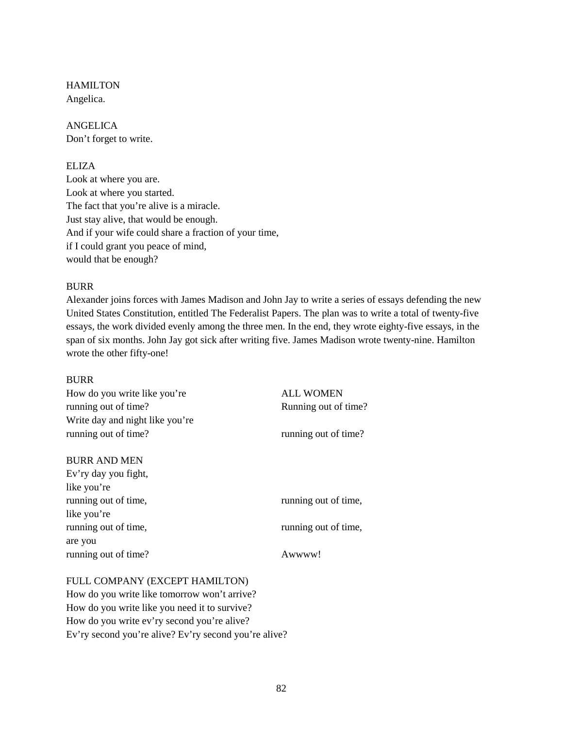HAMILTON
Angelica.

ANGELICA
Don't forget to write.

ELIZA
Look at where you are.
Look at where you started.
The fact that you're alive is a miracle.
Just stay alive, that would be enough.
And if your wife could share a fraction of your time,
if I could grant you peace of mind,
would that be enough?

BURR
Alexander joins forces with James Madison and John Jay to write a series of essays defending the new United States Constitution, entitled The Federalist Papers. The plan was to write a total of twenty-five essays, the work divided evenly among the three men. In the end, they wrote eighty-five essays, in the span of six months. John Jay got sick after writing five. James Madison wrote twenty-nine. Hamilton wrote the other fifty-one!

| | |
|---|---|
| BURR | |
| How do you write like you're | ALL WOMEN |
| running out of time? | Running out of time? |
| Write day and night like you're | |
| running out of time? | running out of time? |
| | |
| BURR AND MEN | |
| Ev'ry day you fight, | |
| like you're | |
| running out of time, | running out of time, |
| like you're | |
| running out of time, | running out of time, |
| are you | |
| running out of time? | Awwww! |

FULL COMPANY (EXCEPT HAMILTON)
How do you write like tomorrow won't arrive?
How do you write like you need it to survive?
How do you write ev'ry second you're alive?
Ev'ry second you're alive? Ev'ry second you're alive?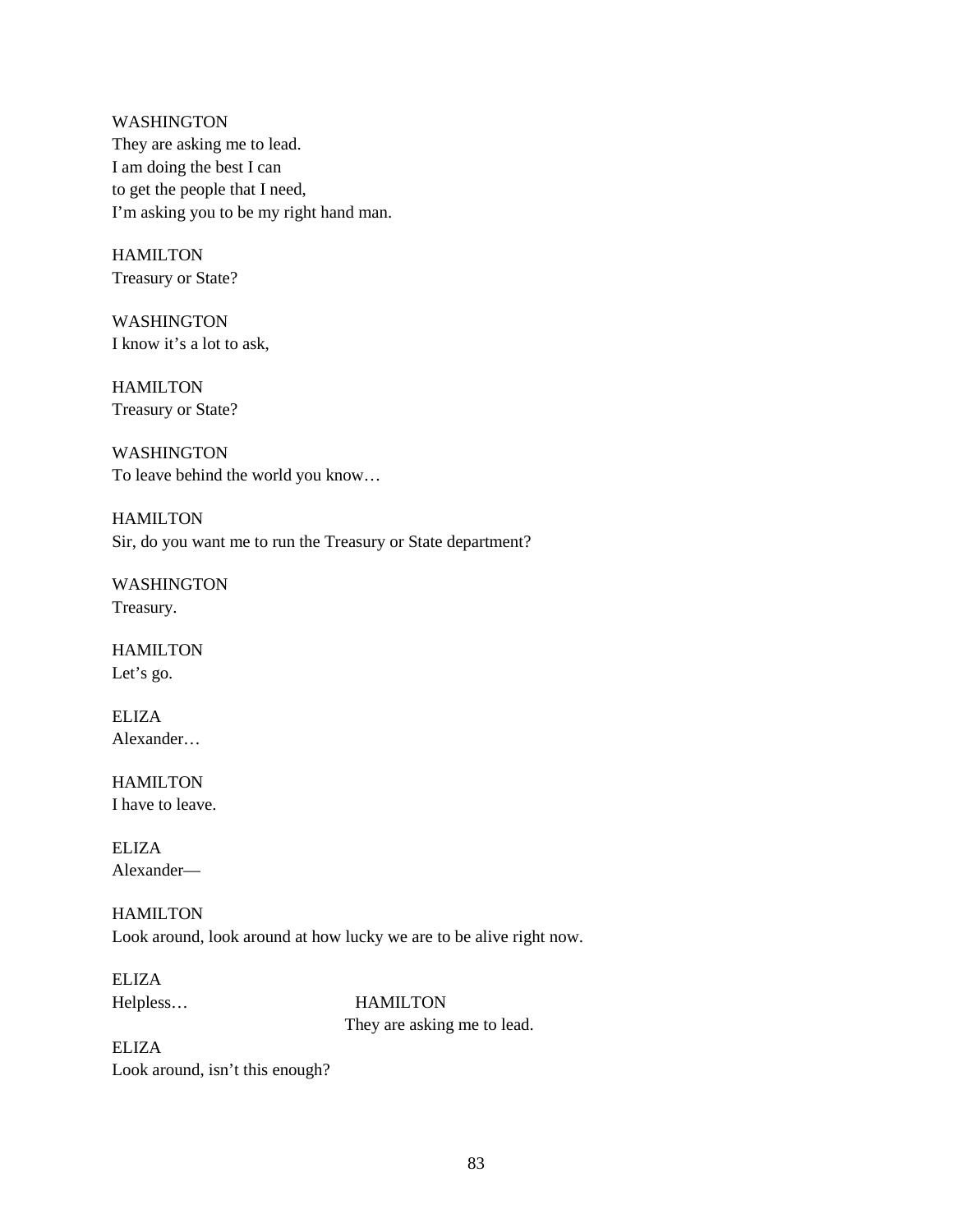WASHINGTON
They are asking me to lead.
I am doing the best I can
to get the people that I need,
I'm asking you to be my right hand man.

HAMILTON
Treasury or State?

WASHINGTON
I know it's a lot to ask,

HAMILTON
Treasury or State?

WASHINGTON
To leave behind the world you know…

HAMILTON
Sir, do you want me to run the Treasury or State department?

WASHINGTON
Treasury.

HAMILTON
Let's go.

ELIZA
Alexander…

HAMILTON
I have to leave.

ELIZA
Alexander—

HAMILTON
Look around, look around at how lucky we are to be alive right now.

ELIZA
Helpless…

HAMILTON
They are asking me to lead.

ELIZA
Look around, isn't this enough?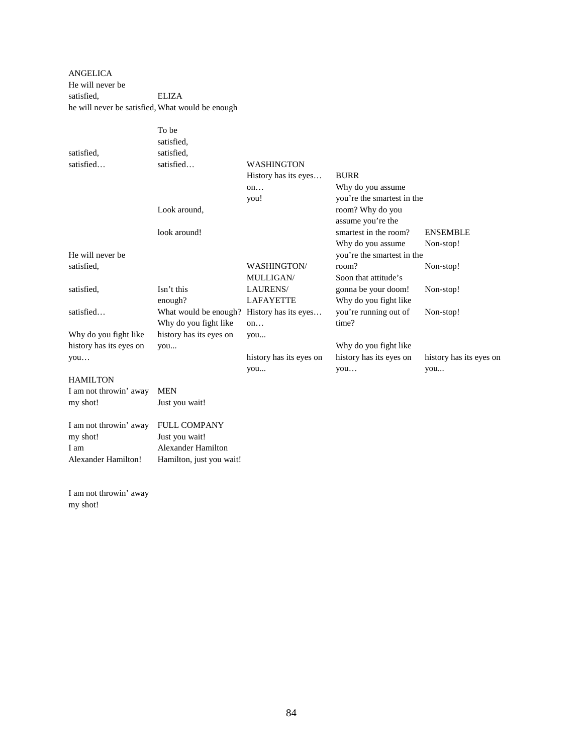ANGELICA
He will never be
satisfied,
he will never be satisfied,

ELIZA
What would be enough

To be
satisfied,

| | | | | |
|---|---|---|---|---|
| satisfied, | satisfied, | | | |
| satisfied… | satisfied… | WASHINGTON | | |
| | | History has its eyes… | BURR | |
| | | on… | Why do you assume | |
| | | you! | you're the smartest in the | |
| | Look around, | | room? Why do you | |
| | | | assume you're the | |
| | look around! | | smartest in the room? | ENSEMBLE |
| | | | Why do you assume | Non-stop! |
| He will never be | | | you're the smartest in the | |
| satisfied, | | WASHINGTON/ | room? | Non-stop! |
| | | MULLIGAN/ | Soon that attitude's | |
| satisfied, | Isn't this | LAURENS/ | gonna be your doom! | Non-stop! |
| | enough? | LAFAYETTE | Why do you fight like | |
| satisfied… | What would be enough? | History has its eyes… | you're running out of | Non-stop! |
| | Why do you fight like | on… | time? | |
| Why do you fight like | history has its eyes on | you... | | |
| history has its eyes on | you... | | Why do you fight like | |
| you… | | history has its eyes on | history has its eyes on | history has its eyes on |
| | | you... | you… | you... |

HAMILTON
I am not throwin' away
my shot!

MEN
Just you wait!

I am not throwin' away
my shot!
I am
Alexander Hamilton!

FULL COMPANY
Just you wait!
Alexander Hamilton
Hamilton, just you wait!

I am not throwin' away
my shot!